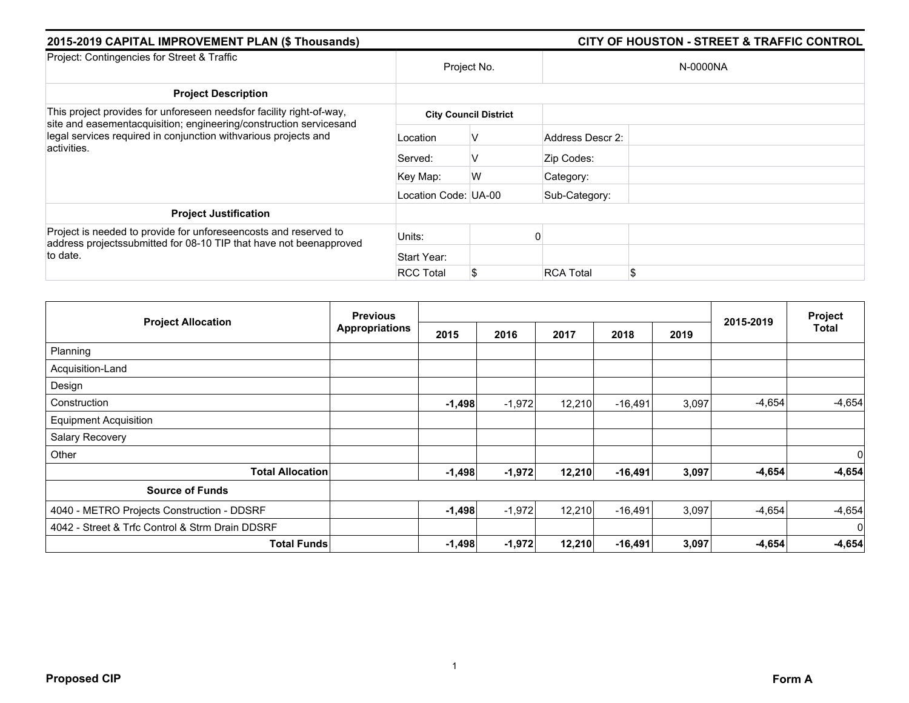## 2015-2019 CAPITAL IMPROVEMENT PLAN ($ Thousands) — CITY OF HOUSTON - STREET & TRAFFIC CONTROL

| Project: Contingencies for Street & Traffic | Project No. | | N-0000NA | |
|---|---|---|---|---|
| **Project Description** | | | | |
| This project provides for unforeseen needsfor facility right-of-way, site and easementacquisition; engineering/construction servicesand legal services required in conjunction withvarious projects and activities. | **City Council District** | | | |
| | Location | V | Address Descr 2: | |
| | Served: | V | Zip Codes: | |
| | Key Map: | W | Category: | |
| | Location Code: | UA-00 | Sub-Category: | |
| **Project Justification** | | | | |
| Project is needed to provide for unforeseencosts and reserved to address projectssubmitted for 08-10 TIP that have not beenapproved to date. | Units: | 0 | | |
| | Start Year: | | | |
| | RCC Total | $ | RCA Total | $ |

| Project Allocation | Previous Appropriations | 2015 | 2016 | 2017 | 2018 | 2019 | 2015-2019 | Project Total |
|---|---|---|---|---|---|---|---|---|
| Planning | | | | | | | | |
| Acquisition-Land | | | | | | | | |
| Design | | | | | | | | |
| Construction | | **-1,498** | -1,972 | 12,210 | -16,491 | 3,097 | -4,654 | -4,654 |
| Equipment Acquisition | | | | | | | | |
| Salary Recovery | | | | | | | | |
| Other | | | | | | | | 0 |
| **Total Allocation** | | **-1,498** | **-1,972** | **12,210** | **-16,491** | **3,097** | **-4,654** | **-4,654** |
| **Source of Funds** | | | | | | | | |
| 4040 - METRO Projects Construction - DDSRF | | **-1,498** | -1,972 | 12,210 | -16,491 | 3,097 | -4,654 | -4,654 |
| 4042 - Street & Trfc Control & Strm Drain DDSRF | | | | | | | | 0 |
| **Total Funds** | | **-1,498** | **-1,972** | **12,210** | **-16,491** | **3,097** | **-4,654** | **-4,654** |

**Proposed CIP** — **Form A**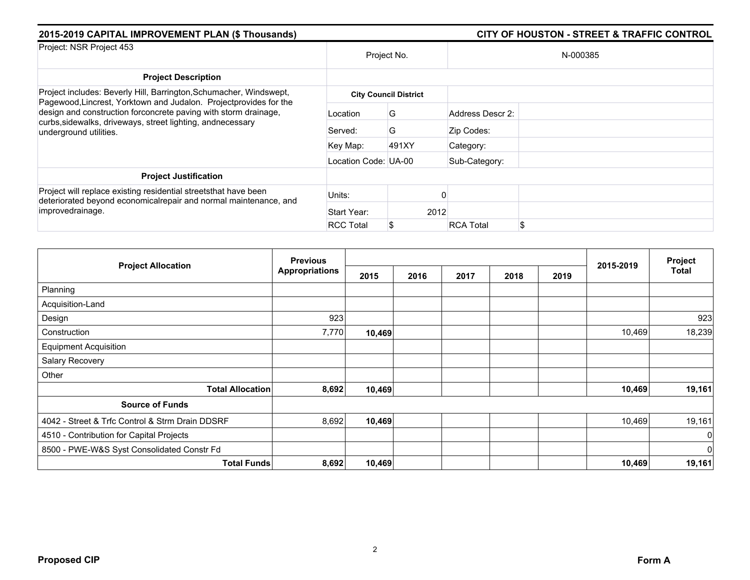## 2015-2019 CAPITAL IMPROVEMENT PLAN ($ Thousands) — CITY OF HOUSTON - STREET & TRAFFIC CONTROL

| Project: NSR Project 453 | Project No. | | N-000385 | |
|---|---|---|---|---|
| **Project Description** | | | | |
| Project includes: Beverly Hill, Barrington,Schumacher, Windswept, Pagewood,Lincrest, Yorktown and Judalon. Projectprovides for the design and construction forconcrete paving with storm drainage, curbs,sidewalks, driveways, street lighting, andnecessary underground utilities. | **City Council District** | | | |
| | Location | G | Address Descr 2: | |
| | Served: | G | Zip Codes: | |
| | Key Map: | 491XY | Category: | |
| | Location Code: | UA-00 | Sub-Category: | |
| **Project Justification** | | | | |
| Project will replace existing residential streetsthat have been deteriorated beyond economicalrepair and normal maintenance, and improvedrainage. | Units: | 0 | | |
| | Start Year: | 2012 | | |
| | RCC Total | $ | RCA Total | $ |

| Project Allocation | Previous Appropriations | 2015 | 2016 | 2017 | 2018 | 2019 | 2015-2019 | Project Total |
|---|---|---|---|---|---|---|---|---|
| Planning | | | | | | | | |
| Acquisition-Land | | | | | | | | |
| Design | 923 | | | | | | | 923 |
| Construction | 7,770 | **10,469** | | | | | 10,469 | 18,239 |
| Equipment Acquisition | | | | | | | | |
| Salary Recovery | | | | | | | | |
| Other | | | | | | | | |
| **Total Allocation** | **8,692** | **10,469** | | | | | **10,469** | **19,161** |
| **Source of Funds** | | | | | | | | |
| 4042 - Street & Trfc Control & Strm Drain DDSRF | 8,692 | **10,469** | | | | | 10,469 | 19,161 |
| 4510 - Contribution for Capital Projects | | | | | | | | 0 |
| 8500 - PWE-W&S Syst Consolidated Constr Fd | | | | | | | | 0 |
| **Total Funds** | **8,692** | **10,469** | | | | | **10,469** | **19,161** |

**Proposed CIP** — **Form A**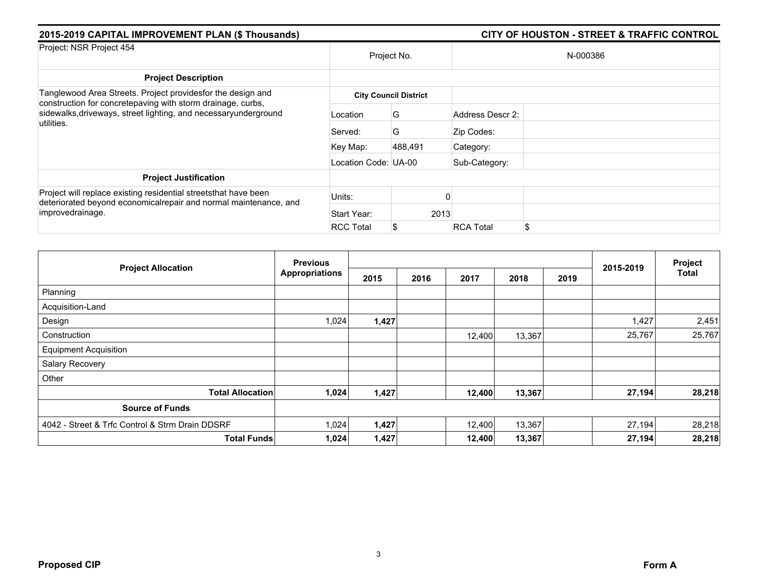## 2015-2019 CAPITAL IMPROVEMENT PLAN ($ Thousands)

## CITY OF HOUSTON - STREET & TRAFFIC CONTROL

| Project: NSR Project 454 | Project No. | | N-000386 | |
|---|---|---|---|---|
| **Project Description** | | | | |
| Tanglewood Area Streets. Project providesfor the design and construction for concretepaving with storm drainage, curbs, sidewalks,driveways, street lighting, and necessaryunderground utilities. | **City Council District** | | | |
| | Location | G | Address Descr 2: | |
| | Served: | G | Zip Codes: | |
| | Key Map: | 488,491 | Category: | |
| | Location Code: | UA-00 | Sub-Category: | |
| **Project Justification** | | | | |
| Project will replace existing residential streetsthat have been deteriorated beyond economicalrepair and normal maintenance, and improvedrainage. | Units: | 0 | | |
| | Start Year: | 2013 | | |
| | RCC Total | $ | RCA Total | $ |

| Project Allocation | Previous Appropriations | 2015 | 2016 | 2017 | 2018 | 2019 | 2015-2019 | Project Total |
|---|---|---|---|---|---|---|---|---|
| Planning | | | | | | | | |
| Acquisition-Land | | | | | | | | |
| Design | 1,024 | **1,427** | | | | | 1,427 | 2,451 |
| Construction | | | | 12,400 | 13,367 | | 25,767 | 25,767 |
| Equipment Acquisition | | | | | | | | |
| Salary Recovery | | | | | | | | |
| Other | | | | | | | | |
| **Total Allocation** | **1,024** | **1,427** | | **12,400** | **13,367** | | **27,194** | **28,218** |
| **Source of Funds** | | | | | | | | |
| 4042 - Street & Trfc Control & Strm Drain DDSRF | 1,024 | **1,427** | | 12,400 | 13,367 | | 27,194 | 28,218 |
| **Total Funds** | **1,024** | **1,427** | | **12,400** | **13,367** | | **27,194** | **28,218** |

**Proposed CIP** **Form A**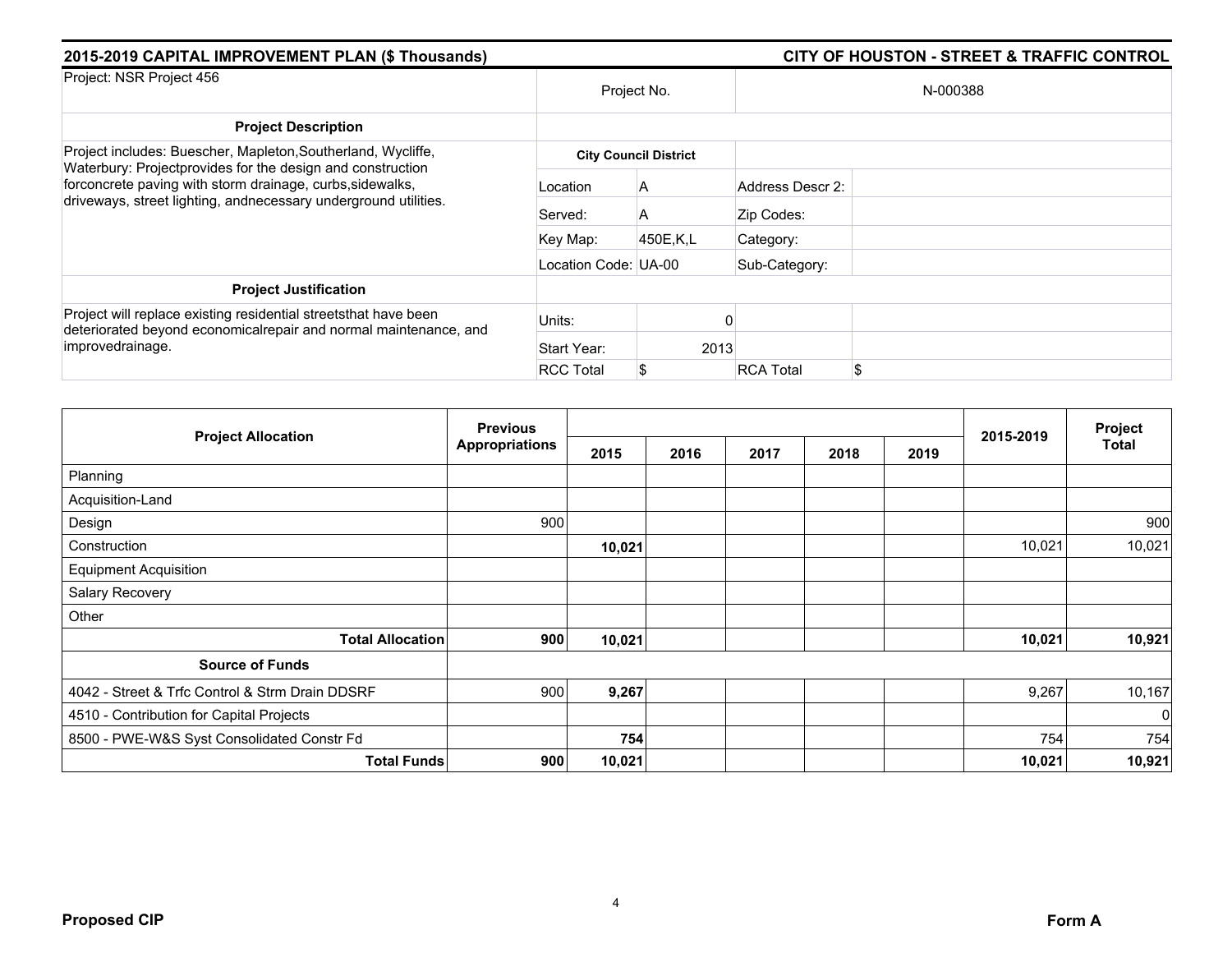**2015-2019 CAPITAL IMPROVEMENT PLAN ($ Thousands)** — **CITY OF HOUSTON - STREET & TRAFFIC CONTROL**

| Project: NSR Project 456 | Project No. | | N-000388 | |
|---|---|---|---|---|
| **Project Description** | | | | |
| Project includes: Buescher, Mapleton,Southerland, Wycliffe, Waterbury: Projectprovides for the design and construction forconcrete paving with storm drainage, curbs,sidewalks, driveways, street lighting, andnecessary underground utilities. | **City Council District** | | | |
| | Location | A | Address Descr 2: | |
| | Served: | A | Zip Codes: | |
| | Key Map: | 450E,K,L | Category: | |
| | Location Code: | UA-00 | Sub-Category: | |
| **Project Justification** | | | | |
| Project will replace existing residential streetsthat have been deteriorated beyond economicalrepair and normal maintenance, and improvedrainage. | Units: | 0 | | |
| | Start Year: | 2013 | | |
| | RCC Total | $ | RCA Total | $ |

| Project Allocation | Previous Appropriations | 2015 | 2016 | 2017 | 2018 | 2019 | 2015-2019 | Project Total |
|---|---|---|---|---|---|---|---|---|
| Planning | | | | | | | | |
| Acquisition-Land | | | | | | | | |
| Design | 900 | | | | | | | 900 |
| Construction | | **10,021** | | | | | 10,021 | 10,021 |
| Equipment Acquisition | | | | | | | | |
| Salary Recovery | | | | | | | | |
| Other | | | | | | | | |
| **Total Allocation** | **900** | **10,021** | | | | | **10,021** | **10,921** |
| **Source of Funds** | | | | | | | | |
| 4042 - Street & Trfc Control & Strm Drain DDSRF | 900 | **9,267** | | | | | 9,267 | 10,167 |
| 4510 - Contribution for Capital Projects | | | | | | | | 0 |
| 8500 - PWE-W&S Syst Consolidated Constr Fd | | **754** | | | | | 754 | 754 |
| **Total Funds** | **900** | **10,021** | | | | | **10,021** | **10,921** |

**Proposed CIP** — **Form A**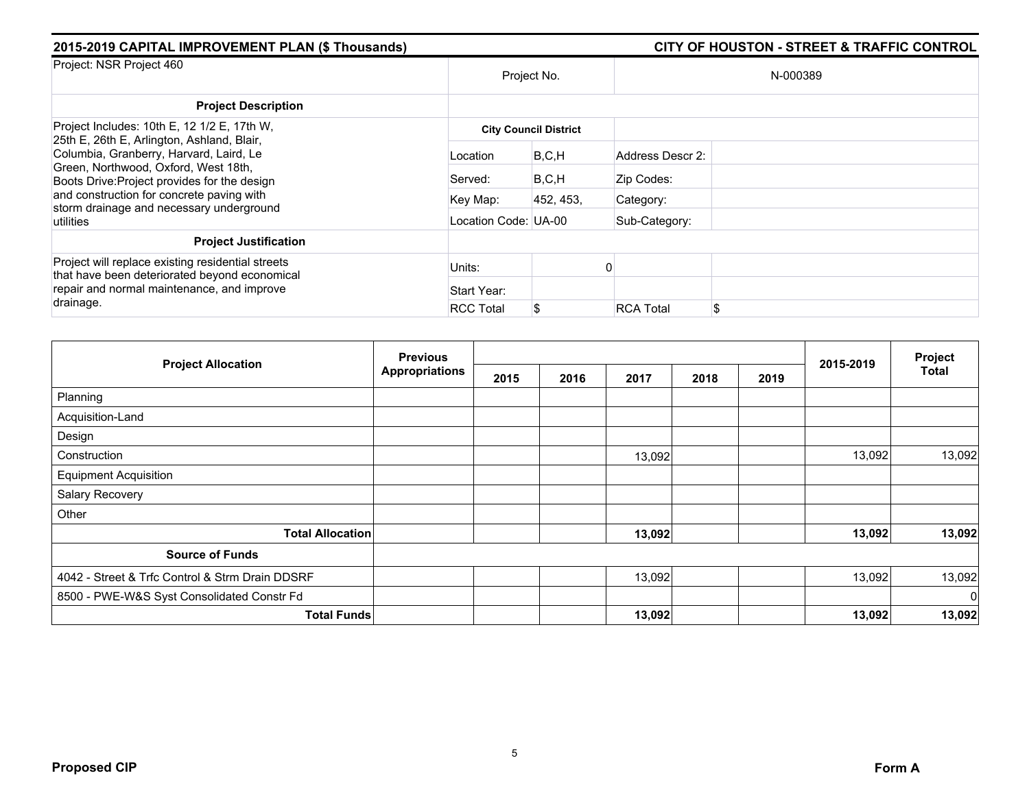**2015-2019 CAPITAL IMPROVEMENT PLAN ($ Thousands)** | **CITY OF HOUSTON - STREET & TRAFFIC CONTROL**

| Project: NSR Project 460 | Project No. | | N-000389 | |
|---|---|---|---|---|
| **Project Description** | | | | |
| Project Includes: 10th E, 12 1/2 E, 17th W, 25th E, 26th E, Arlington, Ashland, Blair, Columbia, Granberry, Harvard, Laird, Le Green, Northwood, Oxford, West 18th, Boots Drive:Project provides for the design and construction for concrete paving with storm drainage and necessary underground utilities | **City Council District** | | | |
| | Location | B,C,H | Address Descr 2: | |
| | Served: | B,C,H | Zip Codes: | |
| | Key Map: | 452, 453, | Category: | |
| | Location Code: UA-00 | | Sub-Category: | |
| **Project Justification** | | | | |
| Project will replace existing residential streets that have been deteriorated beyond economical repair and normal maintenance, and improve drainage. | Units: | 0 | | |
| | Start Year: | | | |
| | RCC Total | $ | RCA Total | $ |

| Project Allocation | Previous Appropriations | 2015 | 2016 | 2017 | 2018 | 2019 | 2015-2019 | Project Total |
|---|---|---|---|---|---|---|---|---|
| Planning | | | | | | | | |
| Acquisition-Land | | | | | | | | |
| Design | | | | | | | | |
| Construction | | | | 13,092 | | | 13,092 | 13,092 |
| Equipment Acquisition | | | | | | | | |
| Salary Recovery | | | | | | | | |
| Other | | | | | | | | |
| **Total Allocation** | | | | **13,092** | | | **13,092** | **13,092** |
| **Source of Funds** | | | | | | | | |
| 4042 - Street & Trfc Control & Strm Drain DDSRF | | | | 13,092 | | | 13,092 | 13,092 |
| 8500 - PWE-W&S Syst Consolidated Constr Fd | | | | | | | | 0 |
| **Total Funds** | | | | **13,092** | | | **13,092** | **13,092** |

**Proposed CIP** | **Form A**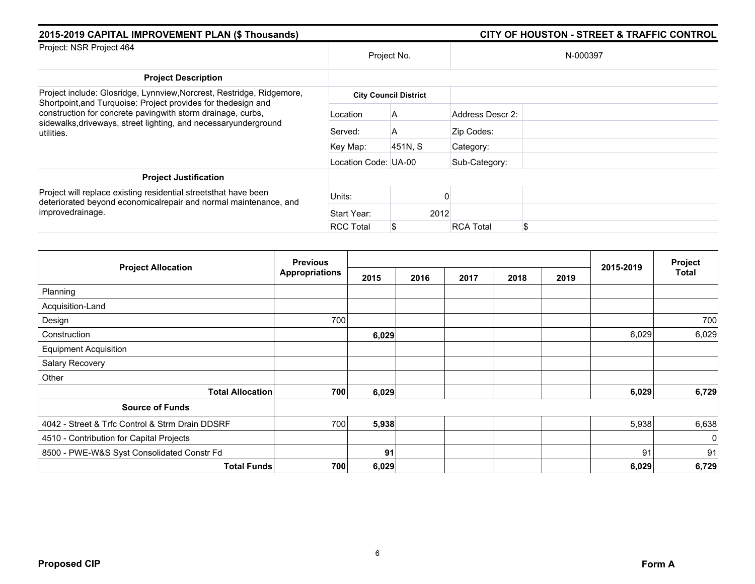## 2015-2019 CAPITAL IMPROVEMENT PLAN ($ Thousands) — CITY OF HOUSTON - STREET & TRAFFIC CONTROL

| Project: NSR Project 464 | Project No. | | N-000397 | |
|---|---|---|---|---|
| **Project Description** | | | | |
| Project include: Glosridge, Lynnview,Norcrest, Restridge, Ridgemore, Shortpoint,and Turquoise: Project provides for thedesign and construction for concrete pavingwith storm drainage, curbs, sidewalks,driveways, street lighting, and necessaryunderground utilities. | **City Council District** | | | |
| | Location | A | Address Descr 2: | |
| | Served: | A | Zip Codes: | |
| | Key Map: | 451N, S | Category: | |
| | Location Code: | UA-00 | Sub-Category: | |
| **Project Justification** | | | | |
| Project will replace existing residential streetsthat have been deteriorated beyond economicalrepair and normal maintenance, and improvedrainage. | Units: | 0 | | |
| | Start Year: | 2012 | | |
| | RCC Total | $ | RCA Total | $ |

| Project Allocation | Previous Appropriations | 2015 | 2016 | 2017 | 2018 | 2019 | 2015-2019 | Project Total |
|---|---|---|---|---|---|---|---|---|
| Planning | | | | | | | | |
| Acquisition-Land | | | | | | | | |
| Design | 700 | | | | | | | 700 |
| Construction | | **6,029** | | | | | 6,029 | 6,029 |
| Equipment Acquisition | | | | | | | | |
| Salary Recovery | | | | | | | | |
| Other | | | | | | | | |
| **Total Allocation** | **700** | **6,029** | | | | | **6,029** | **6,729** |
| **Source of Funds** | | | | | | | | |
| 4042 - Street & Trfc Control & Strm Drain DDSRF | 700 | **5,938** | | | | | 5,938 | 6,638 |
| 4510 - Contribution for Capital Projects | | | | | | | | 0 |
| 8500 - PWE-W&S Syst Consolidated Constr Fd | | **91** | | | | | 91 | 91 |
| **Total Funds** | **700** | **6,029** | | | | | **6,029** | **6,729** |

**Proposed CIP** — **Form A**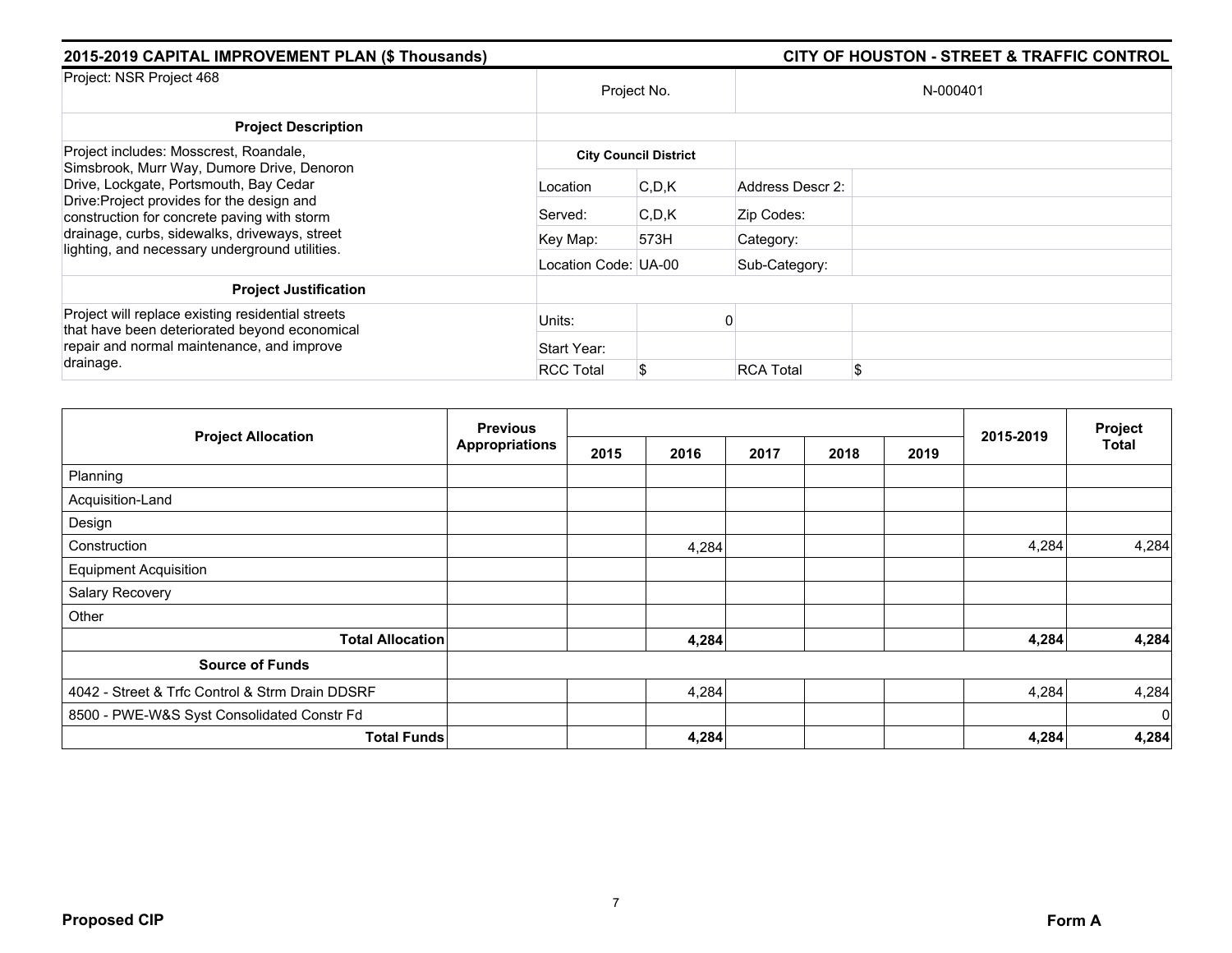## 2015-2019 CAPITAL IMPROVEMENT PLAN ($ Thousands)

## CITY OF HOUSTON - STREET & TRAFFIC CONTROL

| Project: NSR Project 468 | Project No. | | N-000401 | |
|---|---|---|---|---|
| **Project Description** | | | | |
| Project includes: Mosscrest, Roandale, Simsbrook, Murr Way, Dumore Drive, Denoron Drive, Lockgate, Portsmouth, Bay Cedar Drive:Project provides for the design and construction for concrete paving with storm drainage, curbs, sidewalks, driveways, street lighting, and necessary underground utilities. | **City Council District** | | | |
| | Location | C,D,K | Address Descr 2: | |
| | Served: | C,D,K | Zip Codes: | |
| | Key Map: | 573H | Category: | |
| | Location Code: | UA-00 | Sub-Category: | |
| **Project Justification** | | | | |
| Project will replace existing residential streets that have been deteriorated beyond economical repair and normal maintenance, and improve drainage. | Units: | 0 | | |
| | Start Year: | | | |
| | RCC Total | $ | RCA Total | $ |

| Project Allocation | Previous Appropriations | 2015 | 2016 | 2017 | 2018 | 2019 | 2015-2019 | Project Total |
|---|---|---|---|---|---|---|---|---|
| Planning | | | | | | | | |
| Acquisition-Land | | | | | | | | |
| Design | | | | | | | | |
| Construction | | | 4,284 | | | | 4,284 | 4,284 |
| Equipment Acquisition | | | | | | | | |
| Salary Recovery | | | | | | | | |
| Other | | | | | | | | |
| **Total Allocation** | | | **4,284** | | | | **4,284** | **4,284** |
| **Source of Funds** | | | | | | | | |
| 4042 - Street & Trfc Control & Strm Drain DDSRF | | | 4,284 | | | | 4,284 | 4,284 |
| 8500 - PWE-W&S Syst Consolidated Constr Fd | | | | | | | | 0 |
| **Total Funds** | | | **4,284** | | | | **4,284** | **4,284** |

**Proposed CIP** | **Form A**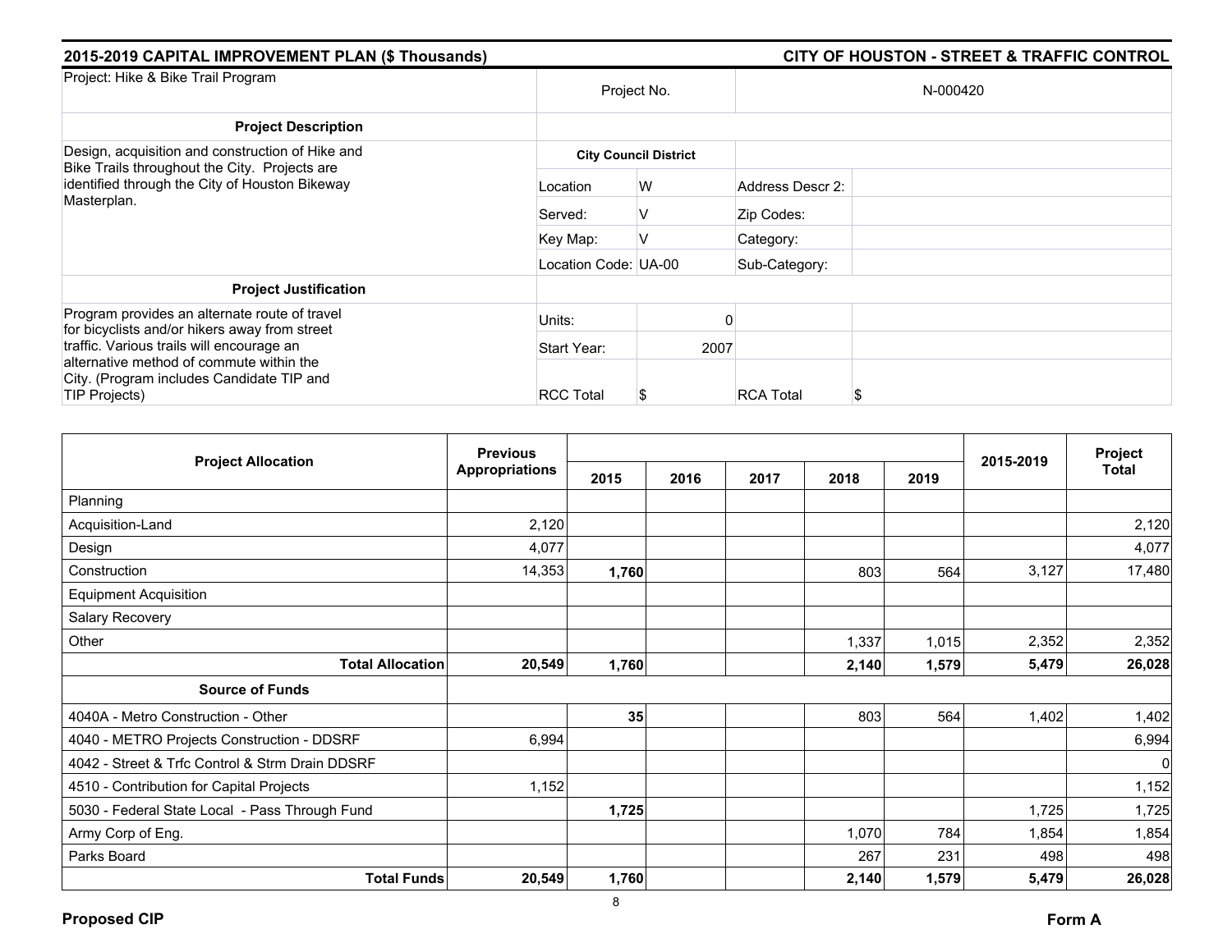## 2015-2019 CAPITAL IMPROVEMENT PLAN ($ Thousands) — CITY OF HOUSTON - STREET & TRAFFIC CONTROL

| Project: Hike & Bike Trail Program | Project No. | | N-000420 | |
|---|---|---|---|---|
| **Project Description** | | | | |
| Design, acquisition and construction of Hike and Bike Trails throughout the City. Projects are identified through the City of Houston Bikeway Masterplan. | **City Council District** | | | |
| | Location | W | Address Descr 2: | |
| | Served: | V | Zip Codes: | |
| | Key Map: | V | Category: | |
| | Location Code: | UA-00 | Sub-Category: | |
| **Project Justification** | | | | |
| Program provides an alternate route of travel for bicyclists and/or hikers away from street traffic. Various trails will encourage an alternative method of commute within the City. (Program includes Candidate TIP and TIP Projects) | Units: | 0 | | |
| | Start Year: | 2007 | | |
| | RCC Total | $ | RCA Total | $ |

| Project Allocation | Previous Appropriations | 2015 | 2016 | 2017 | 2018 | 2019 | 2015-2019 | Project Total |
|---|---|---|---|---|---|---|---|---|
| Planning | | | | | | | | |
| Acquisition-Land | 2,120 | | | | | | | 2,120 |
| Design | 4,077 | | | | | | | 4,077 |
| Construction | 14,353 | **1,760** | | | 803 | 564 | 3,127 | 17,480 |
| Equipment Acquisition | | | | | | | | |
| Salary Recovery | | | | | | | | |
| Other | | | | | 1,337 | 1,015 | 2,352 | 2,352 |
| **Total Allocation** | **20,549** | **1,760** | | | **2,140** | **1,579** | **5,479** | **26,028** |
| **Source of Funds** | | | | | | | | |
| 4040A - Metro Construction - Other | | **35** | | | 803 | 564 | 1,402 | 1,402 |
| 4040 - METRO Projects Construction - DDSRF | 6,994 | | | | | | | 6,994 |
| 4042 - Street & Trfc Control & Strm Drain DDSRF | | | | | | | | 0 |
| 4510 - Contribution for Capital Projects | 1,152 | | | | | | | 1,152 |
| 5030 - Federal State Local - Pass Through Fund | | **1,725** | | | | | 1,725 | 1,725 |
| Army Corp of Eng. | | | | | 1,070 | 784 | 1,854 | 1,854 |
| Parks Board | | | | | 267 | 231 | 498 | 498 |
| **Total Funds** | **20,549** | **1,760** | | | **2,140** | **1,579** | **5,479** | **26,028** |

**Proposed CIP** — **Form A**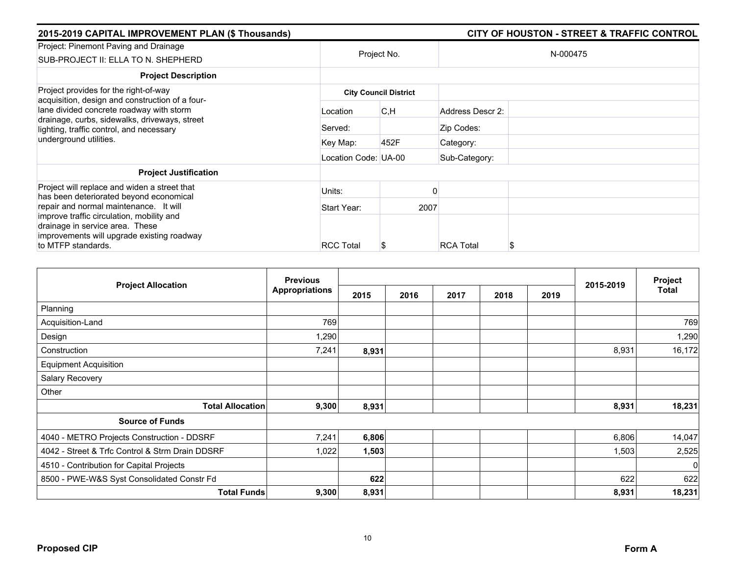## 2015-2019 CAPITAL IMPROVEMENT PLAN ($ Thousands)

## CITY OF HOUSTON - STREET & TRAFFIC CONTROL

| Project: Pinemont Paving and Drainage SUB-PROJECT II: ELLA TO N. SHEPHERD | Project No. | | N-000475 | |
|---|---|---|---|---|
| **Project Description** | | | | |
| Project provides for the right-of-way acquisition, design and construction of a four-lane divided concrete roadway with storm drainage, curbs, sidewalks, driveways, street lighting, traffic control, and necessary underground utilities. | **City Council District** | | | |
| | Location | C,H | Address Descr 2: | |
| | Served: | | Zip Codes: | |
| | Key Map: | 452F | Category: | |
| | Location Code: | UA-00 | Sub-Category: | |
| **Project Justification** | | | | |
| Project will replace and widen a street that has been deteriorated beyond economical repair and normal maintenance. It will improve traffic circulation, mobility and drainage in service area. These improvements will upgrade existing roadway to MTFP standards. | Units: | 0 | | |
| | Start Year: | 2007 | | |
| | RCC Total | $ | RCA Total | $ |

| Project Allocation | Previous Appropriations | 2015 | 2016 | 2017 | 2018 | 2019 | 2015-2019 | Project Total |
|---|---|---|---|---|---|---|---|---|
| Planning | | | | | | | | |
| Acquisition-Land | 769 | | | | | | | 769 |
| Design | 1,290 | | | | | | | 1,290 |
| Construction | 7,241 | **8,931** | | | | | 8,931 | 16,172 |
| Equipment Acquisition | | | | | | | | |
| Salary Recovery | | | | | | | | |
| Other | | | | | | | | |
| **Total Allocation** | **9,300** | **8,931** | | | | | **8,931** | **18,231** |
| **Source of Funds** | | | | | | | | |
| 4040 - METRO Projects Construction - DDSRF | 7,241 | **6,806** | | | | | 6,806 | 14,047 |
| 4042 - Street & Trfc Control & Strm Drain DDSRF | 1,022 | **1,503** | | | | | 1,503 | 2,525 |
| 4510 - Contribution for Capital Projects | | | | | | | | 0 |
| 8500 - PWE-W&S Syst Consolidated Constr Fd | | **622** | | | | | 622 | 622 |
| **Total Funds** | **9,300** | **8,931** | | | | | **8,931** | **18,231** |

**Proposed CIP** **Form A**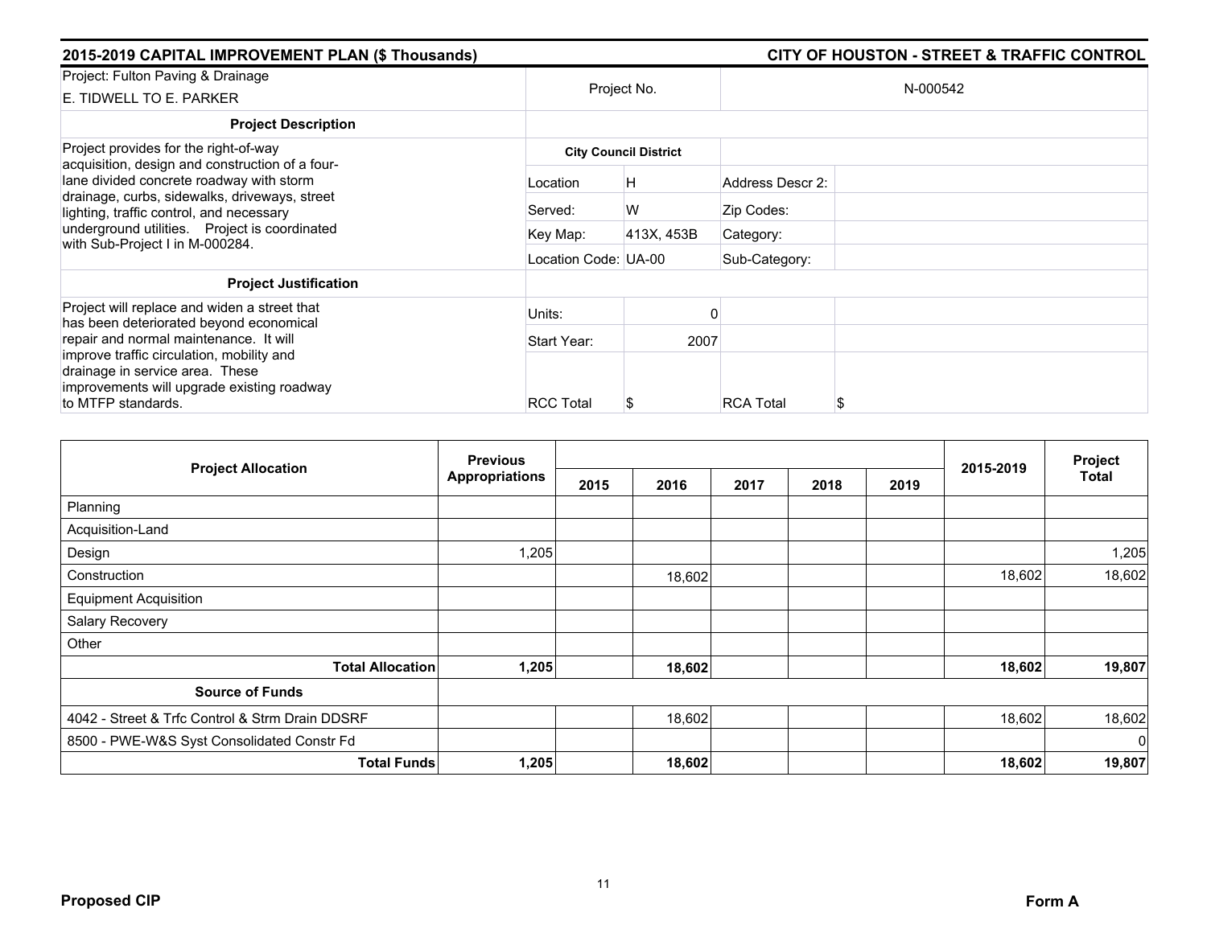## 2015-2019 CAPITAL IMPROVEMENT PLAN ($ Thousands) — CITY OF HOUSTON - STREET & TRAFFIC CONTROL

| Project: Fulton Paving & Drainage<br>E. TIDWELL TO E. PARKER | Project No. | | N-000542 | |
|---|---|---|---|---|
| **Project Description** | | | | |
| Project provides for the right-of-way acquisition, design and construction of a four-lane divided concrete roadway with storm drainage, curbs, sidewalks, driveways, street lighting, traffic control, and necessary underground utilities. Project is coordinated with Sub-Project I in M-000284. | **City Council District** | | | |
| | Location | H | Address Descr 2: | |
| | Served: | W | Zip Codes: | |
| | Key Map: | 413X, 453B | Category: | |
| | Location Code: | UA-00 | Sub-Category: | |
| **Project Justification** | | | | |
| Project will replace and widen a street that has been deteriorated beyond economical repair and normal maintenance. It will improve traffic circulation, mobility and drainage in service area. These improvements will upgrade existing roadway to MTFP standards. | Units: | 0 | | |
| | Start Year: | 2007 | | |
| | RCC Total | $ | RCA Total | $ |

| Project Allocation | Previous Appropriations | 2015 | 2016 | 2017 | 2018 | 2019 | 2015-2019 | Project Total |
|---|---|---|---|---|---|---|---|---|
| Planning | | | | | | | | |
| Acquisition-Land | | | | | | | | |
| Design | 1,205 | | | | | | | 1,205 |
| Construction | | | 18,602 | | | | 18,602 | 18,602 |
| Equipment Acquisition | | | | | | | | |
| Salary Recovery | | | | | | | | |
| Other | | | | | | | | |
| **Total Allocation** | **1,205** | | **18,602** | | | | **18,602** | **19,807** |
| **Source of Funds** | | | | | | | | |
| 4042 - Street & Trfc Control & Strm Drain DDSRF | | | 18,602 | | | | 18,602 | 18,602 |
| 8500 - PWE-W&S Syst Consolidated Constr Fd | | | | | | | | 0 |
| **Total Funds** | **1,205** | | **18,602** | | | | **18,602** | **19,807** |

**Proposed CIP** — **Form A**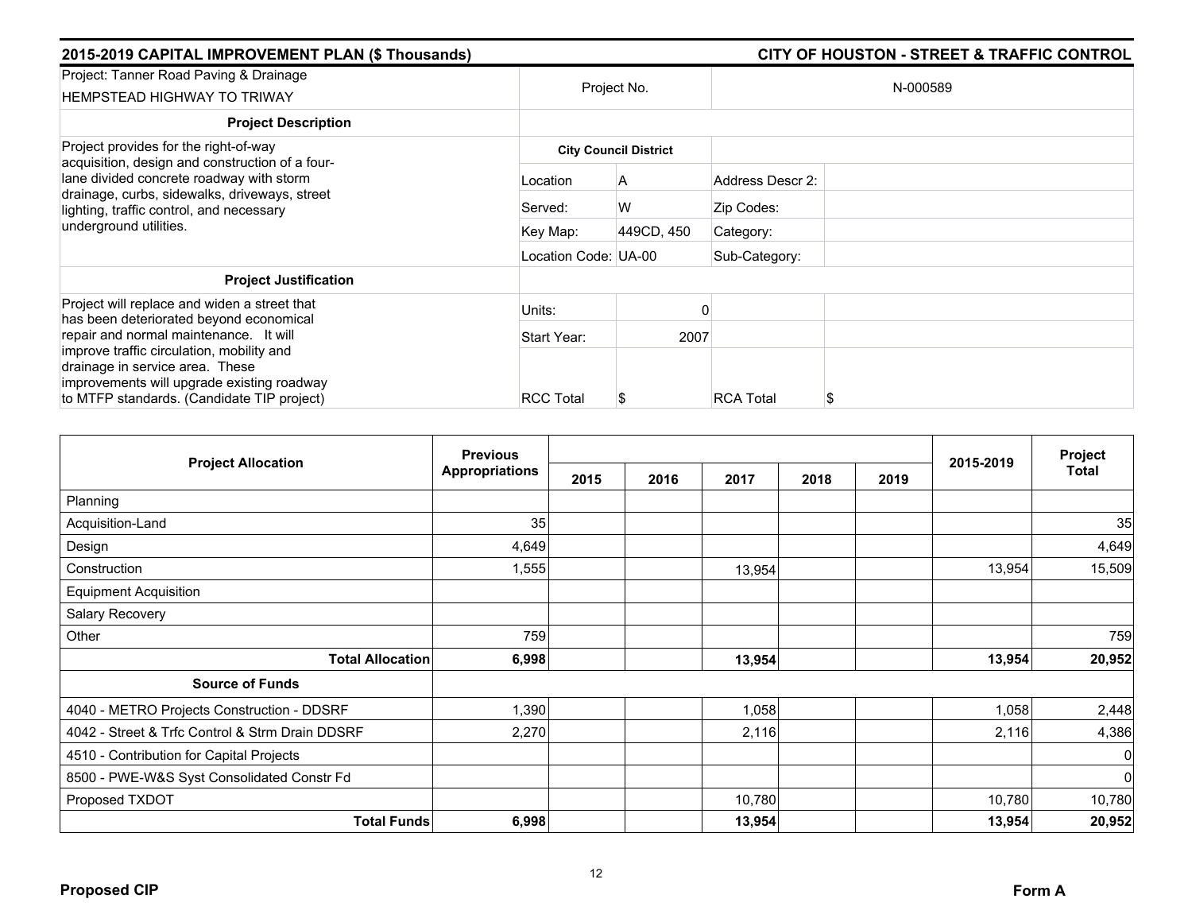## 2015-2019 CAPITAL IMPROVEMENT PLAN ($ Thousands) — CITY OF HOUSTON - STREET & TRAFFIC CONTROL

| Project: Tanner Road Paving & Drainage<br>HEMPSTEAD HIGHWAY TO TRIWAY | Project No. | | N-000589 | |
|---|---|---|---|---|
| **Project Description** | | | | |
| Project provides for the right-of-way acquisition, design and construction of a four-lane divided concrete roadway with storm drainage, curbs, sidewalks, driveways, street lighting, traffic control, and necessary underground utilities. | **City Council District** | | | |
| | Location | A | Address Descr 2: | |
| | Served: | W | Zip Codes: | |
| | Key Map: | 449CD, 450 | Category: | |
| | Location Code: | UA-00 | Sub-Category: | |
| **Project Justification** | | | | |
| Project will replace and widen a street that has been deteriorated beyond economical repair and normal maintenance. It will improve traffic circulation, mobility and drainage in service area. These improvements will upgrade existing roadway to MTFP standards. (Candidate TIP project) | Units: | 0 | | |
| | Start Year: | 2007 | | |
| | RCC Total | $ | RCA Total | $ |

| Project Allocation | Previous Appropriations | 2015 | 2016 | 2017 | 2018 | 2019 | 2015-2019 | Project Total |
|---|---|---|---|---|---|---|---|---|
| Planning | | | | | | | | |
| Acquisition-Land | 35 | | | | | | | 35 |
| Design | 4,649 | | | | | | | 4,649 |
| Construction | 1,555 | | | 13,954 | | | 13,954 | 15,509 |
| Equipment Acquisition | | | | | | | | |
| Salary Recovery | | | | | | | | |
| Other | 759 | | | | | | | 759 |
| **Total Allocation** | **6,998** | | | **13,954** | | | **13,954** | **20,952** |
| **Source of Funds** | | | | | | | | |
| 4040 - METRO Projects Construction - DDSRF | 1,390 | | | 1,058 | | | 1,058 | 2,448 |
| 4042 - Street & Trfc Control & Strm Drain DDSRF | 2,270 | | | 2,116 | | | 2,116 | 4,386 |
| 4510 - Contribution for Capital Projects | | | | | | | | 0 |
| 8500 - PWE-W&S Syst Consolidated Constr Fd | | | | | | | | 0 |
| Proposed TXDOT | | | | 10,780 | | | 10,780 | 10,780 |
| **Total Funds** | **6,998** | | | **13,954** | | | **13,954** | **20,952** |

**Proposed CIP** — **Form A**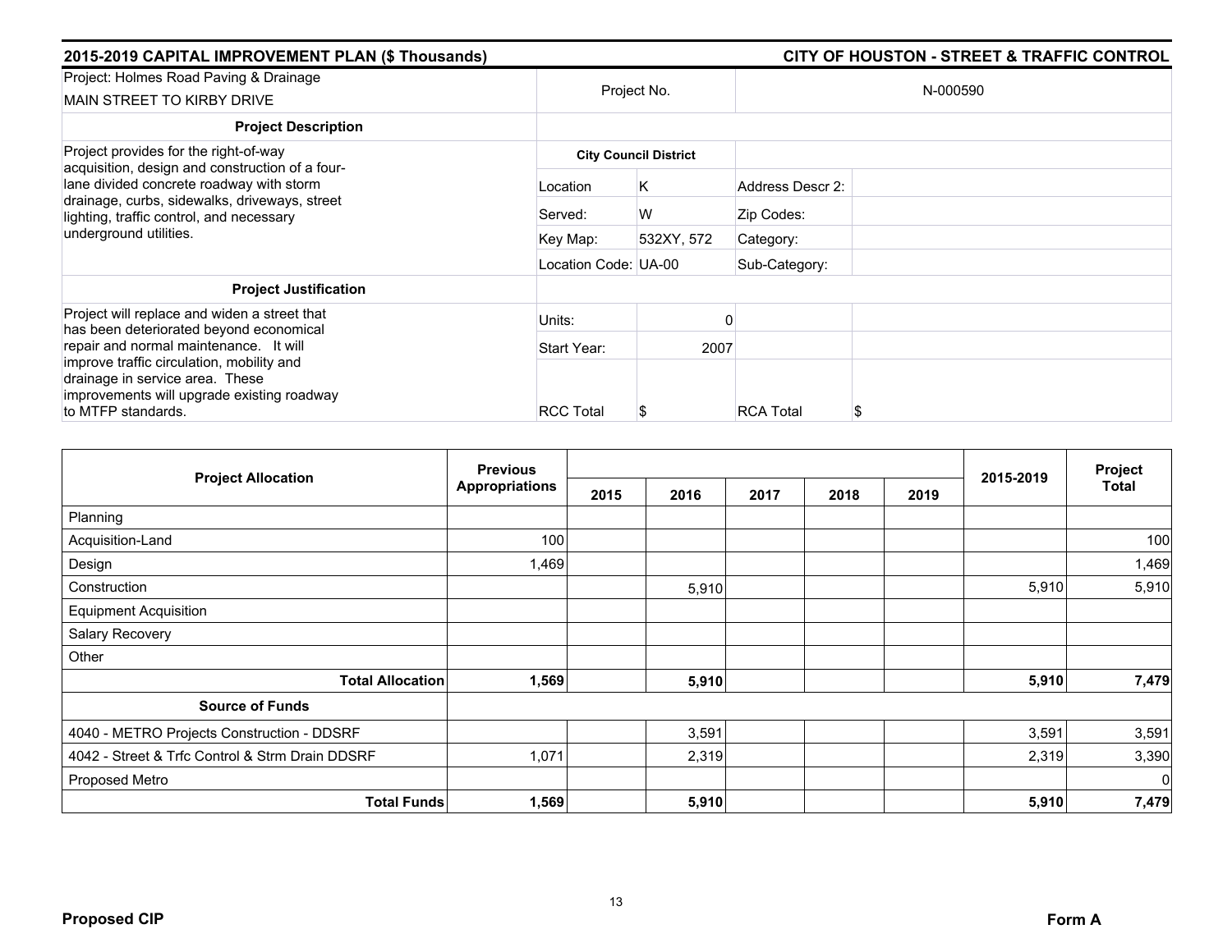## 2015-2019 CAPITAL IMPROVEMENT PLAN ($ Thousands) — CITY OF HOUSTON - STREET & TRAFFIC CONTROL

| Project: Holmes Road Paving & Drainage<br>MAIN STREET TO KIRBY DRIVE | Project No. | | N-000590 | |
|---|---|---|---|---|
| **Project Description** | | | | |
| Project provides for the right-of-way acquisition, design and construction of a four-lane divided concrete roadway with storm drainage, curbs, sidewalks, driveways, street lighting, traffic control, and necessary underground utilities. | **City Council District** | | | |
| | Location | K | Address Descr 2: | |
| | Served: | W | Zip Codes: | |
| | Key Map: | 532XY, 572 | Category: | |
| | Location Code: | UA-00 | Sub-Category: | |
| **Project Justification** | | | | |
| Project will replace and widen a street that has been deteriorated beyond economical repair and normal maintenance. It will improve traffic circulation, mobility and drainage in service area. These improvements will upgrade existing roadway to MTFP standards. | Units: | 0 | | |
| | Start Year: | 2007 | | |
| | RCC Total | $ | RCA Total | $ |

| Project Allocation | Previous Appropriations | 2015 | 2016 | 2017 | 2018 | 2019 | 2015-2019 | Project Total |
|---|---|---|---|---|---|---|---|---|
| Planning | | | | | | | | |
| Acquisition-Land | 100 | | | | | | | 100 |
| Design | 1,469 | | | | | | | 1,469 |
| Construction | | | 5,910 | | | | 5,910 | 5,910 |
| Equipment Acquisition | | | | | | | | |
| Salary Recovery | | | | | | | | |
| Other | | | | | | | | |
| **Total Allocation** | **1,569** | | **5,910** | | | | **5,910** | **7,479** |
| **Source of Funds** | | | | | | | | |
| 4040 - METRO Projects Construction - DDSRF | | | 3,591 | | | | 3,591 | 3,591 |
| 4042 - Street & Trfc Control & Strm Drain DDSRF | 1,071 | | 2,319 | | | | 2,319 | 3,390 |
| Proposed Metro | | | | | | | | 0 |
| **Total Funds** | **1,569** | | **5,910** | | | | **5,910** | **7,479** |

**Proposed CIP** — **Form A**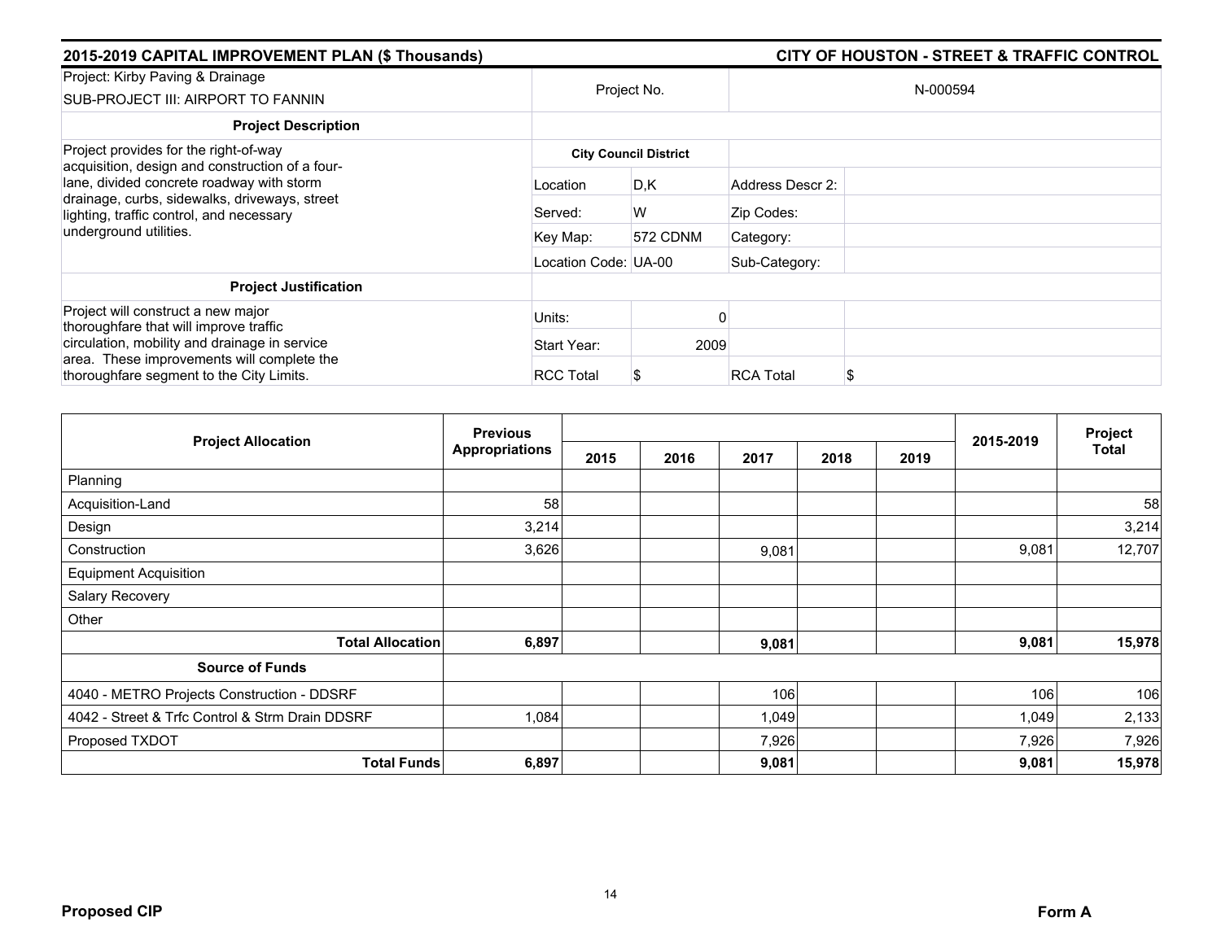## 2015-2019 CAPITAL IMPROVEMENT PLAN ($ Thousands) — CITY OF HOUSTON - STREET & TRAFFIC CONTROL

| Project: Kirby Paving & Drainage<br>SUB-PROJECT III: AIRPORT TO FANNIN | Project No. | | N-000594 | |
|---|---|---|---|---|
| **Project Description** | | | | |
| Project provides for the right-of-way acquisition, design and construction of a four-lane, divided concrete roadway with storm drainage, curbs, sidewalks, driveways, street lighting, traffic control, and necessary underground utilities. | **City Council District** | | | |
| | Location | D,K | Address Descr 2: | |
| | Served: | W | Zip Codes: | |
| | Key Map: | 572 CDNM | Category: | |
| | Location Code: | UA-00 | Sub-Category: | |
| **Project Justification** | | | | |
| Project will construct a new major thoroughfare that will improve traffic circulation, mobility and drainage in service area. These improvements will complete the thoroughfare segment to the City Limits. | Units: | 0 | | |
| | Start Year: | 2009 | | |
| | RCC Total | $ | RCA Total | $ |

| Project Allocation | Previous Appropriations | 2015 | 2016 | 2017 | 2018 | 2019 | 2015-2019 | Project Total |
|---|---|---|---|---|---|---|---|---|
| Planning | | | | | | | | |
| Acquisition-Land | 58 | | | | | | | 58 |
| Design | 3,214 | | | | | | | 3,214 |
| Construction | 3,626 | | | 9,081 | | | 9,081 | 12,707 |
| Equipment Acquisition | | | | | | | | |
| Salary Recovery | | | | | | | | |
| Other | | | | | | | | |
| **Total Allocation** | **6,897** | | | **9,081** | | | **9,081** | **15,978** |
| **Source of Funds** | | | | | | | | |
| 4040 - METRO Projects Construction - DDSRF | | | | 106 | | | 106 | 106 |
| 4042 - Street & Trfc Control & Strm Drain DDSRF | 1,084 | | | 1,049 | | | 1,049 | 2,133 |
| Proposed TXDOT | | | | 7,926 | | | 7,926 | 7,926 |
| **Total Funds** | **6,897** | | | **9,081** | | | **9,081** | **15,978** |

**Proposed CIP** **Form A**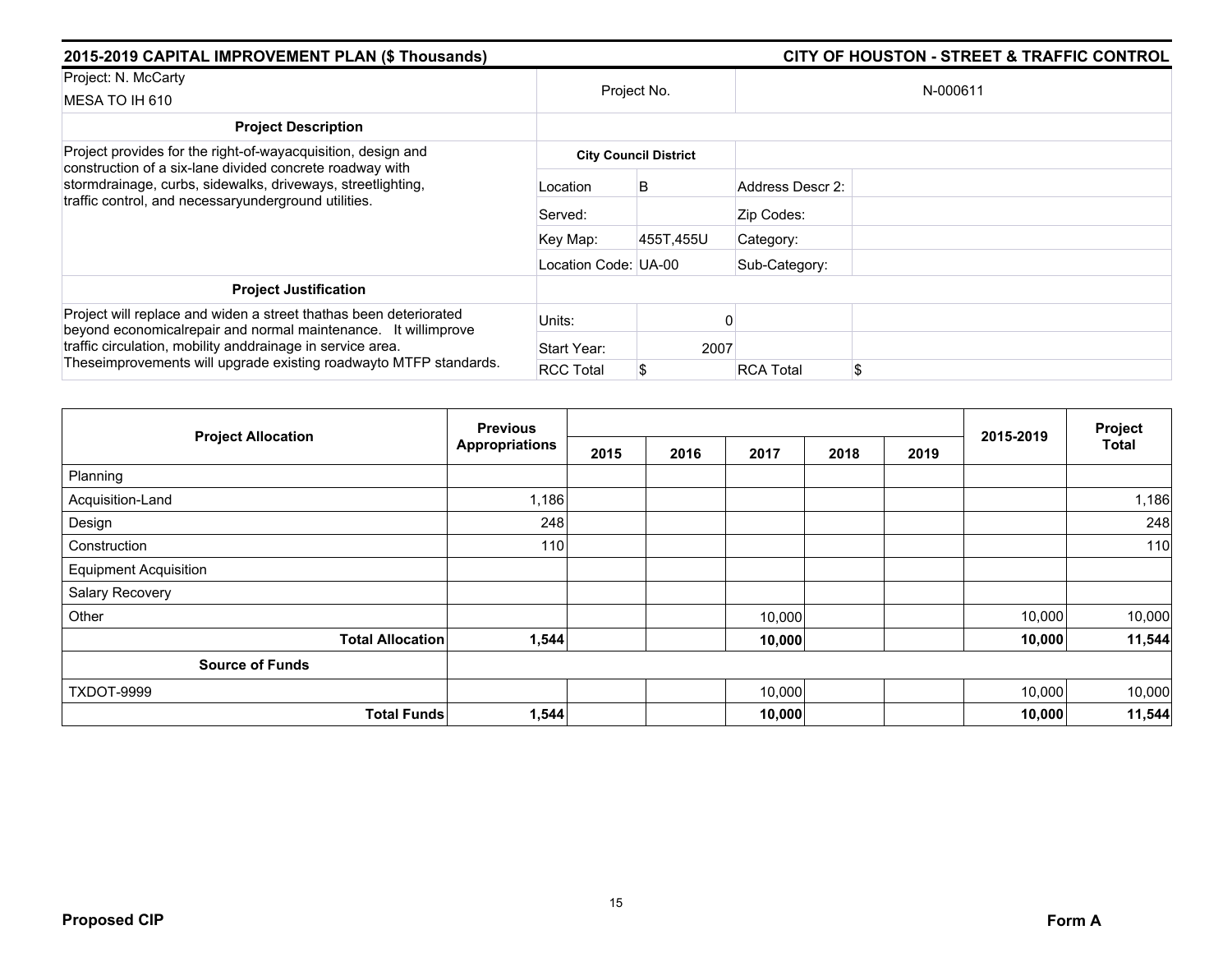## 2015-2019 CAPITAL IMPROVEMENT PLAN ($ Thousands) — CITY OF HOUSTON - STREET & TRAFFIC CONTROL

| Project: N. McCarty MESA TO IH 610 | Project No. | | N-000611 | |
|---|---|---|---|---|
| **Project Description** | | | | |
| Project provides for the right-of-wayacquisition, design and construction of a six-lane divided concrete roadway with stormdrainage, curbs, sidewalks, driveways, streetlighting, traffic control, and necessaryunderground utilities. | **City Council District** | | | |
| | Location | B | Address Descr 2: | |
| | Served: | | Zip Codes: | |
| | Key Map: | 455T,455U | Category: | |
| | Location Code: | UA-00 | Sub-Category: | |
| **Project Justification** | | | | |
| Project will replace and widen a street thathas been deteriorated beyond economicalrepair and normal maintenance. It willimprove traffic circulation, mobility anddrainage in service area. Theseimprovements will upgrade existing roadwayto MTFP standards. | Units: | 0 | | |
| | Start Year: | 2007 | | |
| | RCC Total | $ | RCA Total | $ |

| Project Allocation | Previous Appropriations | 2015 | 2016 | 2017 | 2018 | 2019 | 2015-2019 | Project Total |
|---|---|---|---|---|---|---|---|---|
| Planning | | | | | | | | |
| Acquisition-Land | 1,186 | | | | | | | 1,186 |
| Design | 248 | | | | | | | 248 |
| Construction | 110 | | | | | | | 110 |
| Equipment Acquisition | | | | | | | | |
| Salary Recovery | | | | | | | | |
| Other | | | | 10,000 | | | 10,000 | 10,000 |
| **Total Allocation** | **1,544** | | | **10,000** | | | **10,000** | **11,544** |
| **Source of Funds** | | | | | | | | |
| TXDOT-9999 | | | | 10,000 | | | 10,000 | 10,000 |
| **Total Funds** | **1,544** | | | **10,000** | | | **10,000** | **11,544** |

**Proposed CIP** — **Form A**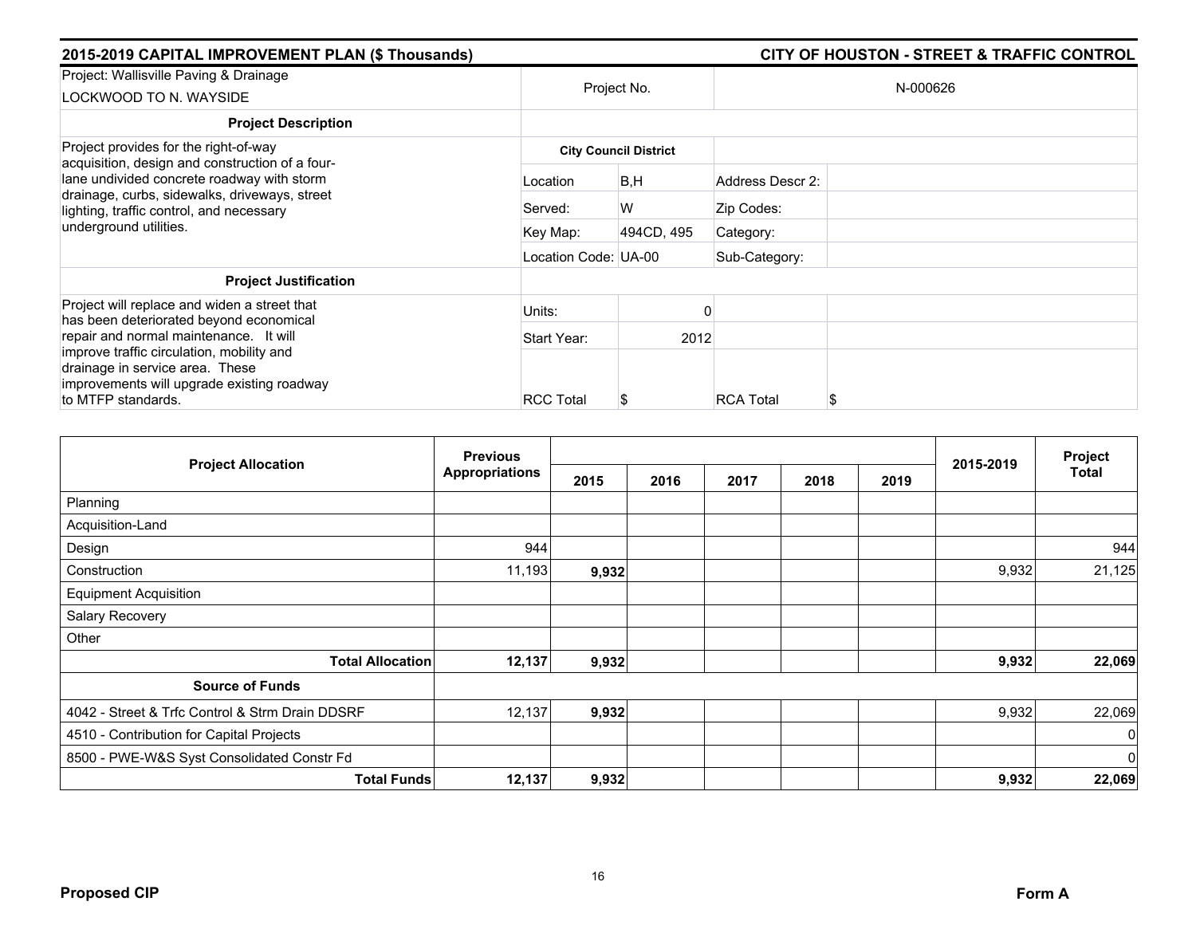## 2015-2019 CAPITAL IMPROVEMENT PLAN ($ Thousands) — CITY OF HOUSTON - STREET & TRAFFIC CONTROL

| Project: Wallisville Paving & Drainage LOCKWOOD TO N. WAYSIDE | Project No. | | N-000626 | |
|---|---|---|---|---|
| **Project Description** | | | | |
| Project provides for the right-of-way acquisition, design and construction of a four-lane undivided concrete roadway with storm drainage, curbs, sidewalks, driveways, street lighting, traffic control, and necessary underground utilities. | **City Council District** | | | |
| | Location | B,H | Address Descr 2: | |
| | Served: | W | Zip Codes: | |
| | Key Map: | 494CD, 495 | Category: | |
| | Location Code: | UA-00 | Sub-Category: | |
| **Project Justification** | | | | |
| Project will replace and widen a street that has been deteriorated beyond economical repair and normal maintenance. It will improve traffic circulation, mobility and drainage in service area. These improvements will upgrade existing roadway to MTFP standards. | Units: | 0 | | |
| | Start Year: | 2012 | | |
| | RCC Total | $ | RCA Total | $ |

| Project Allocation | Previous Appropriations | 2015 | 2016 | 2017 | 2018 | 2019 | 2015-2019 | Project Total |
|---|---|---|---|---|---|---|---|---|
| Planning | | | | | | | | |
| Acquisition-Land | | | | | | | | |
| Design | 944 | | | | | | | 944 |
| Construction | 11,193 | **9,932** | | | | | 9,932 | 21,125 |
| Equipment Acquisition | | | | | | | | |
| Salary Recovery | | | | | | | | |
| Other | | | | | | | | |
| **Total Allocation** | **12,137** | **9,932** | | | | | **9,932** | **22,069** |
| **Source of Funds** | | | | | | | | |
| 4042 - Street & Trfc Control & Strm Drain DDSRF | 12,137 | **9,932** | | | | | 9,932 | 22,069 |
| 4510 - Contribution for Capital Projects | | | | | | | | 0 |
| 8500 - PWE-W&S Syst Consolidated Constr Fd | | | | | | | | 0 |
| **Total Funds** | **12,137** | **9,932** | | | | | **9,932** | **22,069** |

**Proposed CIP** — **Form A**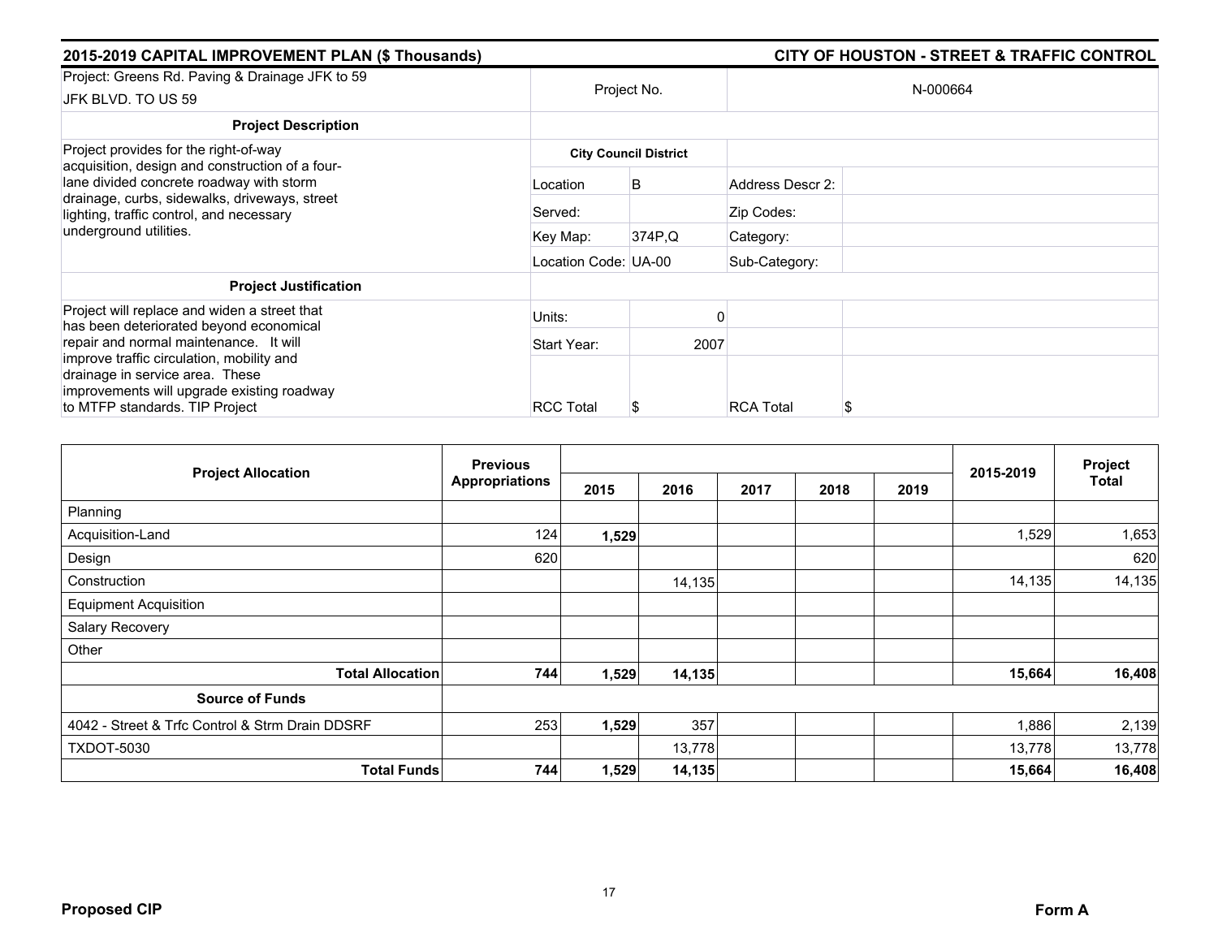## 2015-2019 CAPITAL IMPROVEMENT PLAN ($ Thousands) — CITY OF HOUSTON - STREET & TRAFFIC CONTROL

| Project: Greens Rd. Paving & Drainage JFK to 59<br>JFK BLVD. TO US 59 | Project No. | | N-000664 | |
|---|---|---|---|---|
| **Project Description** | | | | |
| Project provides for the right-of-way acquisition, design and construction of a four-lane divided concrete roadway with storm drainage, curbs, sidewalks, driveways, street lighting, traffic control, and necessary underground utilities. | **City Council District** | | | |
| | Location | B | Address Descr 2: | |
| | Served: | | Zip Codes: | |
| | Key Map: | 374P,Q | Category: | |
| | Location Code: | UA-00 | Sub-Category: | |
| **Project Justification** | | | | |
| Project will replace and widen a street that has been deteriorated beyond economical repair and normal maintenance. It will improve traffic circulation, mobility and drainage in service area. These improvements will upgrade existing roadway to MTFP standards. TIP Project | Units: | 0 | | |
| | Start Year: | 2007 | | |
| | RCC Total | $ | RCA Total | $ |

| Project Allocation | Previous Appropriations | 2015 | 2016 | 2017 | 2018 | 2019 | 2015-2019 | Project Total |
|---|---|---|---|---|---|---|---|---|
| Planning | | | | | | | | |
| Acquisition-Land | 124 | **1,529** | | | | | 1,529 | 1,653 |
| Design | 620 | | | | | | | 620 |
| Construction | | | 14,135 | | | | 14,135 | 14,135 |
| Equipment Acquisition | | | | | | | | |
| Salary Recovery | | | | | | | | |
| Other | | | | | | | | |
| **Total Allocation** | **744** | **1,529** | **14,135** | | | | **15,664** | **16,408** |
| **Source of Funds** | | | | | | | | |
| 4042 - Street & Trfc Control & Strm Drain DDSRF | 253 | **1,529** | 357 | | | | 1,886 | 2,139 |
| TXDOT-5030 | | | 13,778 | | | | 13,778 | 13,778 |
| **Total Funds** | **744** | **1,529** | **14,135** | | | | **15,664** | **16,408** |

**Proposed CIP** — **Form A**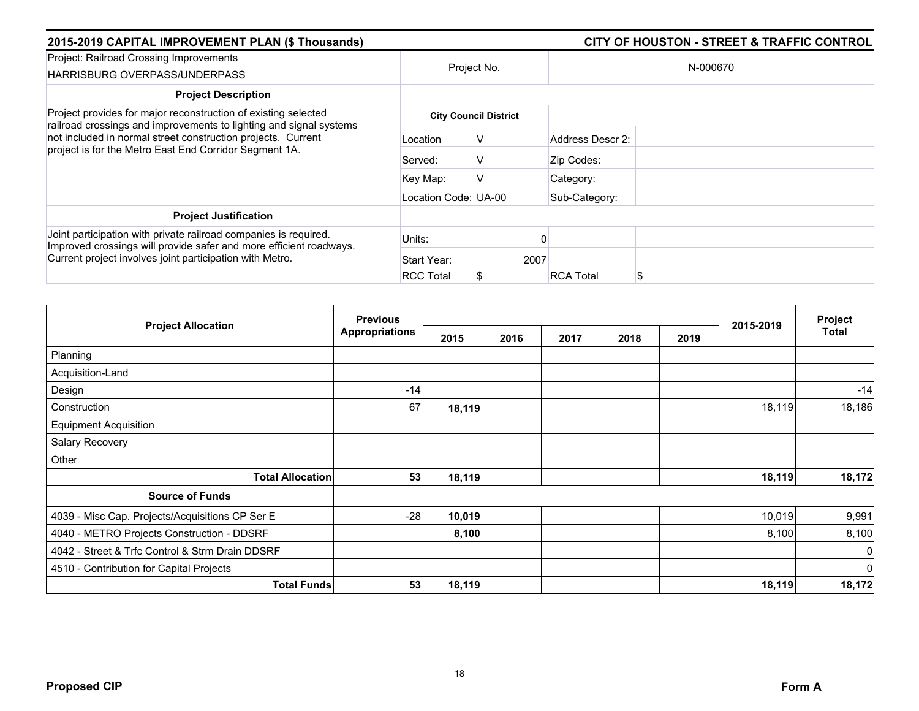## 2015-2019 CAPITAL IMPROVEMENT PLAN ($ Thousands) — CITY OF HOUSTON - STREET & TRAFFIC CONTROL

| Project: Railroad Crossing Improvements<br>HARRISBURG OVERPASS/UNDERPASS | Project No. | | N-000670 | |
|---|---|---|---|---|
| **Project Description** | | | | |
| Project provides for major reconstruction of existing selected railroad crossings and improvements to lighting and signal systems not included in normal street construction projects. Current project is for the Metro East End Corridor Segment 1A. | **City Council District** | | | |
| | Location | V | Address Descr 2: | |
| | Served: | V | Zip Codes: | |
| | Key Map: | V | Category: | |
| | Location Code: | UA-00 | Sub-Category: | |
| **Project Justification** | | | | |
| Joint participation with private railroad companies is required. Improved crossings will provide safer and more efficient roadways. Current project involves joint participation with Metro. | Units: | 0 | | |
| | Start Year: | 2007 | | |
| | RCC Total | $ | RCA Total | $ |

| Project Allocation | Previous Appropriations | 2015 | 2016 | 2017 | 2018 | 2019 | 2015-2019 | Project Total |
|---|---|---|---|---|---|---|---|---|
| Planning | | | | | | | | |
| Acquisition-Land | | | | | | | | |
| Design | -14 | | | | | | | -14 |
| Construction | 67 | **18,119** | | | | | 18,119 | 18,186 |
| Equipment Acquisition | | | | | | | | |
| Salary Recovery | | | | | | | | |
| Other | | | | | | | | |
| **Total Allocation** | **53** | **18,119** | | | | | **18,119** | **18,172** |
| **Source of Funds** | | | | | | | | |
| 4039 - Misc Cap. Projects/Acquisitions CP Ser E | -28 | **10,019** | | | | | 10,019 | 9,991 |
| 4040 - METRO Projects Construction - DDSRF | | **8,100** | | | | | 8,100 | 8,100 |
| 4042 - Street & Trfc Control & Strm Drain DDSRF | | | | | | | | 0 |
| 4510 - Contribution for Capital Projects | | | | | | | | 0 |
| **Total Funds** | **53** | **18,119** | | | | | **18,119** | **18,172** |

**Proposed CIP** — **Form A**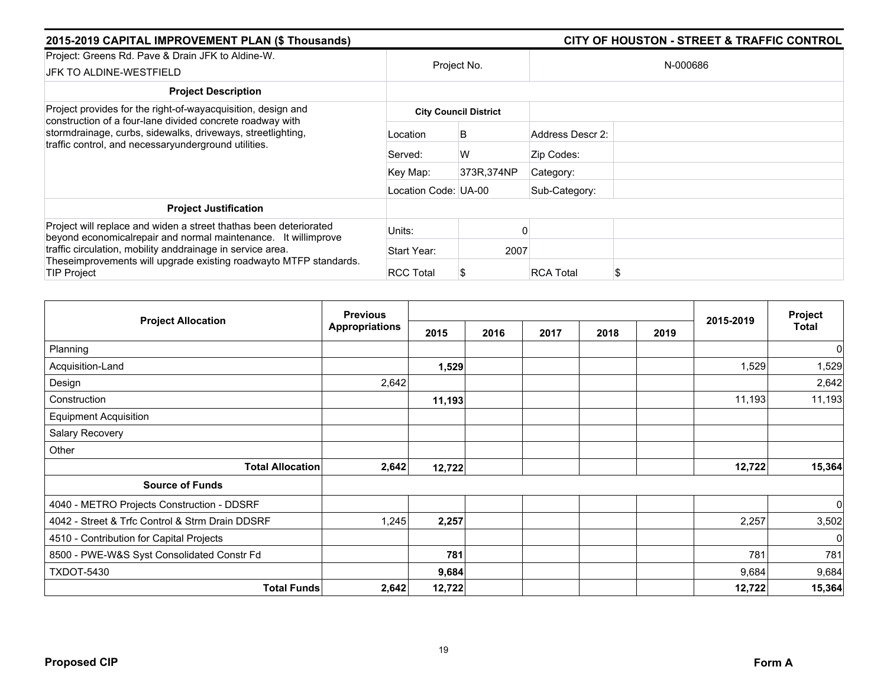## 2015-2019 CAPITAL IMPROVEMENT PLAN ($ Thousands) — CITY OF HOUSTON - STREET & TRAFFIC CONTROL

| Project: Greens Rd. Pave & Drain JFK to Aldine-W. JFK TO ALDINE-WESTFIELD | Project No. | | N-000686 | |
|---|---|---|---|---|
| **Project Description** | | | | |
| Project provides for the right-of-wayacquisition, design and construction of a four-lane divided concrete roadway with stormdrainage, curbs, sidewalks, driveways, streetlighting, traffic control, and necessaryunderground utilities. | **City Council District** | | | |
| | Location | B | Address Descr 2: | |
| | Served: | W | Zip Codes: | |
| | Key Map: | 373R,374NP | Category: | |
| | Location Code: UA-00 | | Sub-Category: | |
| **Project Justification** | | | | |
| Project will replace and widen a street thathas been deteriorated beyond economicalrepair and normal maintenance. It willimprove traffic circulation, mobility anddrainage in service area. Theseimprovements will upgrade existing roadwayto MTFP standards. TIP Project | Units: | 0 | | |
| | Start Year: | 2007 | | |
| | RCC Total | $ | RCA Total | $ |

| Project Allocation | Previous Appropriations | 2015 | 2016 | 2017 | 2018 | 2019 | 2015-2019 | Project Total |
|---|---|---|---|---|---|---|---|---|
| Planning | | | | | | | | 0 |
| Acquisition-Land | | **1,529** | | | | | 1,529 | 1,529 |
| Design | 2,642 | | | | | | | 2,642 |
| Construction | | **11,193** | | | | | 11,193 | 11,193 |
| Equipment Acquisition | | | | | | | | |
| Salary Recovery | | | | | | | | |
| Other | | | | | | | | |
| **Total Allocation** | **2,642** | **12,722** | | | | | **12,722** | **15,364** |
| **Source of Funds** | | | | | | | | |
| 4040 - METRO Projects Construction - DDSRF | | | | | | | | 0 |
| 4042 - Street & Trfc Control & Strm Drain DDSRF | 1,245 | **2,257** | | | | | 2,257 | 3,502 |
| 4510 - Contribution for Capital Projects | | | | | | | | 0 |
| 8500 - PWE-W&S Syst Consolidated Constr Fd | | **781** | | | | | 781 | 781 |
| TXDOT-5430 | | **9,684** | | | | | 9,684 | 9,684 |
| **Total Funds** | **2,642** | **12,722** | | | | | **12,722** | **15,364** |

**Proposed CIP** **Form A**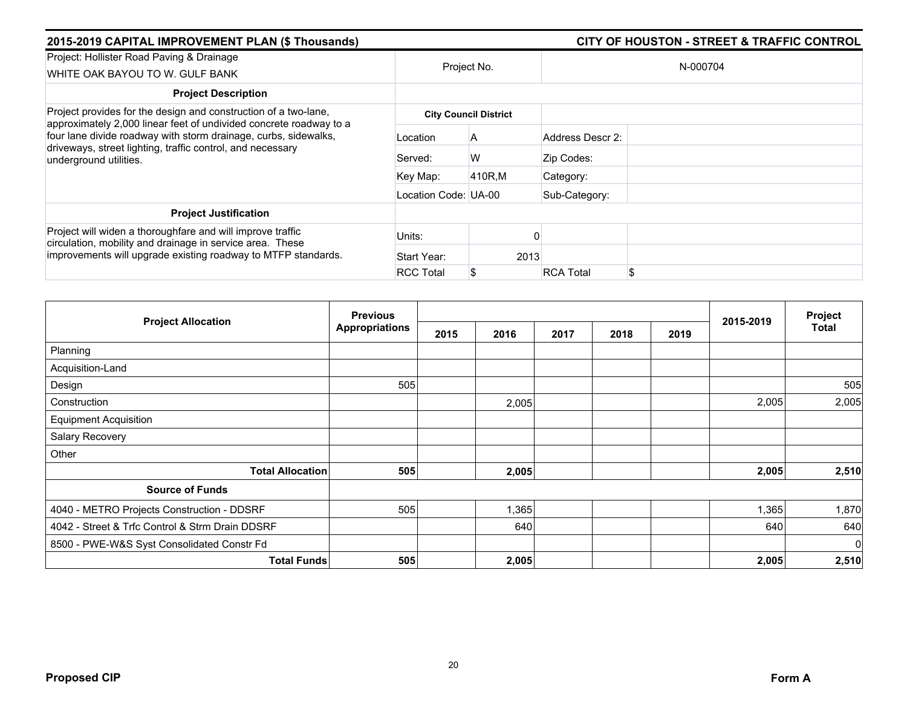## 2015-2019 CAPITAL IMPROVEMENT PLAN ($ Thousands)

## CITY OF HOUSTON - STREET & TRAFFIC CONTROL

| Project: Hollister Road Paving & Drainage WHITE OAK BAYOU TO W. GULF BANK | Project No. | | N-000704 | |
|---|---|---|---|---|
| **Project Description** | | | | |
| Project provides for the design and construction of a two-lane, approximately 2,000 linear feet of undivided concrete roadway to a four lane divide roadway with storm drainage, curbs, sidewalks, driveways, street lighting, traffic control, and necessary underground utilities. | **City Council District** | | | |
| | Location | A | Address Descr 2: | |
| | Served: | W | Zip Codes: | |
| | Key Map: | 410R,M | Category: | |
| | Location Code: | UA-00 | Sub-Category: | |
| **Project Justification** | | | | |
| Project will widen a thoroughfare and will improve traffic circulation, mobility and drainage in service area. These improvements will upgrade existing roadway to MTFP standards. | Units: | 0 | | |
| | Start Year: | 2013 | | |
| | RCC Total | $ | RCA Total | $ |

| Project Allocation | Previous Appropriations | 2015 | 2016 | 2017 | 2018 | 2019 | 2015-2019 | Project Total |
|---|---|---|---|---|---|---|---|---|
| Planning | | | | | | | | |
| Acquisition-Land | | | | | | | | |
| Design | 505 | | | | | | | 505 |
| Construction | | | 2,005 | | | | 2,005 | 2,005 |
| Equipment Acquisition | | | | | | | | |
| Salary Recovery | | | | | | | | |
| Other | | | | | | | | |
| **Total Allocation** | **505** | | **2,005** | | | | **2,005** | **2,510** |
| **Source of Funds** | | | | | | | | |
| 4040 - METRO Projects Construction - DDSRF | 505 | | 1,365 | | | | 1,365 | 1,870 |
| 4042 - Street & Trfc Control & Strm Drain DDSRF | | | 640 | | | | 640 | 640 |
| 8500 - PWE-W&S Syst Consolidated Constr Fd | | | | | | | | 0 |
| **Total Funds** | **505** | | **2,005** | | | | **2,005** | **2,510** |

**Proposed CIP** **Form A**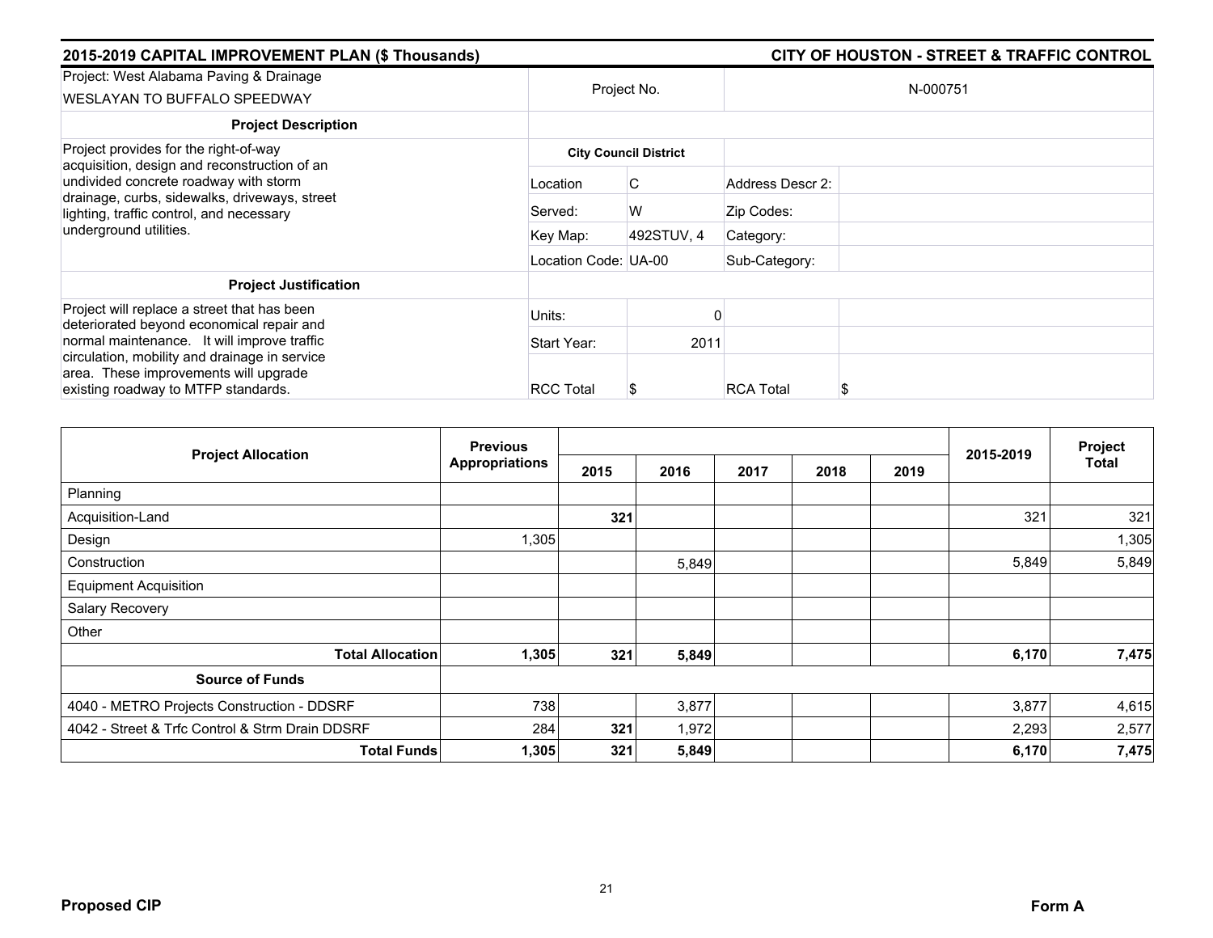## 2015-2019 CAPITAL IMPROVEMENT PLAN ($ Thousands) — CITY OF HOUSTON - STREET & TRAFFIC CONTROL

| Project: West Alabama Paving & Drainage WESLAYAN TO BUFFALO SPEEDWAY | Project No. | | N-000751 |
|---|---|---|---|
| **Project Description** | | | |
| Project provides for the right-of-way acquisition, design and reconstruction of an undivided concrete roadway with storm drainage, curbs, sidewalks, driveways, street lighting, traffic control, and necessary underground utilities. | **City Council District** | | |
| | Location | C | Address Descr 2: |
| | Served: | W | Zip Codes: |
| | Key Map: | 492STUV, 4 | Category: |
| | Location Code: UA-00 | | Sub-Category: |
| **Project Justification** | | | |
| Project will replace a street that has been deteriorated beyond economical repair and normal maintenance. It will improve traffic circulation, mobility and drainage in service area. These improvements will upgrade existing roadway to MTFP standards. | Units: | 0 | |
| | Start Year: | 2011 | |
| | RCC Total | $ | RCA Total $ |

| Project Allocation | Previous Appropriations | 2015 | 2016 | 2017 | 2018 | 2019 | 2015-2019 | Project Total |
|---|---|---|---|---|---|---|---|---|
| Planning | | | | | | | | |
| Acquisition-Land | | **321** | | | | | 321 | 321 |
| Design | 1,305 | | | | | | | 1,305 |
| Construction | | | 5,849 | | | | 5,849 | 5,849 |
| Equipment Acquisition | | | | | | | | |
| Salary Recovery | | | | | | | | |
| Other | | | | | | | | |
| **Total Allocation** | **1,305** | **321** | **5,849** | | | | **6,170** | **7,475** |
| **Source of Funds** | | | | | | | | |
| 4040 - METRO Projects Construction - DDSRF | 738 | | 3,877 | | | | 3,877 | 4,615 |
| 4042 - Street & Trfc Control & Strm Drain DDSRF | 284 | **321** | 1,972 | | | | 2,293 | 2,577 |
| **Total Funds** | **1,305** | **321** | **5,849** | | | | **6,170** | **7,475** |

**Proposed CIP** **Form A**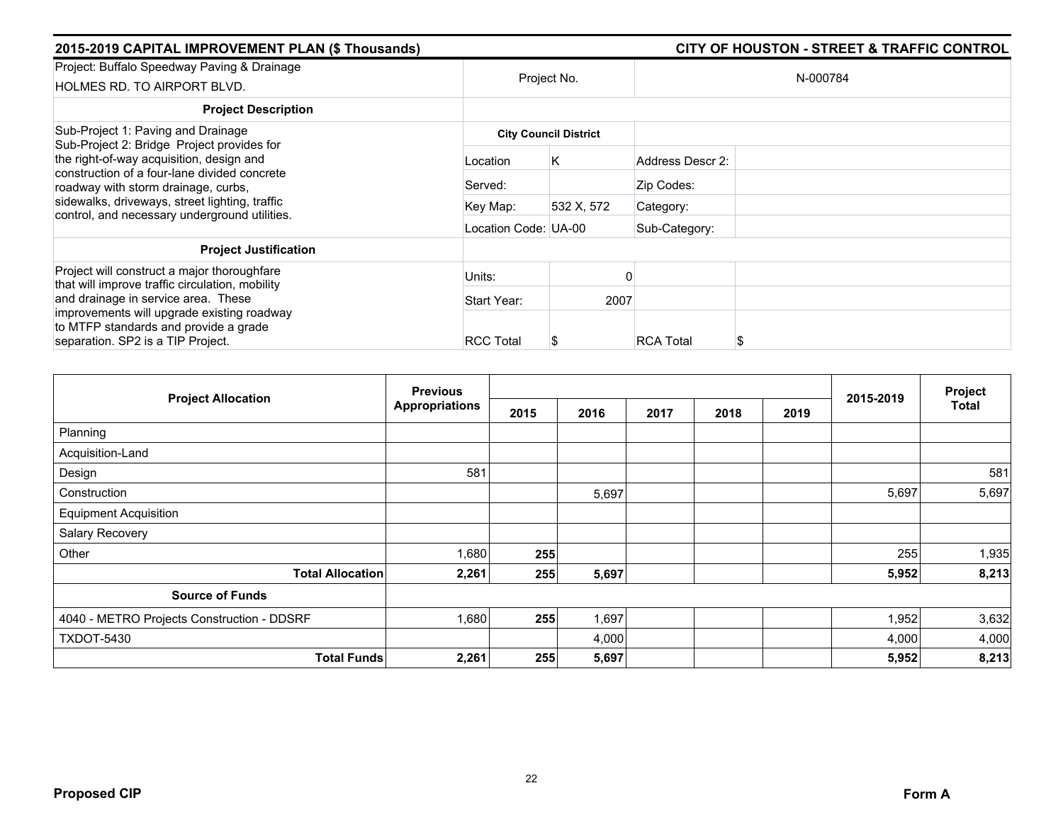**2015-2019 CAPITAL IMPROVEMENT PLAN ($ Thousands)** | **CITY OF HOUSTON - STREET & TRAFFIC CONTROL**

| Project: Buffalo Speedway Paving & Drainage<br>HOLMES RD. TO AIRPORT BLVD. | Project No. | | N-000784 | |
|---|---|---|---|---|
| **Project Description** | | | | |
| Sub-Project 1: Paving and Drainage<br>Sub-Project 2: Bridge Project provides for the right-of-way acquisition, design and construction of a four-lane divided concrete roadway with storm drainage, curbs, sidewalks, driveways, street lighting, traffic control, and necessary underground utilities. | **City Council District** | | | |
| | Location | K | Address Descr 2: | |
| | Served: | | Zip Codes: | |
| | Key Map: | 532 X, 572 | Category: | |
| | Location Code: | UA-00 | Sub-Category: | |
| **Project Justification** | | | | |
| Project will construct a major thoroughfare that will improve traffic circulation, mobility and drainage in service area. These improvements will upgrade existing roadway to MTFP standards and provide a grade separation. SP2 is a TIP Project. | Units: | 0 | | |
| | Start Year: | 2007 | | |
| | RCC Total | $ | RCA Total | $ |

| Project Allocation | Previous Appropriations | 2015 | 2016 | 2017 | 2018 | 2019 | 2015-2019 | Project Total |
|---|---|---|---|---|---|---|---|---|
| Planning | | | | | | | | |
| Acquisition-Land | | | | | | | | |
| Design | 581 | | | | | | | 581 |
| Construction | | | 5,697 | | | | 5,697 | 5,697 |
| Equipment Acquisition | | | | | | | | |
| Salary Recovery | | | | | | | | |
| Other | 1,680 | **255** | | | | | 255 | 1,935 |
| **Total Allocation** | **2,261** | **255** | **5,697** | | | | **5,952** | **8,213** |
| **Source of Funds** | | | | | | | | |
| 4040 - METRO Projects Construction - DDSRF | 1,680 | **255** | 1,697 | | | | 1,952 | 3,632 |
| TXDOT-5430 | | | 4,000 | | | | 4,000 | 4,000 |
| **Total Funds** | **2,261** | **255** | **5,697** | | | | **5,952** | **8,213** |

**Proposed CIP** **Form A**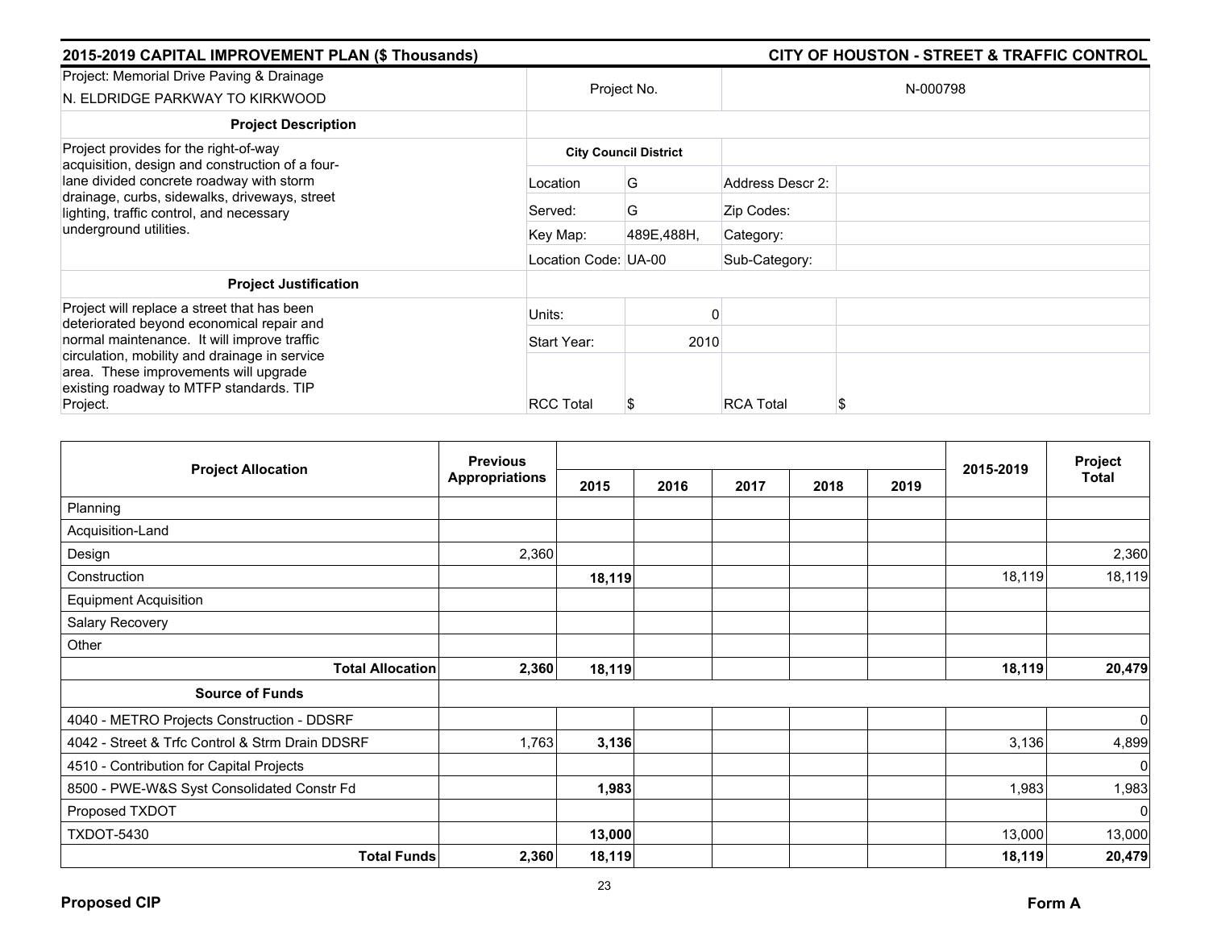**2015-2019 CAPITAL IMPROVEMENT PLAN ($ Thousands)** — **CITY OF HOUSTON - STREET & TRAFFIC CONTROL**

| Project: Memorial Drive Paving & Drainage<br>N. ELDRIDGE PARKWAY TO KIRKWOOD | Project No. | | N-000798 | |
|---|---|---|---|---|
| **Project Description** | | | | |
| Project provides for the right-of-way acquisition, design and construction of a four-lane divided concrete roadway with storm drainage, curbs, sidewalks, driveways, street lighting, traffic control, and necessary underground utilities. | **City Council District** | | | |
| | Location | G | Address Descr 2: | |
| | Served: | G | Zip Codes: | |
| | Key Map: | 489E,488H, | Category: | |
| | Location Code: | UA-00 | Sub-Category: | |
| **Project Justification** | | | | |
| Project will replace a street that has been deteriorated beyond economical repair and normal maintenance. It will improve traffic circulation, mobility and drainage in service area. These improvements will upgrade existing roadway to MTFP standards. TIP Project. | Units: | 0 | | |
| | Start Year: | 2010 | | |
| | RCC Total | $ | RCA Total | $ |

| Project Allocation | Previous Appropriations | 2015 | 2016 | 2017 | 2018 | 2019 | 2015-2019 | Project Total |
|---|---|---|---|---|---|---|---|---|
| Planning | | | | | | | | |
| Acquisition-Land | | | | | | | | |
| Design | 2,360 | | | | | | | 2,360 |
| Construction | | **18,119** | | | | | 18,119 | 18,119 |
| Equipment Acquisition | | | | | | | | |
| Salary Recovery | | | | | | | | |
| Other | | | | | | | | |
| **Total Allocation** | **2,360** | **18,119** | | | | | **18,119** | **20,479** |
| **Source of Funds** | | | | | | | | |
| 4040 - METRO Projects Construction - DDSRF | | | | | | | | 0 |
| 4042 - Street & Trfc Control & Strm Drain DDSRF | 1,763 | **3,136** | | | | | 3,136 | 4,899 |
| 4510 - Contribution for Capital Projects | | | | | | | | 0 |
| 8500 - PWE-W&S Syst Consolidated Constr Fd | | **1,983** | | | | | 1,983 | 1,983 |
| Proposed TXDOT | | | | | | | | 0 |
| TXDOT-5430 | | **13,000** | | | | | 13,000 | 13,000 |
| **Total Funds** | **2,360** | **18,119** | | | | | **18,119** | **20,479** |

**Proposed CIP** — **Form A**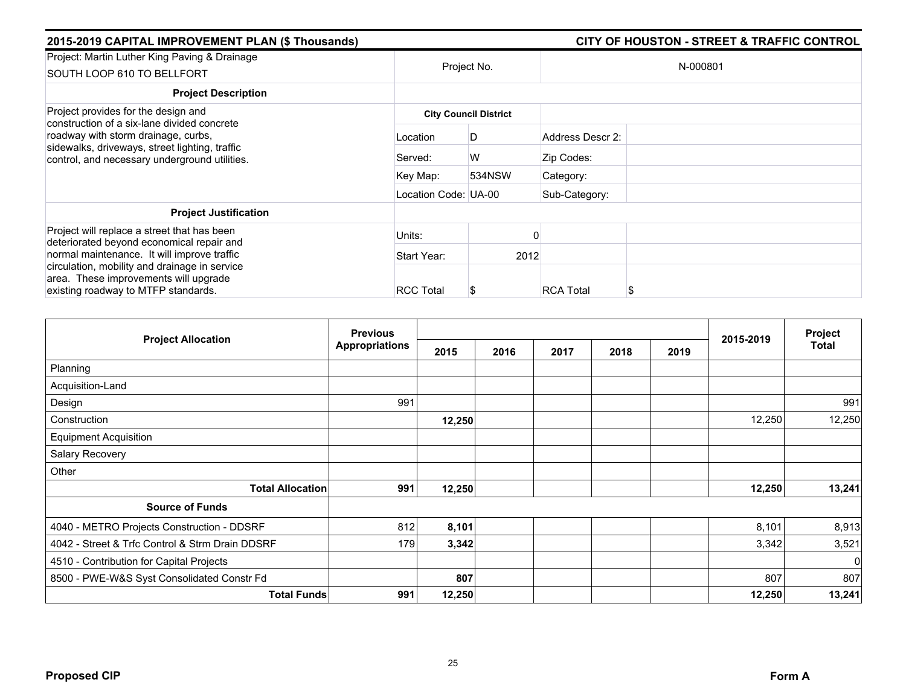## 2015-2019 CAPITAL IMPROVEMENT PLAN ($ Thousands) — CITY OF HOUSTON - STREET & TRAFFIC CONTROL

| Project: Martin Luther King Paving & Drainage SOUTH LOOP 610 TO BELLFORT | Project No. | | N-000801 |
|---|---|---|---|

| Project Description | City Council District | | | |
|---|---|---|---|---|
| Project provides for the design and construction of a six-lane divided concrete roadway with storm drainage, curbs, sidewalks, driveways, street lighting, traffic control, and necessary underground utilities. | Location | D | Address Descr 2: | |
| | Served: | W | Zip Codes: | |
| | Key Map: | 534NSW | Category: | |
| | Location Code: | UA-00 | Sub-Category: | |

| Project Justification | | | | |
|---|---|---|---|---|
| Project will replace a street that has been deteriorated beyond economical repair and normal maintenance. It will improve traffic circulation, mobility and drainage in service area. These improvements will upgrade existing roadway to MTFP standards. | Units: | 0 | | |
| | Start Year: | 2012 | | |
| | RCC Total | $ | RCA Total | $ |

| Project Allocation | Previous Appropriations | 2015 | 2016 | 2017 | 2018 | 2019 | 2015-2019 | Project Total |
|---|---|---|---|---|---|---|---|---|
| Planning | | | | | | | | |
| Acquisition-Land | | | | | | | | |
| Design | 991 | | | | | | | 991 |
| Construction | | **12,250** | | | | | 12,250 | 12,250 |
| Equipment Acquisition | | | | | | | | |
| Salary Recovery | | | | | | | | |
| Other | | | | | | | | |
| **Total Allocation** | **991** | **12,250** | | | | | **12,250** | **13,241** |
| **Source of Funds** | | | | | | | | |
| 4040 - METRO Projects Construction - DDSRF | 812 | **8,101** | | | | | 8,101 | 8,913 |
| 4042 - Street & Trfc Control & Strm Drain DDSRF | 179 | **3,342** | | | | | 3,342 | 3,521 |
| 4510 - Contribution for Capital Projects | | | | | | | | 0 |
| 8500 - PWE-W&S Syst Consolidated Constr Fd | | **807** | | | | | 807 | 807 |
| **Total Funds** | **991** | **12,250** | | | | | **12,250** | **13,241** |

**Proposed CIP** **Form A**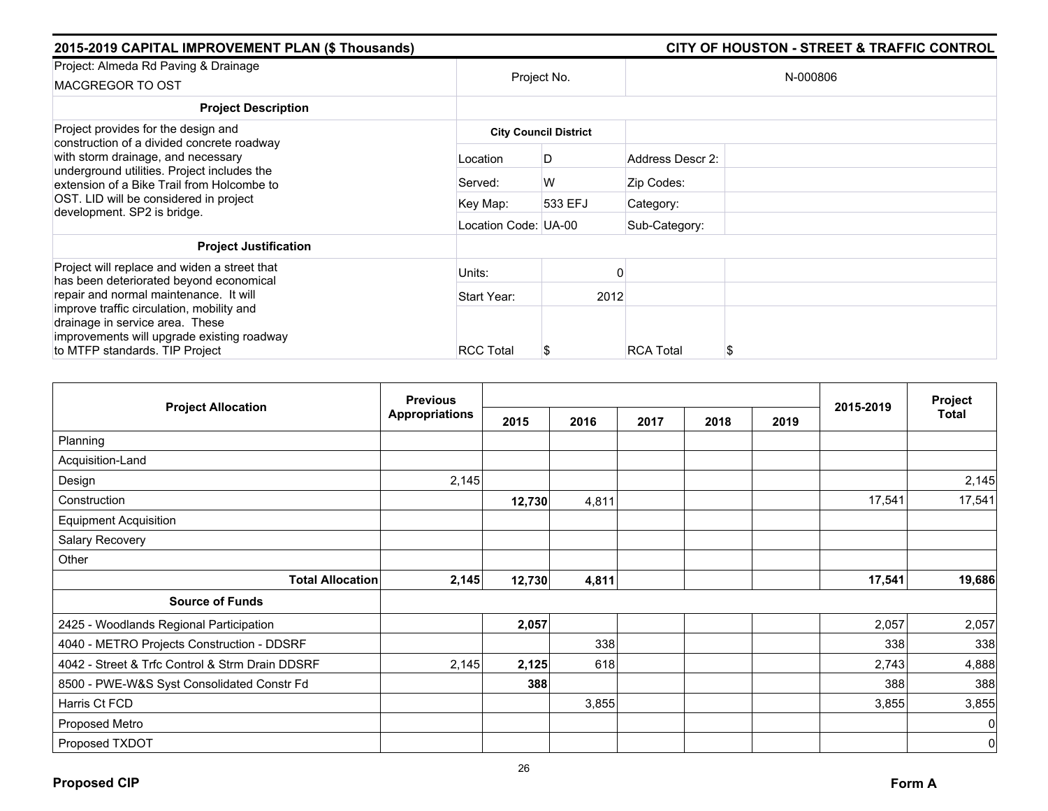**2015-2019 CAPITAL IMPROVEMENT PLAN ($ Thousands)** | **CITY OF HOUSTON - STREET & TRAFFIC CONTROL**

| Project: Almeda Rd Paving & Drainage MACGREGOR TO OST | Project No. | | N-000806 | |
|---|---|---|---|---|
| **Project Description** | | | | |
| Project provides for the design and construction of a divided concrete roadway with storm drainage, and necessary underground utilities. Project includes the extension of a Bike Trail from Holcombe to OST. LID will be considered in project development. SP2 is bridge. | **City Council District** | | | |
| | Location | D | Address Descr 2: | |
| | Served: | W | Zip Codes: | |
| | Key Map: | 533 EFJ | Category: | |
| | Location Code: UA-00 | | Sub-Category: | |
| **Project Justification** | | | | |
| Project will replace and widen a street that has been deteriorated beyond economical repair and normal maintenance. It will improve traffic circulation, mobility and drainage in service area. These improvements will upgrade existing roadway to MTFP standards. TIP Project | Units: | 0 | | |
| | Start Year: | 2012 | | |
| | RCC Total | $ | RCA Total | $ |

| Project Allocation | Previous Appropriations | 2015 | 2016 | 2017 | 2018 | 2019 | 2015-2019 | Project Total |
|---|---|---|---|---|---|---|---|---|
| Planning | | | | | | | | |
| Acquisition-Land | | | | | | | | |
| Design | 2,145 | | | | | | | 2,145 |
| Construction | | **12,730** | 4,811 | | | | 17,541 | 17,541 |
| Equipment Acquisition | | | | | | | | |
| Salary Recovery | | | | | | | | |
| Other | | | | | | | | |
| **Total Allocation** | **2,145** | **12,730** | **4,811** | | | | **17,541** | **19,686** |
| **Source of Funds** | | | | | | | | |
| 2425 - Woodlands Regional Participation | | **2,057** | | | | | 2,057 | 2,057 |
| 4040 - METRO Projects Construction - DDSRF | | | 338 | | | | 338 | 338 |
| 4042 - Street & Trfc Control & Strm Drain DDSRF | 2,145 | **2,125** | 618 | | | | 2,743 | 4,888 |
| 8500 - PWE-W&S Syst Consolidated Constr Fd | | **388** | | | | | 388 | 388 |
| Harris Ct FCD | | | 3,855 | | | | 3,855 | 3,855 |
| Proposed Metro | | | | | | | | 0 |
| Proposed TXDOT | | | | | | | | 0 |

**Proposed CIP** | **Form A**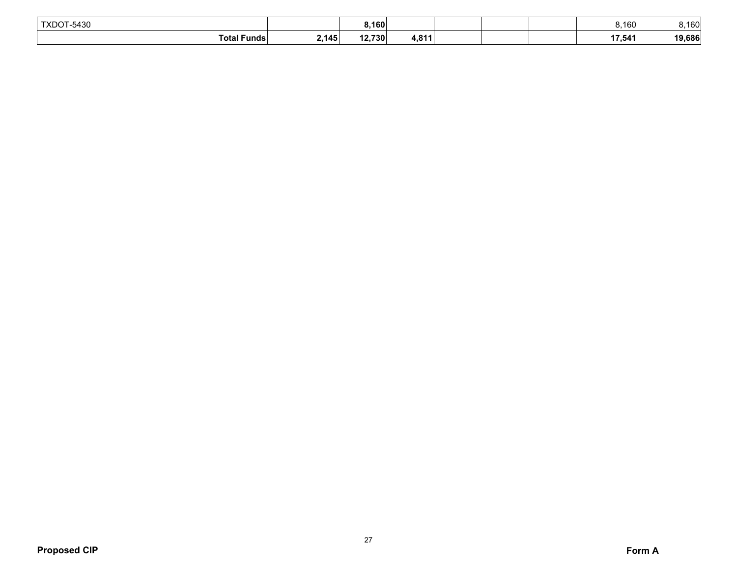| | | | | | | | | |
|---|---|---|---|---|---|---|---|---|
| TXDOT-5430 | | **8,160** | | | | | 8,160 | 8,160 |
| **Total Funds** | **2,145** | **12,730** | **4,811** | | | | **17,541** | **19,686** |

**Proposed CIP** **Form A**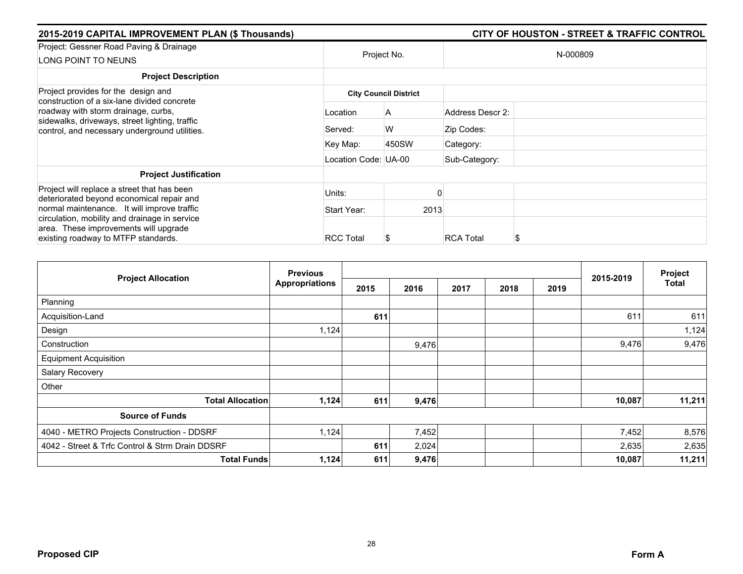## 2015-2019 CAPITAL IMPROVEMENT PLAN ($ Thousands)

## CITY OF HOUSTON - STREET & TRAFFIC CONTROL

| Project: Gessner Road Paving & Drainage<br>LONG POINT TO NEUNS | Project No. | | N-000809 | |
|---|---|---|---|---|
| **Project Description** | | | | |
| Project provides for the design and construction of a six-lane divided concrete roadway with storm drainage, curbs, sidewalks, driveways, street lighting, traffic control, and necessary underground utilities. | **City Council District** | | | |
| | Location | A | Address Descr 2: | |
| | Served: | W | Zip Codes: | |
| | Key Map: | 450SW | Category: | |
| | Location Code: | UA-00 | Sub-Category: | |
| **Project Justification** | | | | |
| Project will replace a street that has been deteriorated beyond economical repair and normal maintenance. It will improve traffic circulation, mobility and drainage in service area. These improvements will upgrade existing roadway to MTFP standards. | Units: | 0 | | |
| | Start Year: | 2013 | | |
| | RCC Total | $ | RCA Total | $ |

| Project Allocation | Previous Appropriations | 2015 | 2016 | 2017 | 2018 | 2019 | 2015-2019 | Project Total |
|---|---|---|---|---|---|---|---|---|
| Planning | | | | | | | | |
| Acquisition-Land | | **611** | | | | | 611 | 611 |
| Design | 1,124 | | | | | | | 1,124 |
| Construction | | | 9,476 | | | | 9,476 | 9,476 |
| Equipment Acquisition | | | | | | | | |
| Salary Recovery | | | | | | | | |
| Other | | | | | | | | |
| **Total Allocation** | **1,124** | **611** | **9,476** | | | | **10,087** | **11,211** |
| **Source of Funds** | | | | | | | | |
| 4040 - METRO Projects Construction - DDSRF | 1,124 | | 7,452 | | | | 7,452 | 8,576 |
| 4042 - Street & Trfc Control & Strm Drain DDSRF | | **611** | 2,024 | | | | 2,635 | 2,635 |
| **Total Funds** | **1,124** | **611** | **9,476** | | | | **10,087** | **11,211** |

**Proposed CIP** **Form A**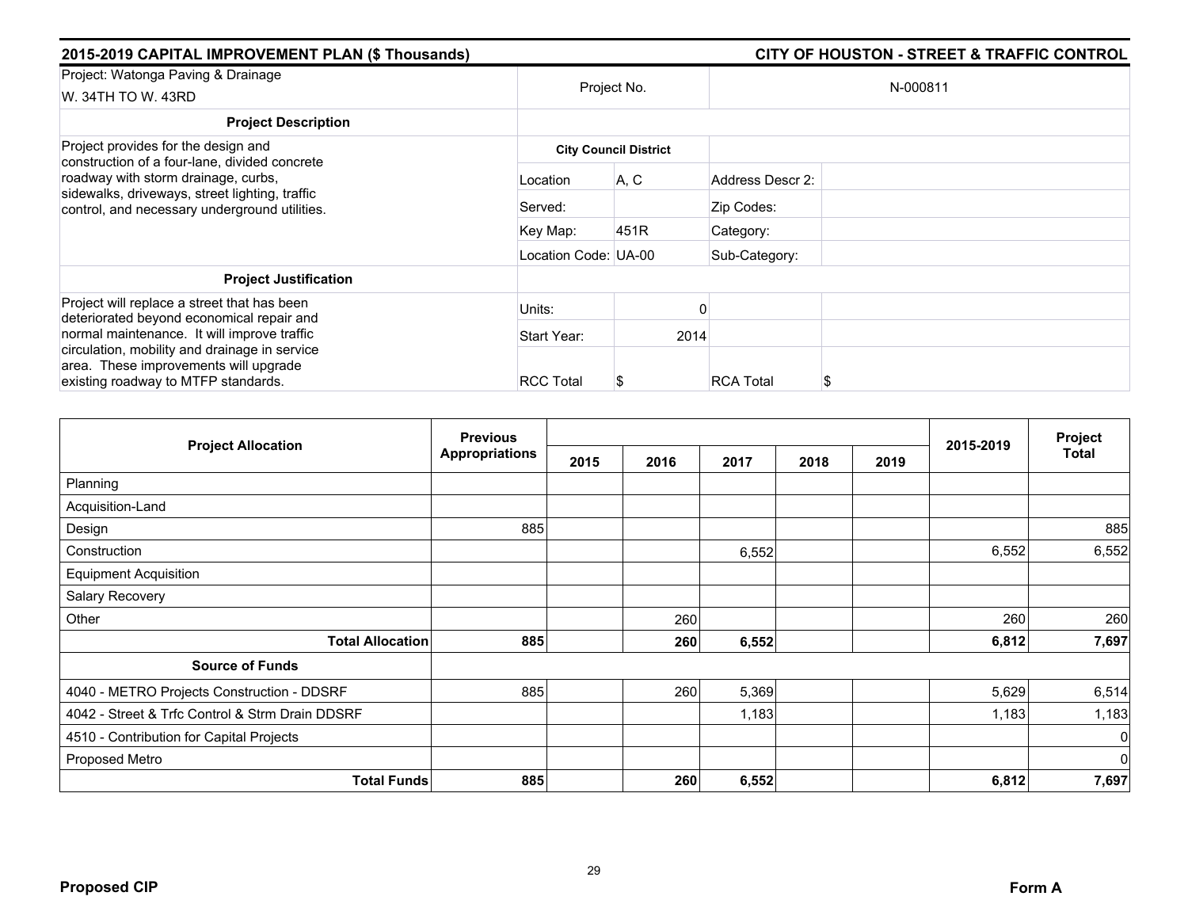## 2015-2019 CAPITAL IMPROVEMENT PLAN ($ Thousands)

## CITY OF HOUSTON - STREET & TRAFFIC CONTROL

| Project: Watonga Paving & Drainage<br>W. 34TH TO W. 43RD | Project No. | | N-000811 | |
|---|---|---|---|---|
| **Project Description** | | | | |
| Project provides for the design and construction of a four-lane, divided concrete roadway with storm drainage, curbs, sidewalks, driveways, street lighting, traffic control, and necessary underground utilities. | **City Council District** | | | |
| | Location | A, C | Address Descr 2: | |
| | Served: | | Zip Codes: | |
| | Key Map: | 451R | Category: | |
| | Location Code: | UA-00 | Sub-Category: | |
| **Project Justification** | | | | |
| Project will replace a street that has been deteriorated beyond economical repair and normal maintenance. It will improve traffic circulation, mobility and drainage in service area. These improvements will upgrade existing roadway to MTFP standards. | Units: | 0 | | |
| | Start Year: | 2014 | | |
| | RCC Total | $ | RCA Total | $ |

| Project Allocation | Previous Appropriations | 2015 | 2016 | 2017 | 2018 | 2019 | 2015-2019 | Project Total |
|---|---|---|---|---|---|---|---|---|
| Planning | | | | | | | | |
| Acquisition-Land | | | | | | | | |
| Design | 885 | | | | | | | 885 |
| Construction | | | | 6,552 | | | 6,552 | 6,552 |
| Equipment Acquisition | | | | | | | | |
| Salary Recovery | | | | | | | | |
| Other | | | 260 | | | | 260 | 260 |
| **Total Allocation** | **885** | | **260** | **6,552** | | | **6,812** | **7,697** |
| **Source of Funds** | | | | | | | | |
| 4040 - METRO Projects Construction - DDSRF | 885 | | 260 | 5,369 | | | 5,629 | 6,514 |
| 4042 - Street & Trfc Control & Strm Drain DDSRF | | | | 1,183 | | | 1,183 | 1,183 |
| 4510 - Contribution for Capital Projects | | | | | | | | 0 |
| Proposed Metro | | | | | | | | 0 |
| **Total Funds** | **885** | | **260** | **6,552** | | | **6,812** | **7,697** |

**Proposed CIP** **Form A**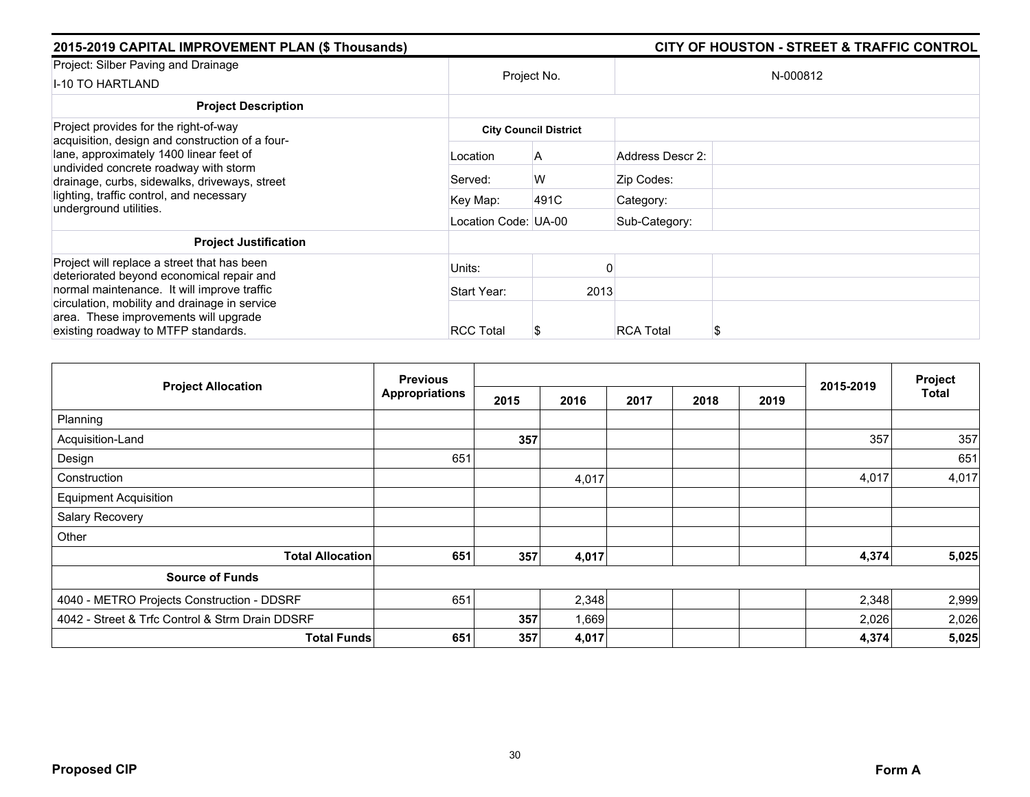**2015-2019 CAPITAL IMPROVEMENT PLAN ($ Thousands)** | **CITY OF HOUSTON - STREET & TRAFFIC CONTROL**

| Project: Silber Paving and Drainage<br>I-10 TO HARTLAND | Project No. | | N-000812 | |
|---|---|---|---|---|
| **Project Description** | | | | |
| Project provides for the right-of-way acquisition, design and construction of a four-lane, approximately 1400 linear feet of undivided concrete roadway with storm drainage, curbs, sidewalks, driveways, street lighting, traffic control, and necessary underground utilities. | **City Council District** | | | |
| | Location | A | Address Descr 2: | |
| | Served: | W | Zip Codes: | |
| | Key Map: | 491C | Category: | |
| | Location Code: UA-00 | | Sub-Category: | |
| **Project Justification** | | | | |
| Project will replace a street that has been deteriorated beyond economical repair and normal maintenance. It will improve traffic circulation, mobility and drainage in service area. These improvements will upgrade existing roadway to MTFP standards. | Units: | 0 | | |
| | Start Year: | 2013 | | |
| | RCC Total | $ | RCA Total | $ |

| Project Allocation | Previous Appropriations | 2015 | 2016 | 2017 | 2018 | 2019 | 2015-2019 | Project Total |
|---|---|---|---|---|---|---|---|---|
| Planning | | | | | | | | |
| Acquisition-Land | | **357** | | | | | 357 | 357 |
| Design | 651 | | | | | | | 651 |
| Construction | | | 4,017 | | | | 4,017 | 4,017 |
| Equipment Acquisition | | | | | | | | |
| Salary Recovery | | | | | | | | |
| Other | | | | | | | | |
| **Total Allocation** | **651** | **357** | **4,017** | | | | **4,374** | **5,025** |
| **Source of Funds** | | | | | | | | |
| 4040 - METRO Projects Construction - DDSRF | 651 | | 2,348 | | | | 2,348 | 2,999 |
| 4042 - Street & Trfc Control & Strm Drain DDSRF | | **357** | 1,669 | | | | 2,026 | 2,026 |
| **Total Funds** | **651** | **357** | **4,017** | | | | **4,374** | **5,025** |

**Proposed CIP** | **Form A**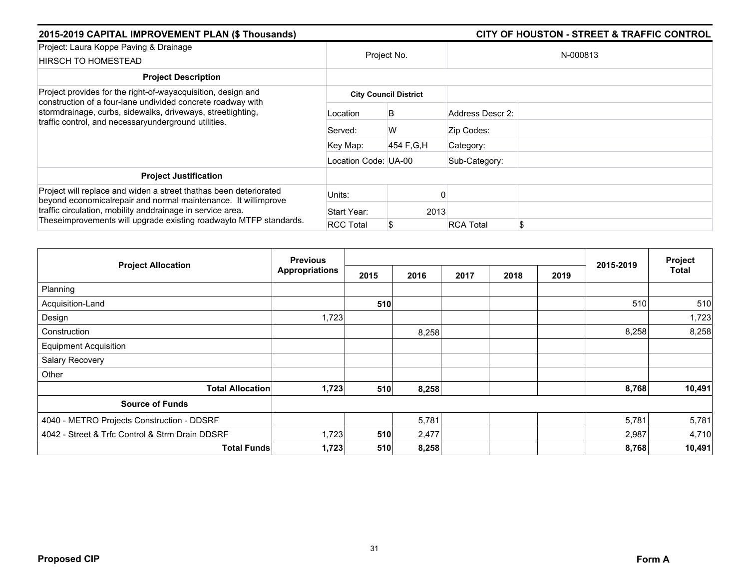## 2015-2019 CAPITAL IMPROVEMENT PLAN ($ Thousands) — CITY OF HOUSTON - STREET & TRAFFIC CONTROL

| Project: Laura Koppe Paving & Drainage HIRSCH TO HOMESTEAD | Project No. | | N-000813 |
|---|---|---|---|
| **Project Description** | | | |
| Project provides for the right-of-wayacquisition, design and construction of a four-lane undivided concrete roadway with stormdrainage, curbs, sidewalks, driveways, streetlighting, traffic control, and necessaryunderground utilities. | **City Council District** | | |
| | Location | B | Address Descr 2: |
| | Served: | W | Zip Codes: |
| | Key Map: | 454 F,G,H | Category: |
| | Location Code: | UA-00 | Sub-Category: |
| **Project Justification** | | | |
| Project will replace and widen a street thathas been deteriorated beyond economicalrepair and normal maintenance. It willimprove traffic circulation, mobility anddrainage in service area. Theseimprovements will upgrade existing roadwayto MTFP standards. | Units: | 0 | |
| | Start Year: | 2013 | |
| | RCC Total | $ | RCA Total $ |

| Project Allocation | Previous Appropriations | 2015 | 2016 | 2017 | 2018 | 2019 | 2015-2019 | Project Total |
|---|---|---|---|---|---|---|---|---|
| Planning | | | | | | | | |
| Acquisition-Land | | **510** | | | | | 510 | 510 |
| Design | 1,723 | | | | | | | 1,723 |
| Construction | | | 8,258 | | | | 8,258 | 8,258 |
| Equipment Acquisition | | | | | | | | |
| Salary Recovery | | | | | | | | |
| Other | | | | | | | | |
| **Total Allocation** | **1,723** | **510** | **8,258** | | | | **8,768** | **10,491** |
| **Source of Funds** | | | | | | | | |
| 4040 - METRO Projects Construction - DDSRF | | | 5,781 | | | | 5,781 | 5,781 |
| 4042 - Street & Trfc Control & Strm Drain DDSRF | 1,723 | **510** | 2,477 | | | | 2,987 | 4,710 |
| **Total Funds** | **1,723** | **510** | **8,258** | | | | **8,768** | **10,491** |

**Proposed CIP** **Form A**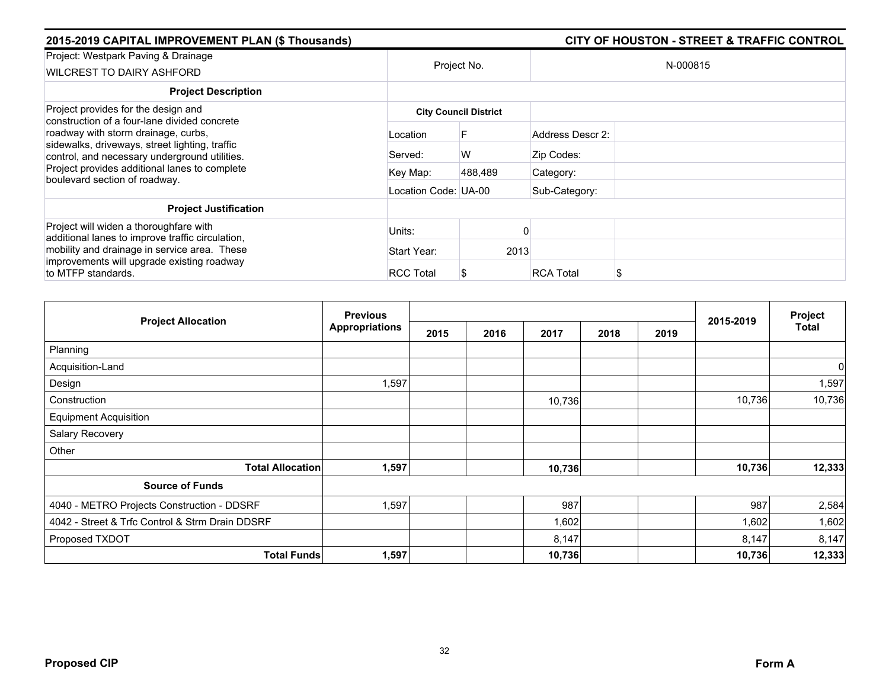## 2015-2019 CAPITAL IMPROVEMENT PLAN ($ Thousands) — CITY OF HOUSTON - STREET & TRAFFIC CONTROL

| Project: Westpark Paving & Drainage WILCREST TO DAIRY ASHFORD | Project No. | | N-000815 | |
|---|---|---|---|---|
| **Project Description** | | | | |
| Project provides for the design and construction of a four-lane divided concrete roadway with storm drainage, curbs, sidewalks, driveways, street lighting, traffic control, and necessary underground utilities. Project provides additional lanes to complete boulevard section of roadway. | **City Council District** | | | |
| | Location | F | Address Descr 2: | |
| | Served: | W | Zip Codes: | |
| | Key Map: | 488,489 | Category: | |
| | Location Code: | UA-00 | Sub-Category: | |
| **Project Justification** | | | | |
| Project will widen a thoroughfare with additional lanes to improve traffic circulation, mobility and drainage in service area. These improvements will upgrade existing roadway to MTFP standards. | Units: | 0 | | |
| | Start Year: | 2013 | | |
| | RCC Total | $ | RCA Total | $ |

| Project Allocation | Previous Appropriations | 2015 | 2016 | 2017 | 2018 | 2019 | 2015-2019 | Project Total |
|---|---|---|---|---|---|---|---|---|
| Planning | | | | | | | | |
| Acquisition-Land | | | | | | | | 0 |
| Design | 1,597 | | | | | | | 1,597 |
| Construction | | | | 10,736 | | | 10,736 | 10,736 |
| Equipment Acquisition | | | | | | | | |
| Salary Recovery | | | | | | | | |
| Other | | | | | | | | |
| **Total Allocation** | **1,597** | | | **10,736** | | | **10,736** | **12,333** |
| **Source of Funds** | | | | | | | | |
| 4040 - METRO Projects Construction - DDSRF | 1,597 | | | 987 | | | 987 | 2,584 |
| 4042 - Street & Trfc Control & Strm Drain DDSRF | | | | 1,602 | | | 1,602 | 1,602 |
| Proposed TXDOT | | | | 8,147 | | | 8,147 | 8,147 |
| **Total Funds** | **1,597** | | | **10,736** | | | **10,736** | **12,333** |

**Proposed CIP** — **Form A**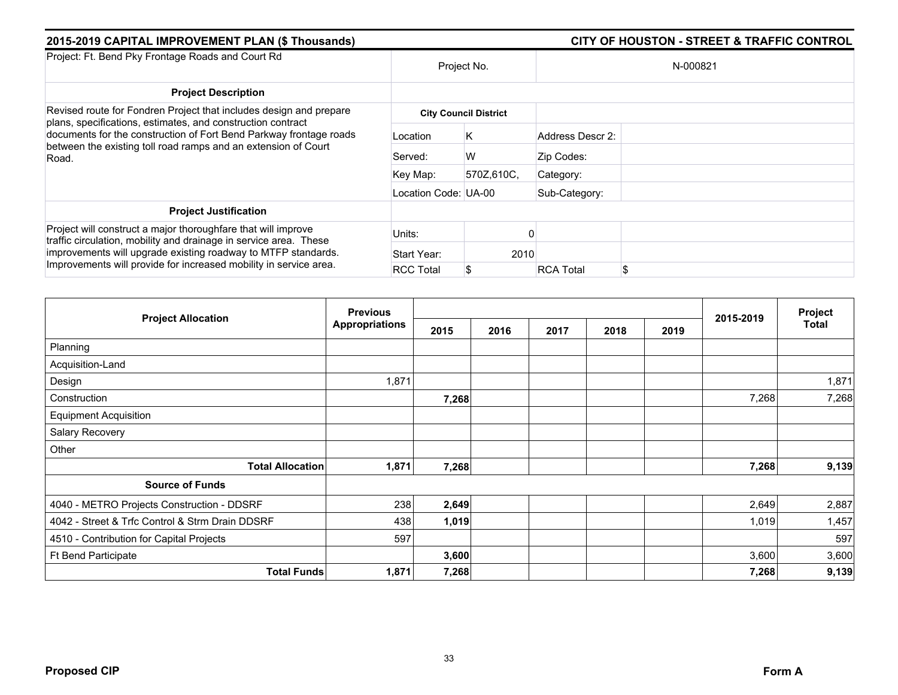## 2015-2019 CAPITAL IMPROVEMENT PLAN ($ Thousands)

## CITY OF HOUSTON - STREET & TRAFFIC CONTROL

| Project: Ft. Bend Pky Frontage Roads and Court Rd | Project No. | | N-000821 | |
|---|---|---|---|---|
| **Project Description** | | | | |
| Revised route for Fondren Project that includes design and prepare plans, specifications, estimates, and construction contract documents for the construction of Fort Bend Parkway frontage roads between the existing toll road ramps and an extension of Court Road. | **City Council District** | | | |
| | Location | K | Address Descr 2: | |
| | Served: | W | Zip Codes: | |
| | Key Map: | 570Z,610C, | Category: | |
| | Location Code: | UA-00 | Sub-Category: | |
| **Project Justification** | | | | |
| Project will construct a major thoroughfare that will improve traffic circulation, mobility and drainage in service area. These improvements will upgrade existing roadway to MTFP standards. Improvements will provide for increased mobility in service area. | Units: | 0 | | |
| | Start Year: | 2010 | | |
| | RCC Total | $ | RCA Total | $ |

| Project Allocation | Previous Appropriations | 2015 | 2016 | 2017 | 2018 | 2019 | 2015-2019 | Project Total |
|---|---|---|---|---|---|---|---|---|
| Planning | | | | | | | | |
| Acquisition-Land | | | | | | | | |
| Design | 1,871 | | | | | | | 1,871 |
| Construction | | **7,268** | | | | | 7,268 | 7,268 |
| Equipment Acquisition | | | | | | | | |
| Salary Recovery | | | | | | | | |
| Other | | | | | | | | |
| **Total Allocation** | **1,871** | **7,268** | | | | | **7,268** | **9,139** |
| **Source of Funds** | | | | | | | | |
| 4040 - METRO Projects Construction - DDSRF | 238 | **2,649** | | | | | 2,649 | 2,887 |
| 4042 - Street & Trfc Control & Strm Drain DDSRF | 438 | **1,019** | | | | | 1,019 | 1,457 |
| 4510 - Contribution for Capital Projects | 597 | | | | | | | 597 |
| Ft Bend Participate | | **3,600** | | | | | 3,600 | 3,600 |
| **Total Funds** | **1,871** | **7,268** | | | | | **7,268** | **9,139** |

**Proposed CIP** **Form A**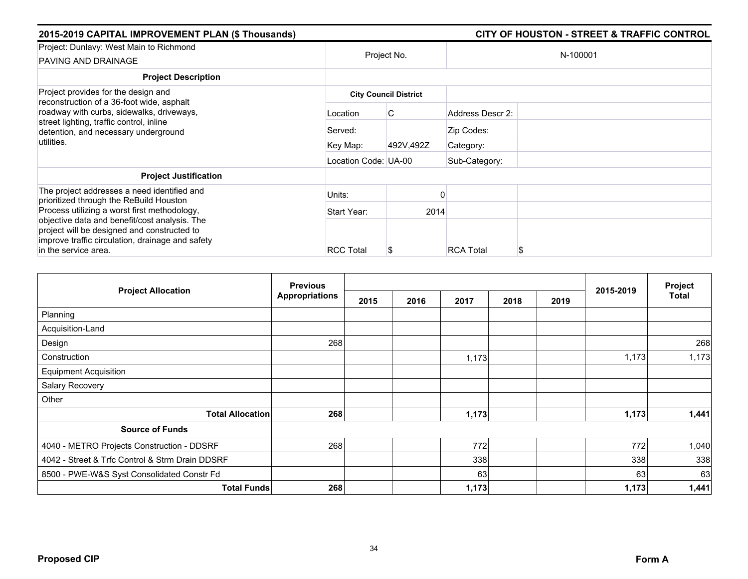## 2015-2019 CAPITAL IMPROVEMENT PLAN ($ Thousands) — CITY OF HOUSTON - STREET & TRAFFIC CONTROL

| Project: Dunlavy: West Main to Richmond PAVING AND DRAINAGE | Project No. | | N-100001 | |
|---|---|---|---|---|
| **Project Description** | | | | |
| Project provides for the design and reconstruction of a 36-foot wide, asphalt roadway with curbs, sidewalks, driveways, street lighting, traffic control, inline detention, and necessary underground utilities. | **City Council District** | | | |
| | Location | C | Address Descr 2: | |
| | Served: | | Zip Codes: | |
| | Key Map: | 492V,492Z | Category: | |
| | Location Code: | UA-00 | Sub-Category: | |
| **Project Justification** | | | | |
| The project addresses a need identified and prioritized through the ReBuild Houston Process utilizing a worst first methodology, objective data and benefit/cost analysis. The project will be designed and constructed to improve traffic circulation, drainage and safety in the service area. | Units: | 0 | | |
| | Start Year: | 2014 | | |
| | RCC Total | $ | RCA Total | $ |

| Project Allocation | Previous Appropriations | 2015 | 2016 | 2017 | 2018 | 2019 | 2015-2019 | Project Total |
|---|---|---|---|---|---|---|---|---|
| Planning | | | | | | | | |
| Acquisition-Land | | | | | | | | |
| Design | 268 | | | | | | | 268 |
| Construction | | | | 1,173 | | | 1,173 | 1,173 |
| Equipment Acquisition | | | | | | | | |
| Salary Recovery | | | | | | | | |
| Other | | | | | | | | |
| **Total Allocation** | **268** | | | **1,173** | | | **1,173** | **1,441** |
| **Source of Funds** | | | | | | | | |
| 4040 - METRO Projects Construction - DDSRF | 268 | | | 772 | | | 772 | 1,040 |
| 4042 - Street & Trfc Control & Strm Drain DDSRF | | | | 338 | | | 338 | 338 |
| 8500 - PWE-W&S Syst Consolidated Constr Fd | | | | 63 | | | 63 | 63 |
| **Total Funds** | **268** | | | **1,173** | | | **1,173** | **1,441** |

**Proposed CIP** — **Form A**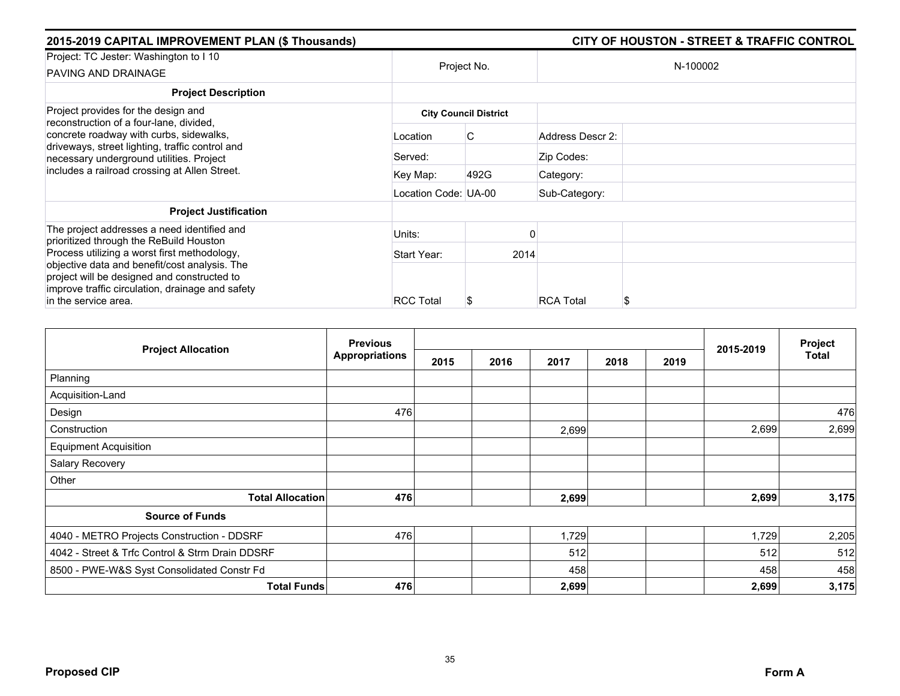**2015-2019 CAPITAL IMPROVEMENT PLAN ($ Thousands)** — **CITY OF HOUSTON - STREET & TRAFFIC CONTROL**

| Project: TC Jester: Washington to I 10<br>PAVING AND DRAINAGE | Project No. | | N-100002 | |
|---|---|---|---|---|
| **Project Description** | | | | |
| Project provides for the design and reconstruction of a four-lane, divided, concrete roadway with curbs, sidewalks, driveways, street lighting, traffic control and necessary underground utilities. Project includes a railroad crossing at Allen Street. | **City Council District** | | | |
| | Location | C | Address Descr 2: | |
| | Served: | | Zip Codes: | |
| | Key Map: | 492G | Category: | |
| | Location Code: | UA-00 | Sub-Category: | |
| **Project Justification** | | | | |
| The project addresses a need identified and prioritized through the ReBuild Houston Process utilizing a worst first methodology, objective data and benefit/cost analysis. The project will be designed and constructed to improve traffic circulation, drainage and safety in the service area. | Units: | 0 | | |
| | Start Year: | 2014 | | |
| | RCC Total | $ | RCA Total | $ |

| Project Allocation | Previous Appropriations | 2015 | 2016 | 2017 | 2018 | 2019 | 2015-2019 | Project Total |
|---|---|---|---|---|---|---|---|---|
| Planning | | | | | | | | |
| Acquisition-Land | | | | | | | | |
| Design | 476 | | | | | | | 476 |
| Construction | | | | 2,699 | | | 2,699 | 2,699 |
| Equipment Acquisition | | | | | | | | |
| Salary Recovery | | | | | | | | |
| Other | | | | | | | | |
| **Total Allocation** | **476** | | | **2,699** | | | **2,699** | **3,175** |
| **Source of Funds** | | | | | | | | |
| 4040 - METRO Projects Construction - DDSRF | 476 | | | 1,729 | | | 1,729 | 2,205 |
| 4042 - Street & Trfc Control & Strm Drain DDSRF | | | | 512 | | | 512 | 512 |
| 8500 - PWE-W&S Syst Consolidated Constr Fd | | | | 458 | | | 458 | 458 |
| **Total Funds** | **476** | | | **2,699** | | | **2,699** | **3,175** |

**Proposed CIP** — **Form A**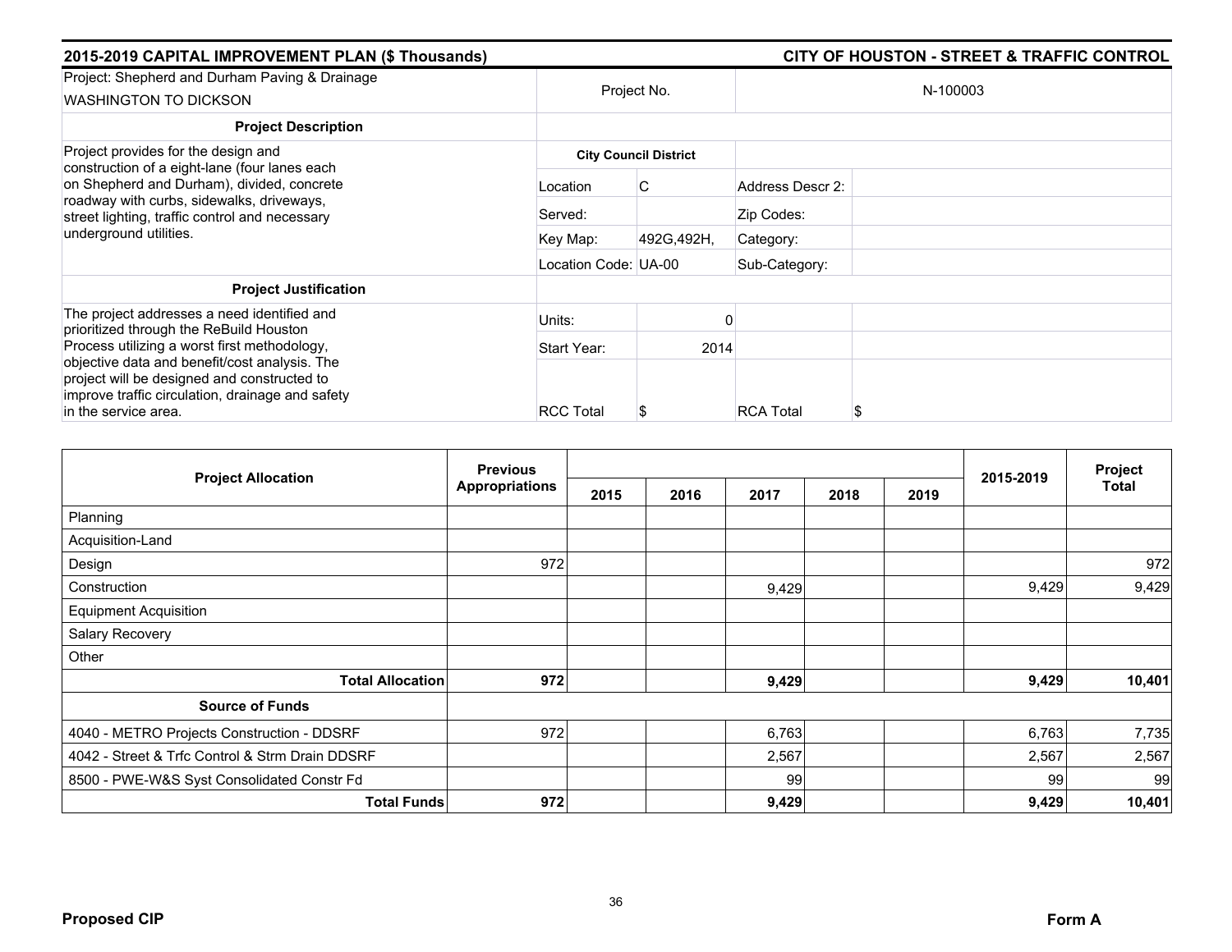## 2015-2019 CAPITAL IMPROVEMENT PLAN ($ Thousands) — CITY OF HOUSTON - STREET & TRAFFIC CONTROL

| Project: Shepherd and Durham Paving & Drainage<br>WASHINGTON TO DICKSON | Project No. | | N-100003 | |
|---|---|---|---|---|
| **Project Description** | | | | |
| Project provides for the design and construction of a eight-lane (four lanes each on Shepherd and Durham), divided, concrete roadway with curbs, sidewalks, driveways, street lighting, traffic control and necessary underground utilities. | **City Council District** | | | |
| | Location | C | Address Descr 2: | |
| | Served: | | Zip Codes: | |
| | Key Map: | 492G,492H, | Category: | |
| | Location Code: | UA-00 | Sub-Category: | |
| **Project Justification** | | | | |
| The project addresses a need identified and prioritized through the ReBuild Houston Process utilizing a worst first methodology, objective data and benefit/cost analysis. The project will be designed and constructed to improve traffic circulation, drainage and safety in the service area. | Units: | 0 | | |
| | Start Year: | 2014 | | |
| | RCC Total | $ | RCA Total | $ |

| Project Allocation | Previous Appropriations | 2015 | 2016 | 2017 | 2018 | 2019 | 2015-2019 | Project Total |
|---|---|---|---|---|---|---|---|---|
| Planning | | | | | | | | |
| Acquisition-Land | | | | | | | | |
| Design | 972 | | | | | | | 972 |
| Construction | | | | 9,429 | | | 9,429 | 9,429 |
| Equipment Acquisition | | | | | | | | |
| Salary Recovery | | | | | | | | |
| Other | | | | | | | | |
| **Total Allocation** | **972** | | | **9,429** | | | **9,429** | **10,401** |
| **Source of Funds** | | | | | | | | |
| 4040 - METRO Projects Construction - DDSRF | 972 | | | 6,763 | | | 6,763 | 7,735 |
| 4042 - Street & Trfc Control & Strm Drain DDSRF | | | | 2,567 | | | 2,567 | 2,567 |
| 8500 - PWE-W&S Syst Consolidated Constr Fd | | | | 99 | | | 99 | 99 |
| **Total Funds** | **972** | | | **9,429** | | | **9,429** | **10,401** |

**Proposed CIP** — **Form A**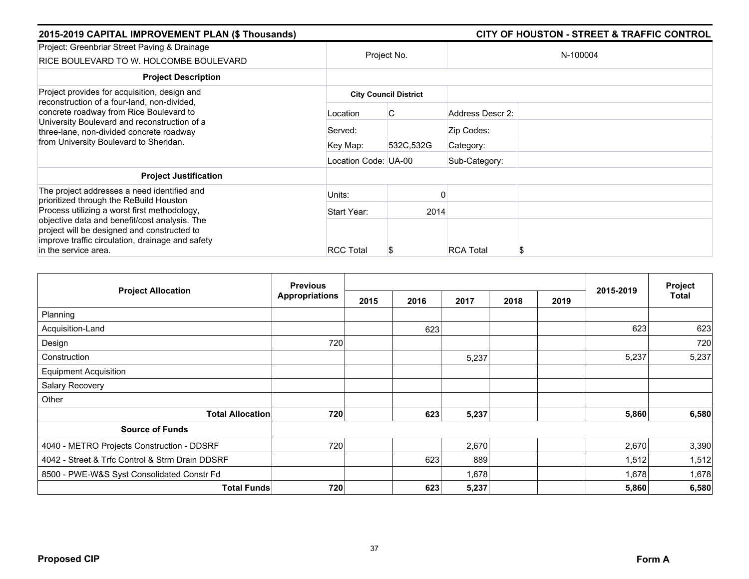## 2015-2019 CAPITAL IMPROVEMENT PLAN ($ Thousands) — CITY OF HOUSTON - STREET & TRAFFIC CONTROL

| Project: Greenbriar Street Paving & Drainage<br>RICE BOULEVARD TO W. HOLCOMBE BOULEVARD | Project No. | | N-100004 | |
|---|---|---|---|---|
| **Project Description** | | | | |
| Project provides for acquisition, design and reconstruction of a four-land, non-divided, concrete roadway from Rice Boulevard to University Boulevard and reconstruction of a three-lane, non-divided concrete roadway from University Boulevard to Sheridan. | **City Council District** | | | |
| | Location | C | Address Descr 2: | |
| | Served: | | Zip Codes: | |
| | Key Map: | 532C,532G | Category: | |
| | Location Code: | UA-00 | Sub-Category: | |
| **Project Justification** | | | | |
| The project addresses a need identified and prioritized through the ReBuild Houston Process utilizing a worst first methodology, objective data and benefit/cost analysis. The project will be designed and constructed to improve traffic circulation, drainage and safety in the service area. | Units: | 0 | | |
| | Start Year: | 2014 | | |
| | RCC Total | $ | RCA Total | $ |

| Project Allocation | Previous Appropriations | 2015 | 2016 | 2017 | 2018 | 2019 | 2015-2019 | Project Total |
|---|---|---|---|---|---|---|---|---|
| Planning | | | | | | | | |
| Acquisition-Land | | | 623 | | | | 623 | 623 |
| Design | 720 | | | | | | | 720 |
| Construction | | | | 5,237 | | | 5,237 | 5,237 |
| Equipment Acquisition | | | | | | | | |
| Salary Recovery | | | | | | | | |
| Other | | | | | | | | |
| **Total Allocation** | **720** | | **623** | **5,237** | | | **5,860** | **6,580** |
| **Source of Funds** | | | | | | | | |
| 4040 - METRO Projects Construction - DDSRF | 720 | | | 2,670 | | | 2,670 | 3,390 |
| 4042 - Street & Trfc Control & Strm Drain DDSRF | | | 623 | 889 | | | 1,512 | 1,512 |
| 8500 - PWE-W&S Syst Consolidated Constr Fd | | | | 1,678 | | | 1,678 | 1,678 |
| **Total Funds** | **720** | | **623** | **5,237** | | | **5,860** | **6,580** |

**Proposed CIP** — **Form A**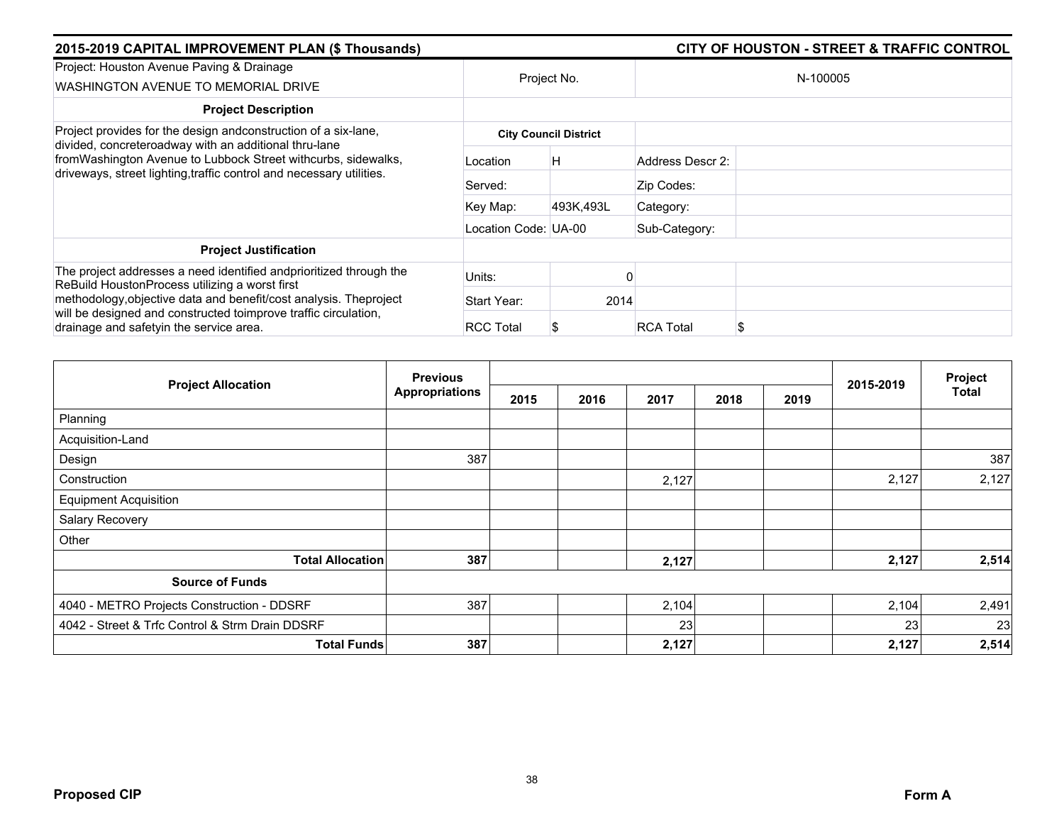## 2015-2019 CAPITAL IMPROVEMENT PLAN ($ Thousands)

## CITY OF HOUSTON - STREET & TRAFFIC CONTROL

| Project: Houston Avenue Paving & Drainage<br>WASHINGTON AVENUE TO MEMORIAL DRIVE | Project No. | | N-100005 |
|---|---|---|---|
| **Project Description** | | | |
| Project provides for the design andconstruction of a six-lane, divided, concreteroadway with an additional thru-lane fromWashington Avenue to Lubbock Street withcurbs, sidewalks, driveways, street lighting,traffic control and necessary utilities. | **City Council District** | | |
| | Location | H | Address Descr 2: |
| | Served: | | Zip Codes: |
| | Key Map: | 493K,493L | Category: |
| | Location Code: | UA-00 | Sub-Category: |
| **Project Justification** | | | |
| The project addresses a need identified andprioritized through the ReBuild HoustonProcess utilizing a worst first methodology,objective data and benefit/cost analysis. Theproject will be designed and constructed toimprove traffic circulation, drainage and safetyin the service area. | Units: | 0 | |
| | Start Year: | 2014 | |
| | RCC Total | $ | RCA Total $ |

| Project Allocation | Previous Appropriations | 2015 | 2016 | 2017 | 2018 | 2019 | 2015-2019 | Project Total |
|---|---|---|---|---|---|---|---|---|
| Planning | | | | | | | | |
| Acquisition-Land | | | | | | | | |
| Design | 387 | | | | | | | 387 |
| Construction | | | | 2,127 | | | 2,127 | 2,127 |
| Equipment Acquisition | | | | | | | | |
| Salary Recovery | | | | | | | | |
| Other | | | | | | | | |
| **Total Allocation** | **387** | | | **2,127** | | | **2,127** | **2,514** |
| **Source of Funds** | | | | | | | | |
| 4040 - METRO Projects Construction - DDSRF | 387 | | | 2,104 | | | 2,104 | 2,491 |
| 4042 - Street & Trfc Control & Strm Drain DDSRF | | | | 23 | | | 23 | 23 |
| **Total Funds** | **387** | | | **2,127** | | | **2,127** | **2,514** |

**Proposed CIP** **Form A**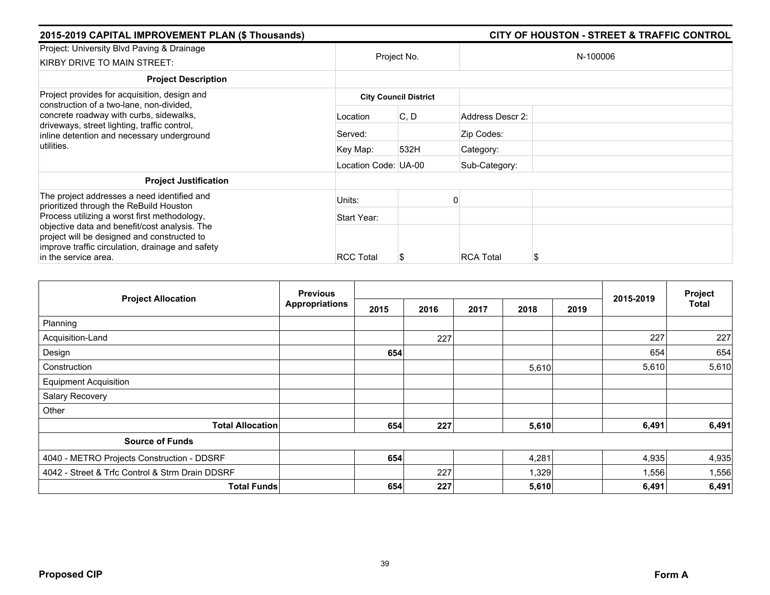**2015-2019 CAPITAL IMPROVEMENT PLAN ($ Thousands)** | **CITY OF HOUSTON - STREET & TRAFFIC CONTROL**

| Project: University Blvd Paving & Drainage KIRBY DRIVE TO MAIN STREET: | Project No. | | N-100006 | |
|---|---|---|---|---|
| **Project Description** | | | | |
| Project provides for acquisition, design and construction of a two-lane, non-divided, concrete roadway with curbs, sidewalks, driveways, street lighting, traffic control, inline detention and necessary underground utilities. | **City Council District** | | | |
| | Location | C, D | Address Descr 2: | |
| | Served: | | Zip Codes: | |
| | Key Map: | 532H | Category: | |
| | Location Code: | UA-00 | Sub-Category: | |
| **Project Justification** | | | | |
| The project addresses a need identified and prioritized through the ReBuild Houston Process utilizing a worst first methodology, objective data and benefit/cost analysis. The project will be designed and constructed to improve traffic circulation, drainage and safety in the service area. | Units: | 0 | | |
| | Start Year: | | | |
| | RCC Total | $ | RCA Total | $ |

| Project Allocation | Previous Appropriations | 2015 | 2016 | 2017 | 2018 | 2019 | 2015-2019 | Project Total |
|---|---|---|---|---|---|---|---|---|
| Planning | | | | | | | | |
| Acquisition-Land | | | 227 | | | | 227 | 227 |
| Design | | **654** | | | | | 654 | 654 |
| Construction | | | | | 5,610 | | 5,610 | 5,610 |
| Equipment Acquisition | | | | | | | | |
| Salary Recovery | | | | | | | | |
| Other | | | | | | | | |
| **Total Allocation** | | **654** | **227** | | **5,610** | | **6,491** | **6,491** |
| **Source of Funds** | | | | | | | | |
| 4040 - METRO Projects Construction - DDSRF | | **654** | | | 4,281 | | 4,935 | 4,935 |
| 4042 - Street & Trfc Control & Strm Drain DDSRF | | | 227 | | 1,329 | | 1,556 | 1,556 |
| **Total Funds** | | **654** | **227** | | **5,610** | | **6,491** | **6,491** |

**Proposed CIP** | **Form A**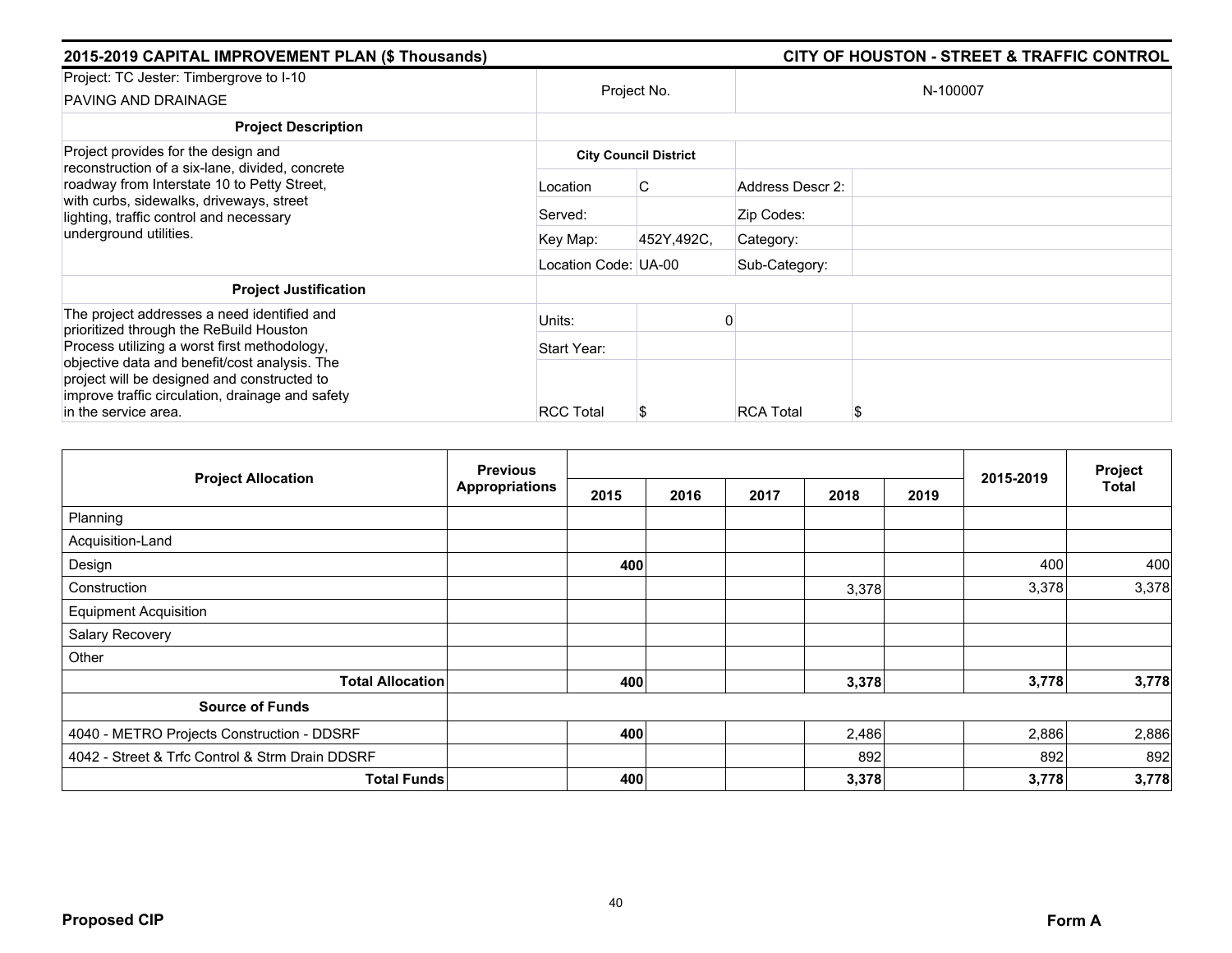## 2015-2019 CAPITAL IMPROVEMENT PLAN ($ Thousands) — CITY OF HOUSTON - STREET & TRAFFIC CONTROL

| Project: TC Jester: Timbergrove to I-10<br>PAVING AND DRAINAGE | Project No. | | N-100007 | |
|---|---|---|---|---|
| **Project Description** | | | | |
| Project provides for the design and reconstruction of a six-lane, divided, concrete roadway from Interstate 10 to Petty Street, with curbs, sidewalks, driveways, street lighting, traffic control and necessary underground utilities. | **City Council District** | | | |
| | Location | C | Address Descr 2: | |
| | Served: | | Zip Codes: | |
| | Key Map: | 452Y,492C, | Category: | |
| | Location Code: | UA-00 | Sub-Category: | |
| **Project Justification** | | | | |
| The project addresses a need identified and prioritized through the ReBuild Houston Process utilizing a worst first methodology, objective data and benefit/cost analysis. The project will be designed and constructed to improve traffic circulation, drainage and safety in the service area. | Units: | 0 | | |
| | Start Year: | | | |
| | RCC Total | $ | RCA Total | $ |

| Project Allocation | Previous Appropriations | 2015 | 2016 | 2017 | 2018 | 2019 | 2015-2019 | Project Total |
|---|---|---|---|---|---|---|---|---|
| Planning | | | | | | | | |
| Acquisition-Land | | | | | | | | |
| Design | | **400** | | | | | 400 | 400 |
| Construction | | | | | 3,378 | | 3,378 | 3,378 |
| Equipment Acquisition | | | | | | | | |
| Salary Recovery | | | | | | | | |
| Other | | | | | | | | |
| **Total Allocation** | | **400** | | | **3,378** | | **3,778** | **3,778** |
| **Source of Funds** | | | | | | | | |
| 4040 - METRO Projects Construction - DDSRF | | **400** | | | 2,486 | | 2,886 | 2,886 |
| 4042 - Street & Trfc Control & Strm Drain DDSRF | | | | | 892 | | 892 | 892 |
| **Total Funds** | | **400** | | | **3,378** | | **3,778** | **3,778** |

**Proposed CIP** — **Form A**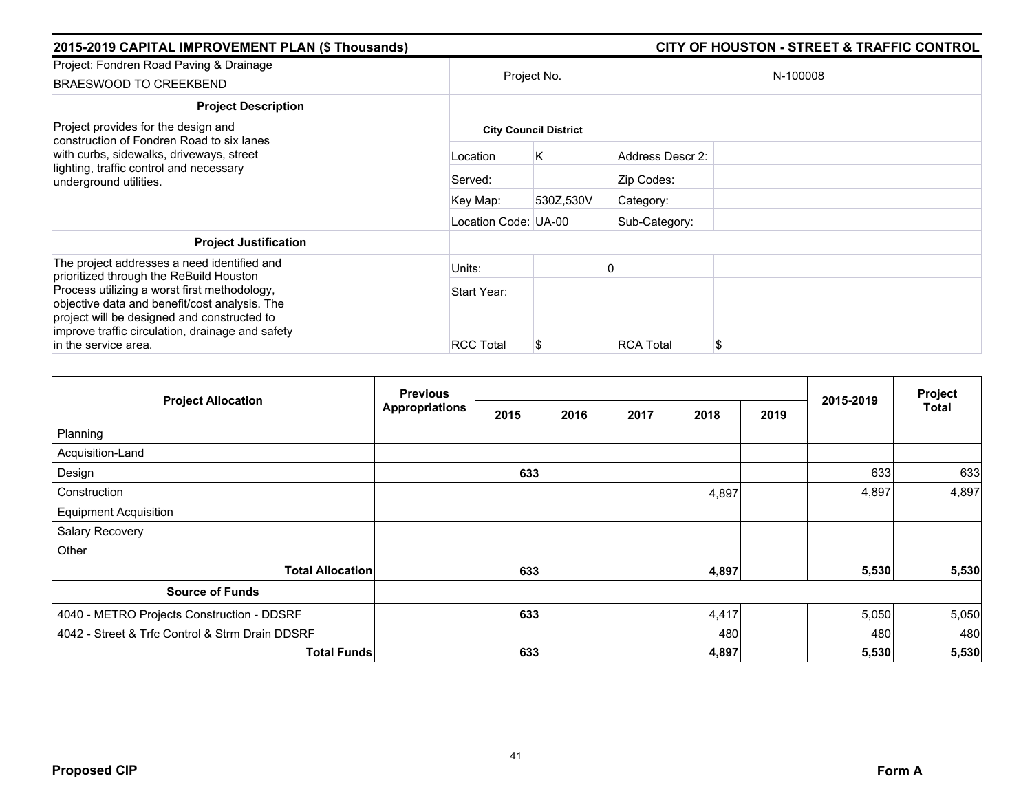## 2015-2019 CAPITAL IMPROVEMENT PLAN ($ Thousands) — CITY OF HOUSTON - STREET & TRAFFIC CONTROL

| Project: Fondren Road Paving & Drainage BRAESWOOD TO CREEKBEND | Project No. | N-100008 |
|---|---|---|

| **Project Description** | | | | |
|---|---|---|---|---|
| Project provides for the design and construction of Fondren Road to six lanes with curbs, sidewalks, driveways, street lighting, traffic control and necessary underground utilities. | **City Council District** | | | |
| | Location | K | Address Descr 2: | |
| | Served: | | Zip Codes: | |
| | Key Map: | 530Z,530V | Category: | |
| | Location Code: | UA-00 | Sub-Category: | |
| **Project Justification** | | | | |
| The project addresses a need identified and prioritized through the ReBuild Houston Process utilizing a worst first methodology, objective data and benefit/cost analysis. The project will be designed and constructed to improve traffic circulation, drainage and safety in the service area. | Units: | 0 | | |
| | Start Year: | | | |
| | RCC Total | $ | RCA Total | $ |

| Project Allocation | Previous Appropriations | 2015 | 2016 | 2017 | 2018 | 2019 | 2015-2019 | Project Total |
|---|---|---|---|---|---|---|---|---|
| Planning | | | | | | | | |
| Acquisition-Land | | | | | | | | |
| Design | | **633** | | | | | 633 | 633 |
| Construction | | | | | 4,897 | | 4,897 | 4,897 |
| Equipment Acquisition | | | | | | | | |
| Salary Recovery | | | | | | | | |
| Other | | | | | | | | |
| **Total Allocation** | | **633** | | | **4,897** | | **5,530** | **5,530** |
| **Source of Funds** | | | | | | | | |
| 4040 - METRO Projects Construction - DDSRF | | **633** | | | 4,417 | | 5,050 | 5,050 |
| 4042 - Street & Trfc Control & Strm Drain DDSRF | | | | | 480 | | 480 | 480 |
| **Total Funds** | | **633** | | | **4,897** | | **5,530** | **5,530** |

**Proposed CIP** — **Form A**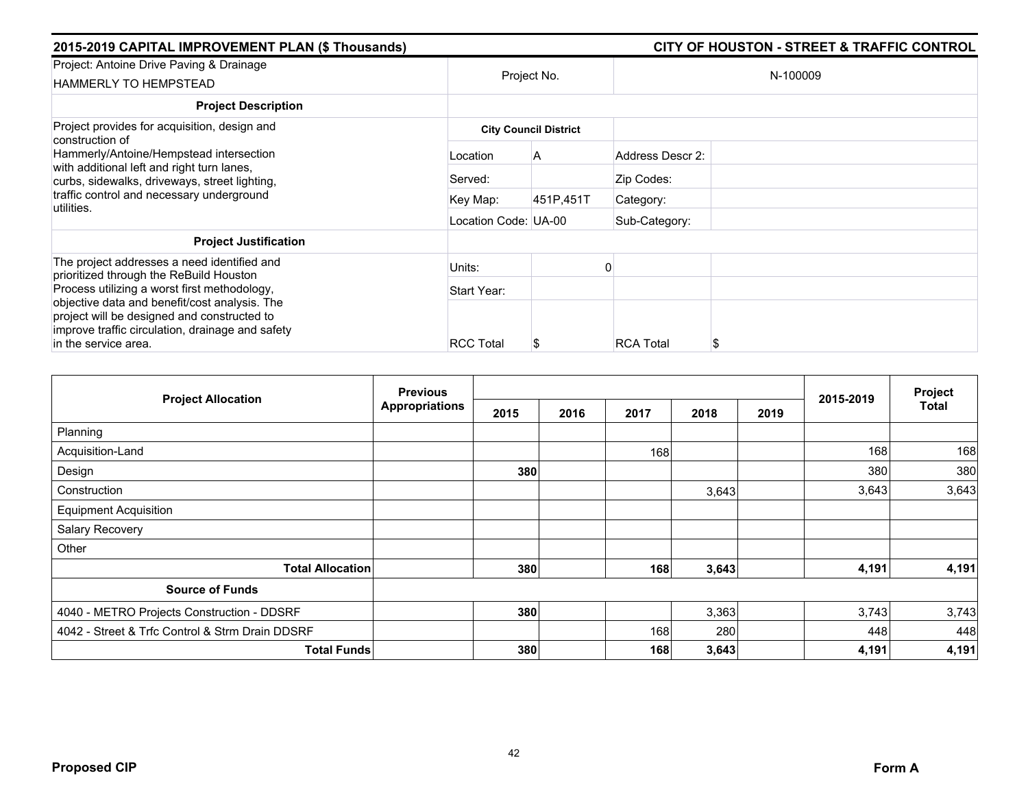| 2015-2019 CAPITAL IMPROVEMENT PLAN ($ Thousands) | | | | CITY OF HOUSTON - STREET & TRAFFIC CONTROL |
|---|---|---|---|---|
| Project: Antoine Drive Paving & Drainage<br>HAMMERLY TO HEMPSTEAD | Project No. | | N-100009 | |
| **Project Description** | | | | |
| Project provides for acquisition, design and construction of Hammerly/Antoine/Hempstead intersection with additional left and right turn lanes, curbs, sidewalks, driveways, street lighting, traffic control and necessary underground utilities. | **City Council District** | | | |
| | Location | A | Address Descr 2: | |
| | Served: | | Zip Codes: | |
| | Key Map: | 451P,451T | Category: | |
| | Location Code: | UA-00 | Sub-Category: | |
| **Project Justification** | | | | |
| The project addresses a need identified and prioritized through the ReBuild Houston Process utilizing a worst first methodology, objective data and benefit/cost analysis. The project will be designed and constructed to improve traffic circulation, drainage and safety in the service area. | Units: | 0 | | |
| | Start Year: | | | |
| | RCC Total | $ | RCA Total | $ |

| Project Allocation | Previous Appropriations | 2015 | 2016 | 2017 | 2018 | 2019 | 2015-2019 | Project Total |
|---|---|---|---|---|---|---|---|---|
| Planning | | | | | | | | |
| Acquisition-Land | | | | 168 | | | 168 | 168 |
| Design | | **380** | | | | | 380 | 380 |
| Construction | | | | | 3,643 | | 3,643 | 3,643 |
| Equipment Acquisition | | | | | | | | |
| Salary Recovery | | | | | | | | |
| Other | | | | | | | | |
| **Total Allocation** | | **380** | | **168** | **3,643** | | **4,191** | **4,191** |
| **Source of Funds** | | | | | | | | |
| 4040 - METRO Projects Construction - DDSRF | | **380** | | | 3,363 | | 3,743 | 3,743 |
| 4042 - Street & Trfc Control & Strm Drain DDSRF | | | | 168 | 280 | | 448 | 448 |
| **Total Funds** | | **380** | | **168** | **3,643** | | **4,191** | **4,191** |

**Proposed CIP** **Form A**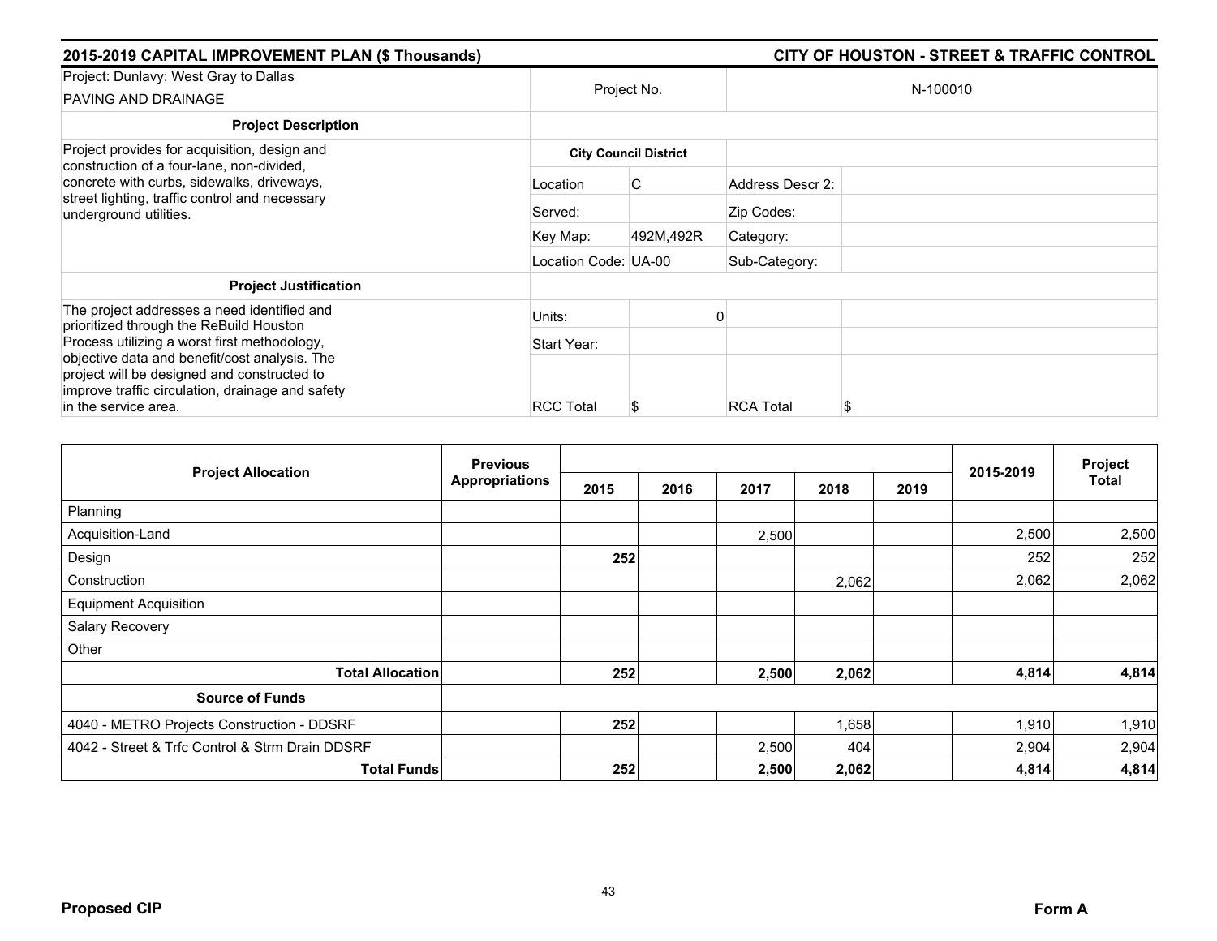## 2015-2019 CAPITAL IMPROVEMENT PLAN ($ Thousands) — CITY OF HOUSTON - STREET & TRAFFIC CONTROL

| Project: Dunlavy: West Gray to Dallas<br>PAVING AND DRAINAGE | Project No. | | N-100010 | |
|---|---|---|---|---|
| **Project Description** | | | | |
| Project provides for acquisition, design and construction of a four-lane, non-divided, concrete with curbs, sidewalks, driveways, street lighting, traffic control and necessary underground utilities. | **City Council District** | | | |
| | Location | C | Address Descr 2: | |
| | Served: | | Zip Codes: | |
| | Key Map: | 492M,492R | Category: | |
| | Location Code: | UA-00 | Sub-Category: | |
| **Project Justification** | | | | |
| The project addresses a need identified and prioritized through the ReBuild Houston Process utilizing a worst first methodology, objective data and benefit/cost analysis. The project will be designed and constructed to improve traffic circulation, drainage and safety in the service area. | Units: | 0 | | |
| | Start Year: | | | |
| | RCC Total | $ | RCA Total | $ |

| Project Allocation | Previous Appropriations | 2015 | 2016 | 2017 | 2018 | 2019 | 2015-2019 | Project Total |
|---|---|---|---|---|---|---|---|---|
| Planning | | | | | | | | |
| Acquisition-Land | | | | 2,500 | | | 2,500 | 2,500 |
| Design | | **252** | | | | | 252 | 252 |
| Construction | | | | | 2,062 | | 2,062 | 2,062 |
| Equipment Acquisition | | | | | | | | |
| Salary Recovery | | | | | | | | |
| Other | | | | | | | | |
| **Total Allocation** | | **252** | | **2,500** | **2,062** | | **4,814** | **4,814** |
| **Source of Funds** | | | | | | | | |
| 4040 - METRO Projects Construction - DDSRF | | **252** | | | 1,658 | | 1,910 | 1,910 |
| 4042 - Street & Trfc Control & Strm Drain DDSRF | | | | 2,500 | 404 | | 2,904 | 2,904 |
| **Total Funds** | | **252** | | **2,500** | **2,062** | | **4,814** | **4,814** |

**Proposed CIP** — **Form A**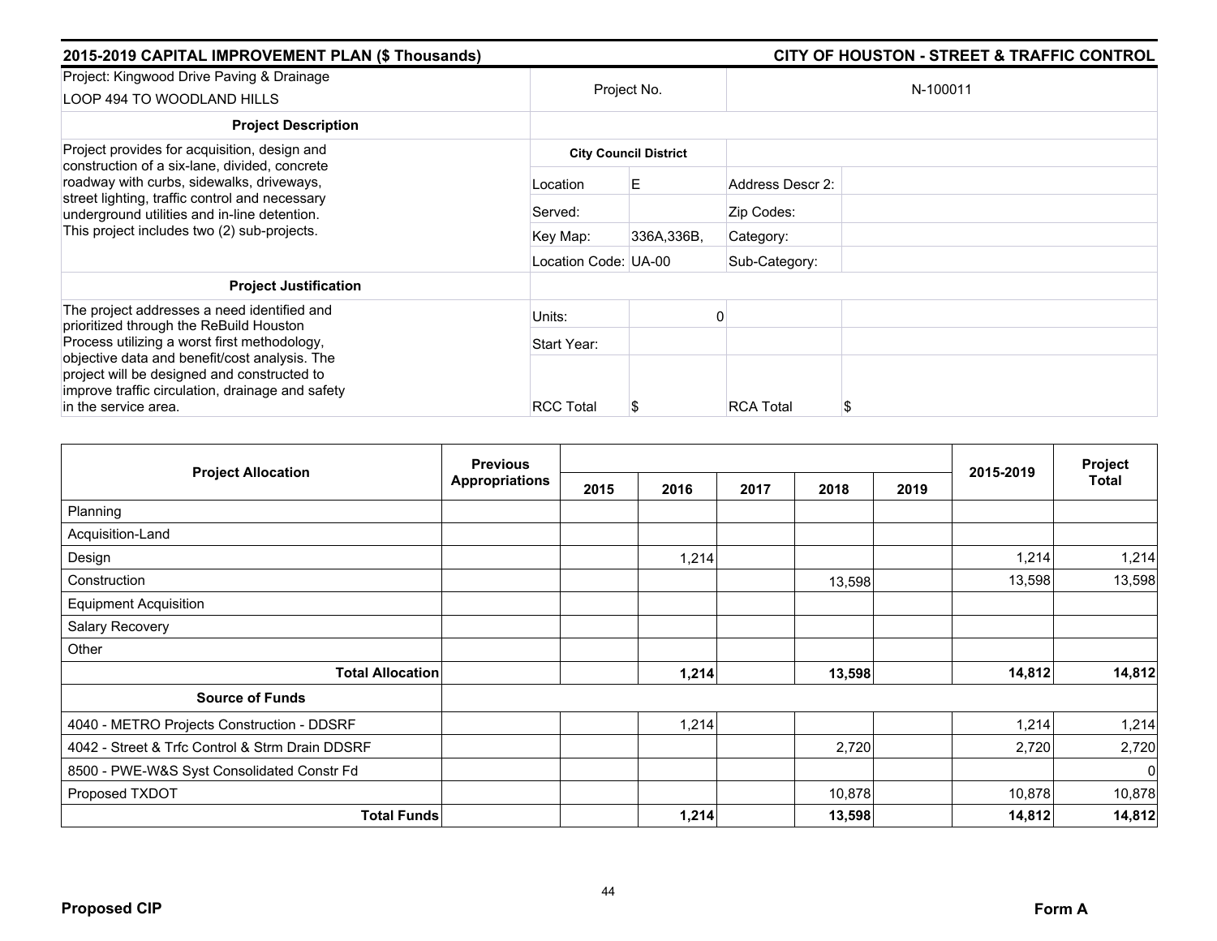**2015-2019 CAPITAL IMPROVEMENT PLAN ($ Thousands)** **CITY OF HOUSTON - STREET & TRAFFIC CONTROL**

| Project: Kingwood Drive Paving & Drainage<br>LOOP 494 TO WOODLAND HILLS | Project No. | | N-100011 | |
|---|---|---|---|---|
| **Project Description** | | | | |
| Project provides for acquisition, design and construction of a six-lane, divided, concrete roadway with curbs, sidewalks, driveways, street lighting, traffic control and necessary underground utilities and in-line detention. This project includes two (2) sub-projects. | **City Council District** | | | |
| | Location | E | Address Descr 2: | |
| | Served: | | Zip Codes: | |
| | Key Map: | 336A,336B, | Category: | |
| | Location Code: | UA-00 | Sub-Category: | |
| **Project Justification** | | | | |
| The project addresses a need identified and prioritized through the ReBuild Houston Process utilizing a worst first methodology, objective data and benefit/cost analysis. The project will be designed and constructed to improve traffic circulation, drainage and safety in the service area. | Units: | 0 | | |
| | Start Year: | | | |
| | RCC Total | $ | RCA Total | $ |

| Project Allocation | Previous Appropriations | 2015 | 2016 | 2017 | 2018 | 2019 | 2015-2019 | Project Total |
|---|---|---|---|---|---|---|---|---|
| Planning | | | | | | | | |
| Acquisition-Land | | | | | | | | |
| Design | | | 1,214 | | | | 1,214 | 1,214 |
| Construction | | | | | 13,598 | | 13,598 | 13,598 |
| Equipment Acquisition | | | | | | | | |
| Salary Recovery | | | | | | | | |
| Other | | | | | | | | |
| **Total Allocation** | | | **1,214** | | **13,598** | | **14,812** | **14,812** |
| **Source of Funds** | | | | | | | | |
| 4040 - METRO Projects Construction - DDSRF | | | 1,214 | | | | 1,214 | 1,214 |
| 4042 - Street & Trfc Control & Strm Drain DDSRF | | | | | 2,720 | | 2,720 | 2,720 |
| 8500 - PWE-W&S Syst Consolidated Constr Fd | | | | | | | | 0 |
| Proposed TXDOT | | | | | 10,878 | | 10,878 | 10,878 |
| **Total Funds** | | | **1,214** | | **13,598** | | **14,812** | **14,812** |

**Proposed CIP** **Form A**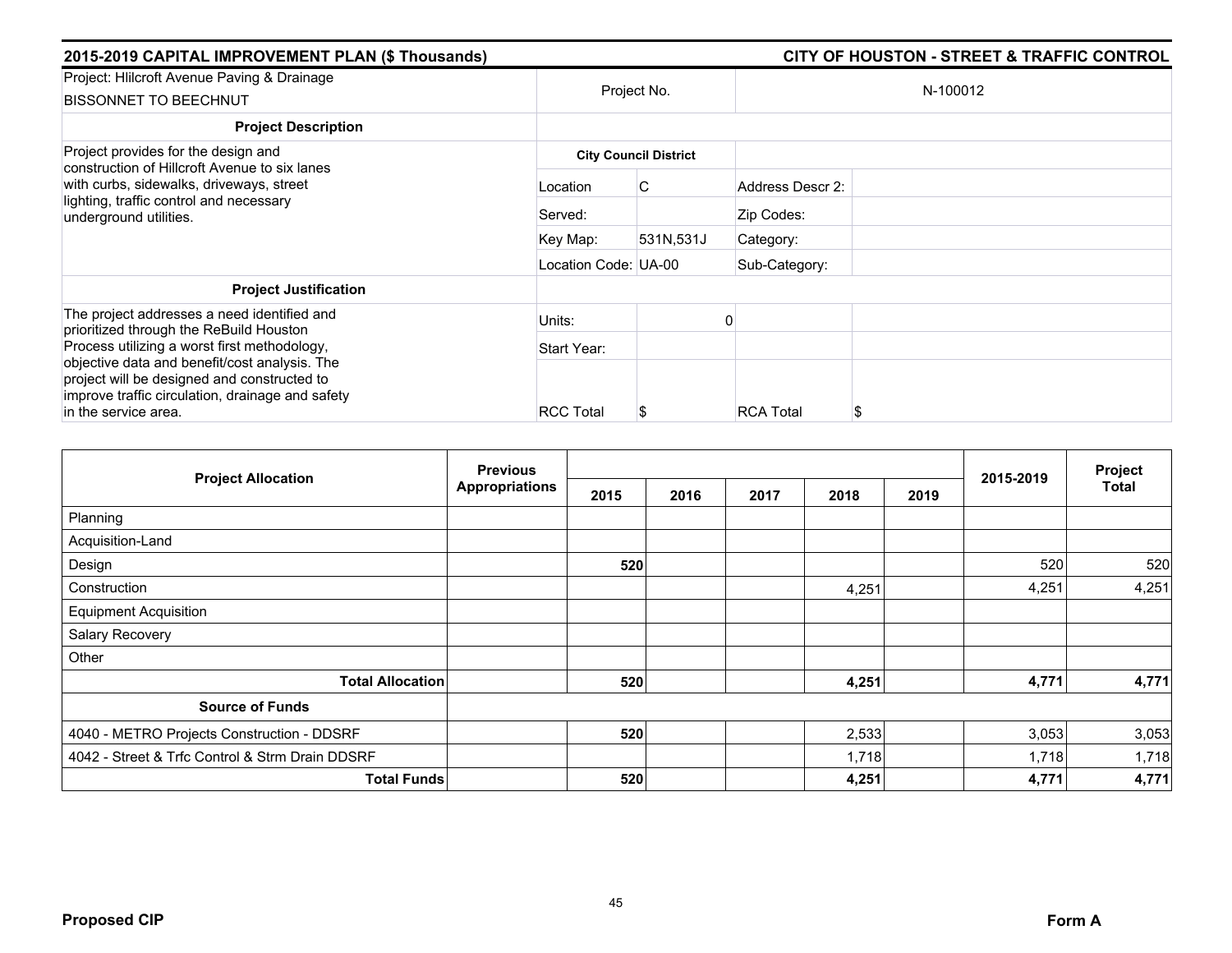| 2015-2019 CAPITAL IMPROVEMENT PLAN ($ Thousands) | | | CITY OF HOUSTON - STREET & TRAFFIC CONTROL |
|---|---|---|---|

| Project: Hlilcroft Avenue Paving & Drainage<br>BISSONNET TO BEECHNUT | Project No. | | N-100012 | |
|---|---|---|---|---|
| **Project Description** | | | | |
| Project provides for the design and construction of Hillcroft Avenue to six lanes with curbs, sidewalks, driveways, street lighting, traffic control and necessary underground utilities. | **City Council District** | | | |
| | Location | C | Address Descr 2: | |
| | Served: | | Zip Codes: | |
| | Key Map: | 531N,531J | Category: | |
| | Location Code: | UA-00 | Sub-Category: | |
| **Project Justification** | | | | |
| The project addresses a need identified and prioritized through the ReBuild Houston Process utilizing a worst first methodology, objective data and benefit/cost analysis. The project will be designed and constructed to improve traffic circulation, drainage and safety in the service area. | Units: | 0 | | |
| | Start Year: | | | |
| | RCC Total | $ | RCA Total | $ |

| Project Allocation | Previous Appropriations | 2015 | 2016 | 2017 | 2018 | 2019 | 2015-2019 | Project Total |
|---|---|---|---|---|---|---|---|---|
| Planning | | | | | | | | |
| Acquisition-Land | | | | | | | | |
| Design | | **520** | | | | | 520 | 520 |
| Construction | | | | | 4,251 | | 4,251 | 4,251 |
| Equipment Acquisition | | | | | | | | |
| Salary Recovery | | | | | | | | |
| Other | | | | | | | | |
| **Total Allocation** | | **520** | | | **4,251** | | **4,771** | **4,771** |
| **Source of Funds** | | | | | | | | |
| 4040 - METRO Projects Construction - DDSRF | | **520** | | | 2,533 | | 3,053 | 3,053 |
| 4042 - Street & Trfc Control & Strm Drain DDSRF | | | | | 1,718 | | 1,718 | 1,718 |
| **Total Funds** | | **520** | | | **4,251** | | **4,771** | **4,771** |

**Proposed CIP** **Form A**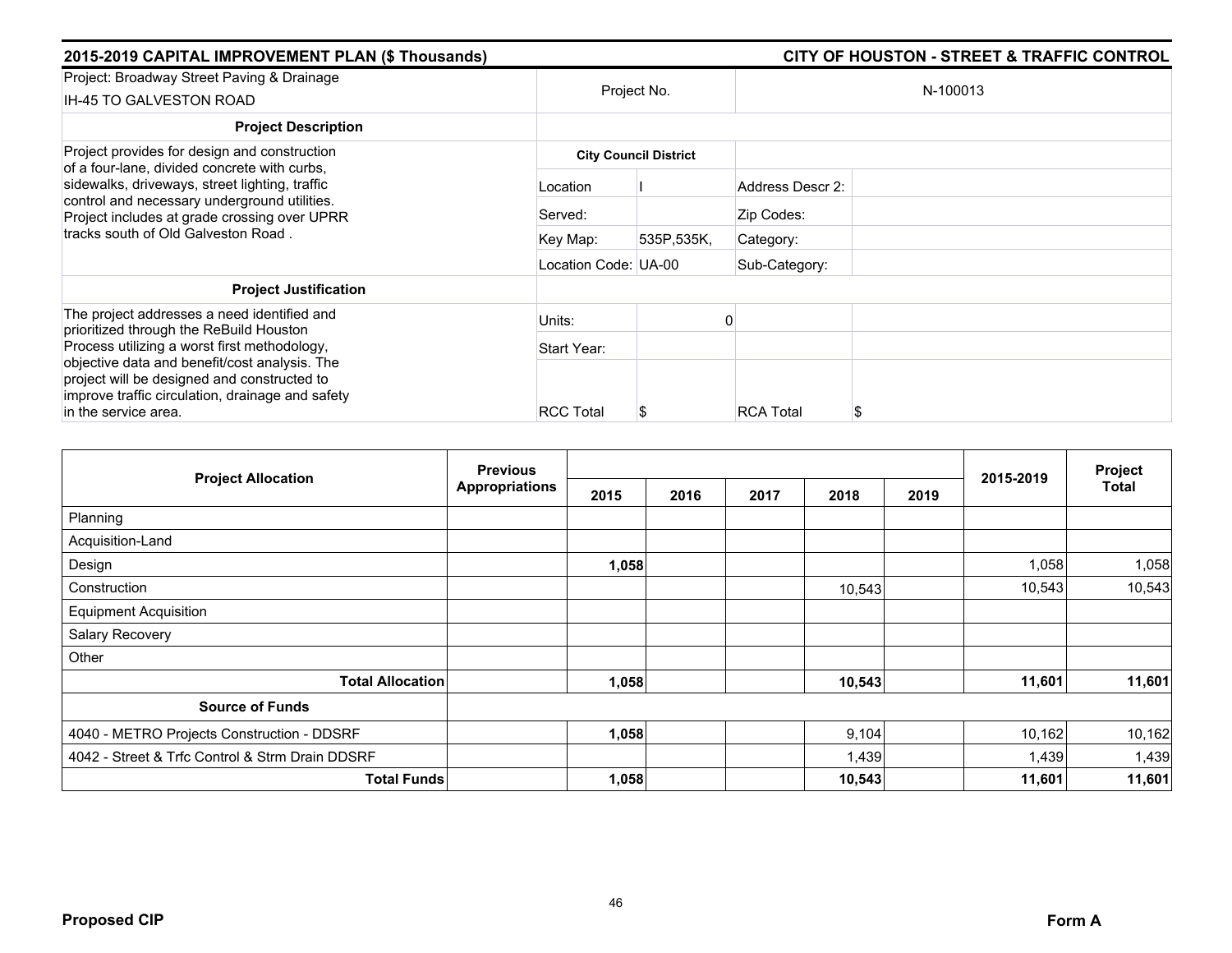## 2015-2019 CAPITAL IMPROVEMENT PLAN ($ Thousands)

## CITY OF HOUSTON - STREET & TRAFFIC CONTROL

| Project: Broadway Street Paving & Drainage IH-45 TO GALVESTON ROAD | Project No. | | N-100013 | |
|---|---|---|---|---|
| **Project Description** | | | | |
| Project provides for design and construction of a four-lane, divided concrete with curbs, sidewalks, driveways, street lighting, traffic control and necessary underground utilities. Project includes at grade crossing over UPRR tracks south of Old Galveston Road . | **City Council District** | | | |
| | Location | I | Address Descr 2: | |
| | Served: | | Zip Codes: | |
| | Key Map: | 535P,535K, | Category: | |
| | Location Code: | UA-00 | Sub-Category: | |
| **Project Justification** | | | | |
| The project addresses a need identified and prioritized through the ReBuild Houston Process utilizing a worst first methodology, objective data and benefit/cost analysis. The project will be designed and constructed to improve traffic circulation, drainage and safety in the service area. | Units: | 0 | | |
| | Start Year: | | | |
| | RCC Total | $ | RCA Total | $ |

| Project Allocation | Previous Appropriations | 2015 | 2016 | 2017 | 2018 | 2019 | 2015-2019 | Project Total |
|---|---|---|---|---|---|---|---|---|
| Planning | | | | | | | | |
| Acquisition-Land | | | | | | | | |
| Design | | **1,058** | | | | | 1,058 | 1,058 |
| Construction | | | | | 10,543 | | 10,543 | 10,543 |
| Equipment Acquisition | | | | | | | | |
| Salary Recovery | | | | | | | | |
| Other | | | | | | | | |
| **Total Allocation** | | **1,058** | | | **10,543** | | **11,601** | **11,601** |
| **Source of Funds** | | | | | | | | |
| 4040 - METRO Projects Construction - DDSRF | | **1,058** | | | 9,104 | | 10,162 | 10,162 |
| 4042 - Street & Trfc Control & Strm Drain DDSRF | | | | | 1,439 | | 1,439 | 1,439 |
| **Total Funds** | | **1,058** | | | **10,543** | | **11,601** | **11,601** |

**Proposed CIP** **Form A**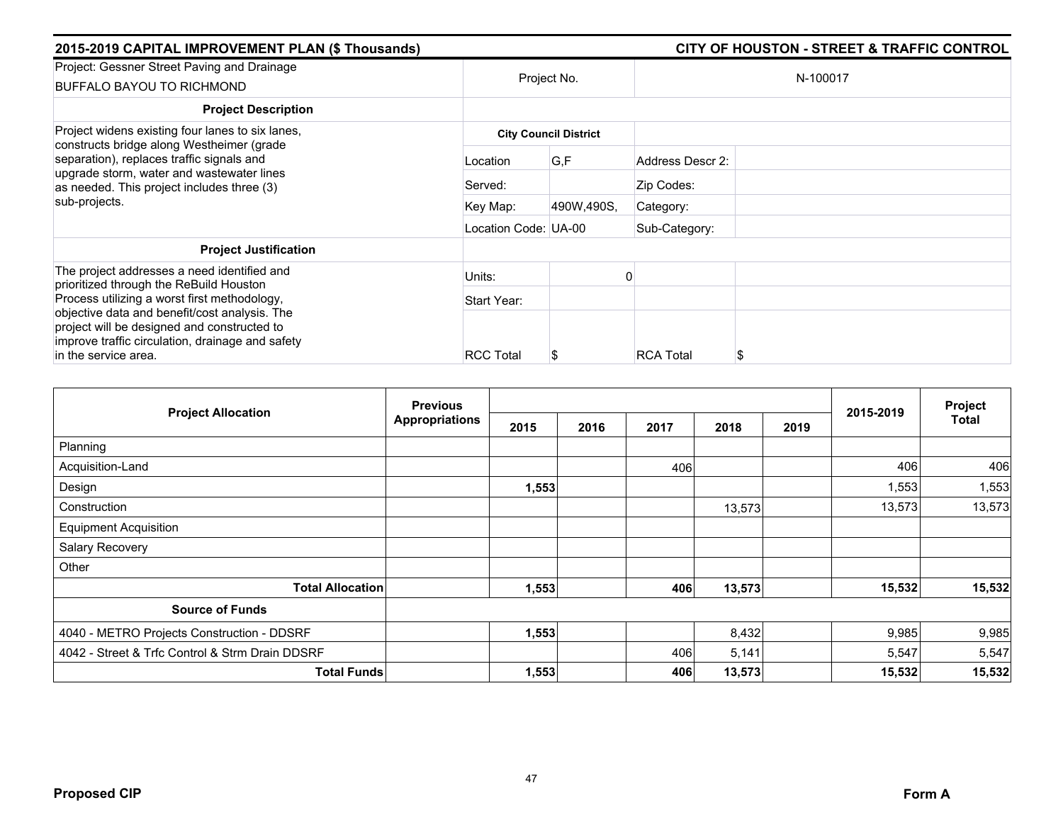## 2015-2019 CAPITAL IMPROVEMENT PLAN ($ Thousands) — CITY OF HOUSTON - STREET & TRAFFIC CONTROL

| | | | | |
|---|---|---|---|---|
| Project: Gessner Street Paving and Drainage BUFFALO BAYOU TO RICHMOND | Project No. | | N-100017 | |
| **Project Description** | | | | |
| Project widens existing four lanes to six lanes, constructs bridge along Westheimer (grade separation), replaces traffic signals and upgrade storm, water and wastewater lines as needed. This project includes three (3) sub-projects. | **City Council District** | | | |
| | Location | G,F | Address Descr 2: | |
| | Served: | | Zip Codes: | |
| | Key Map: | 490W,490S, | Category: | |
| | Location Code: | UA-00 | Sub-Category: | |
| **Project Justification** | | | | |
| The project addresses a need identified and prioritized through the ReBuild Houston Process utilizing a worst first methodology, objective data and benefit/cost analysis. The project will be designed and constructed to improve traffic circulation, drainage and safety in the service area. | Units: | 0 | | |
| | Start Year: | | | |
| | RCC Total | $ | RCA Total | $ |

| Project Allocation | Previous Appropriations | 2015 | 2016 | 2017 | 2018 | 2019 | 2015-2019 | Project Total |
|---|---|---|---|---|---|---|---|---|
| Planning | | | | | | | | |
| Acquisition-Land | | | | 406 | | | 406 | 406 |
| Design | | **1,553** | | | | | 1,553 | 1,553 |
| Construction | | | | | 13,573 | | 13,573 | 13,573 |
| Equipment Acquisition | | | | | | | | |
| Salary Recovery | | | | | | | | |
| Other | | | | | | | | |
| **Total Allocation** | | **1,553** | | **406** | **13,573** | | **15,532** | **15,532** |
| **Source of Funds** | | | | | | | | |
| 4040 - METRO Projects Construction - DDSRF | | **1,553** | | | 8,432 | | 9,985 | 9,985 |
| 4042 - Street & Trfc Control & Strm Drain DDSRF | | | | 406 | 5,141 | | 5,547 | 5,547 |
| **Total Funds** | | **1,553** | | **406** | **13,573** | | **15,532** | **15,532** |

**Proposed CIP** — **Form A**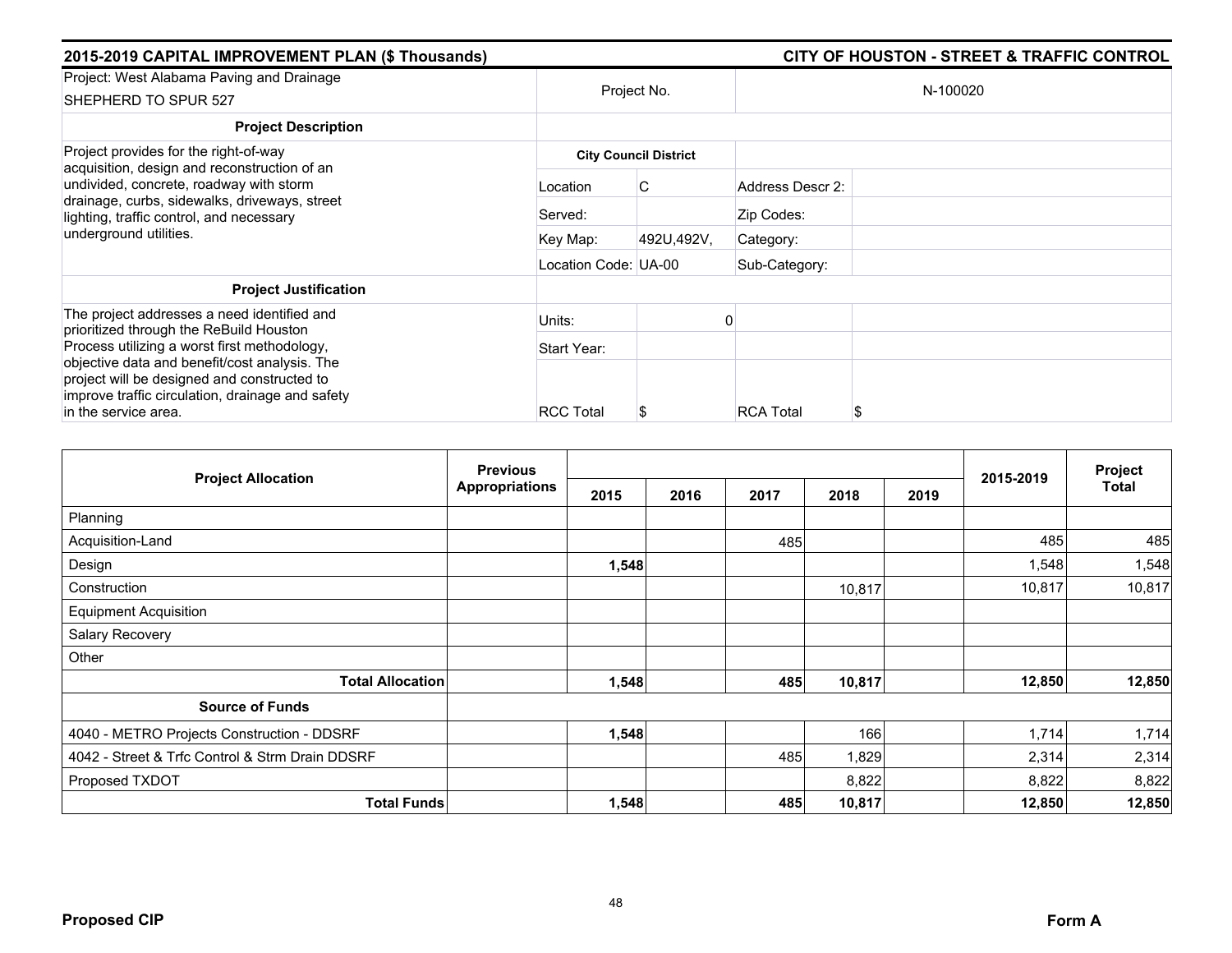## 2015-2019 CAPITAL IMPROVEMENT PLAN ($ Thousands)

## CITY OF HOUSTON - STREET & TRAFFIC CONTROL

| Project: West Alabama Paving and Drainage SHEPHERD TO SPUR 527 | Project No. | | N-100020 | |
|---|---|---|---|---|
| **Project Description** | | | | |
| Project provides for the right-of-way acquisition, design and reconstruction of an undivided, concrete, roadway with storm drainage, curbs, sidewalks, driveways, street lighting, traffic control, and necessary underground utilities. | **City Council District** | | | |
| | Location | C | Address Descr 2: | |
| | Served: | | Zip Codes: | |
| | Key Map: | 492U,492V, | Category: | |
| | Location Code: | UA-00 | Sub-Category: | |
| **Project Justification** | | | | |
| The project addresses a need identified and prioritized through the ReBuild Houston Process utilizing a worst first methodology, objective data and benefit/cost analysis. The project will be designed and constructed to improve traffic circulation, drainage and safety in the service area. | Units: | 0 | | |
| | Start Year: | | | |
| | RCC Total | $ | RCA Total | $ |

| Project Allocation | Previous Appropriations | 2015 | 2016 | 2017 | 2018 | 2019 | 2015-2019 | Project Total |
|---|---|---|---|---|---|---|---|---|
| Planning | | | | | | | | |
| Acquisition-Land | | | | 485 | | | 485 | 485 |
| Design | | **1,548** | | | | | 1,548 | 1,548 |
| Construction | | | | | 10,817 | | 10,817 | 10,817 |
| Equipment Acquisition | | | | | | | | |
| Salary Recovery | | | | | | | | |
| Other | | | | | | | | |
| **Total Allocation** | | **1,548** | | **485** | **10,817** | | **12,850** | **12,850** |
| **Source of Funds** | | | | | | | | |
| 4040 - METRO Projects Construction - DDSRF | | **1,548** | | | 166 | | 1,714 | 1,714 |
| 4042 - Street & Trfc Control & Strm Drain DDSRF | | | | 485 | 1,829 | | 2,314 | 2,314 |
| Proposed TXDOT | | | | | 8,822 | | 8,822 | 8,822 |
| **Total Funds** | | **1,548** | | **485** | **10,817** | | **12,850** | **12,850** |

**Proposed CIP**

**Form A**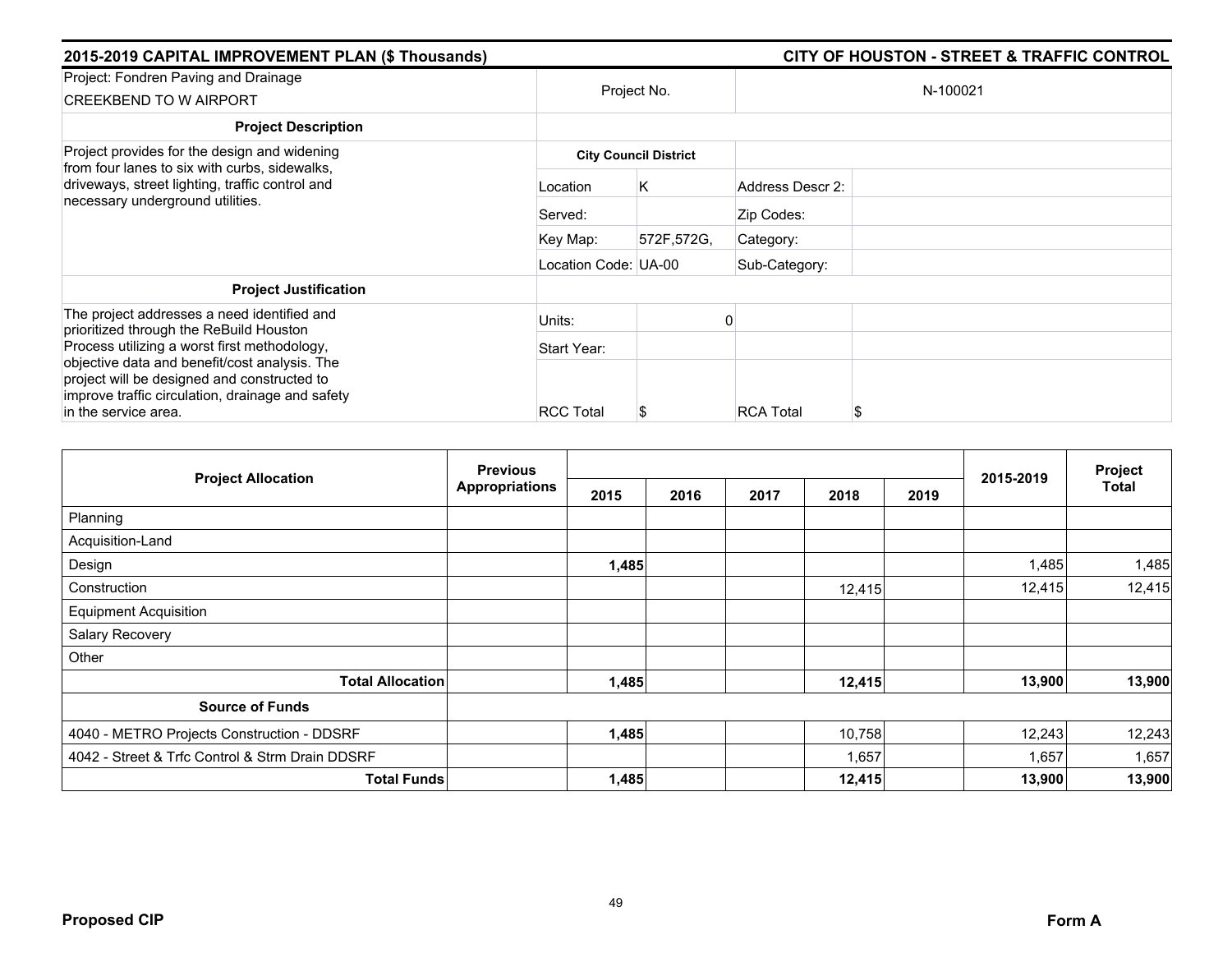## 2015-2019 CAPITAL IMPROVEMENT PLAN ($ Thousands) — CITY OF HOUSTON - STREET & TRAFFIC CONTROL

| Project: Fondren Paving and Drainage<br>CREEKBEND TO W AIRPORT | Project No. | N-100021 | |
|---|---|---|---|

**Project Description**

Project provides for the design and widening from four lanes to six with curbs, sidewalks, driveways, street lighting, traffic control and necessary underground utilities.

**Project Justification**

The project addresses a need identified and prioritized through the ReBuild Houston Process utilizing a worst first methodology, objective data and benefit/cost analysis. The project will be designed and constructed to improve traffic circulation, drainage and safety in the service area.

| City Council District | | | |
|---|---|---|---|
| Location | K | Address Descr 2: | |
| Served: | | Zip Codes: | |
| Key Map: | 572F,572G, | Category: | |
| Location Code: | UA-00 | Sub-Category: | |
| Units: | 0 | | |
| Start Year: | | | |
| RCC Total | $ | RCA Total | $ |

| Project Allocation | Previous Appropriations | 2015 | 2016 | 2017 | 2018 | 2019 | 2015-2019 | Project Total |
|---|---|---|---|---|---|---|---|---|
| Planning | | | | | | | | |
| Acquisition-Land | | | | | | | | |
| Design | | **1,485** | | | | | 1,485 | 1,485 |
| Construction | | | | | 12,415 | | 12,415 | 12,415 |
| Equipment Acquisition | | | | | | | | |
| Salary Recovery | | | | | | | | |
| Other | | | | | | | | |
| **Total Allocation** | | **1,485** | | | **12,415** | | **13,900** | **13,900** |
| **Source of Funds** | | | | | | | | |
| 4040 - METRO Projects Construction - DDSRF | | **1,485** | | | 10,758 | | 12,243 | 12,243 |
| 4042 - Street & Trfc Control & Strm Drain DDSRF | | | | | 1,657 | | 1,657 | 1,657 |
| **Total Funds** | | **1,485** | | | **12,415** | | **13,900** | **13,900** |

**Proposed CIP** — **Form A**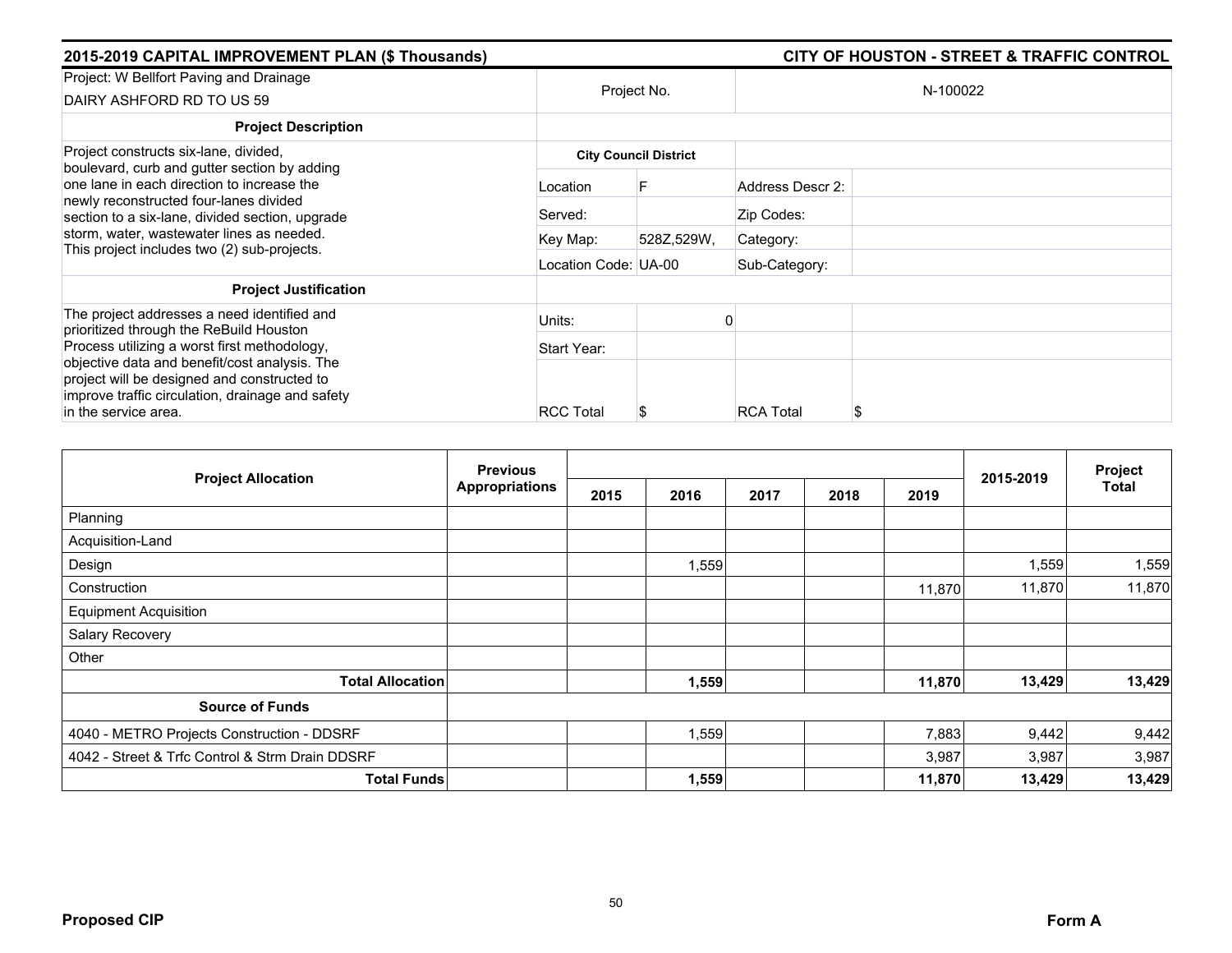## 2015-2019 CAPITAL IMPROVEMENT PLAN ($ Thousands)

## CITY OF HOUSTON - STREET & TRAFFIC CONTROL

| Project: W Bellfort Paving and Drainage<br>DAIRY ASHFORD RD TO US 59 | Project No. | | N-100022 | |
|---|---|---|---|---|
| **Project Description** | | | | |
| Project constructs six-lane, divided, boulevard, curb and gutter section by adding one lane in each direction to increase the newly reconstructed four-lanes divided section to a six-lane, divided section, upgrade storm, water, wastewater lines as needed. This project includes two (2) sub-projects. | **City Council District** | | | |
| | Location | F | Address Descr 2: | |
| | Served: | | Zip Codes: | |
| | Key Map: | 528Z,529W, | Category: | |
| | Location Code: | UA-00 | Sub-Category: | |
| **Project Justification** | | | | |
| The project addresses a need identified and prioritized through the ReBuild Houston Process utilizing a worst first methodology, objective data and benefit/cost analysis. The project will be designed and constructed to improve traffic circulation, drainage and safety in the service area. | Units: | 0 | | |
| | Start Year: | | | |
| | RCC Total | $ | RCA Total | $ |

| Project Allocation | Previous Appropriations | 2015 | 2016 | 2017 | 2018 | 2019 | 2015-2019 | Project Total |
|---|---|---|---|---|---|---|---|---|
| Planning | | | | | | | | |
| Acquisition-Land | | | | | | | | |
| Design | | | 1,559 | | | | 1,559 | 1,559 |
| Construction | | | | | | 11,870 | 11,870 | 11,870 |
| Equipment Acquisition | | | | | | | | |
| Salary Recovery | | | | | | | | |
| Other | | | | | | | | |
| **Total Allocation** | | | **1,559** | | | **11,870** | **13,429** | **13,429** |
| **Source of Funds** | | | | | | | | |
| 4040 - METRO Projects Construction - DDSRF | | | 1,559 | | | 7,883 | 9,442 | 9,442 |
| 4042 - Street & Trfc Control & Strm Drain DDSRF | | | | | | 3,987 | 3,987 | 3,987 |
| **Total Funds** | | | **1,559** | | | **11,870** | **13,429** | **13,429** |

**Proposed CIP** **Form A**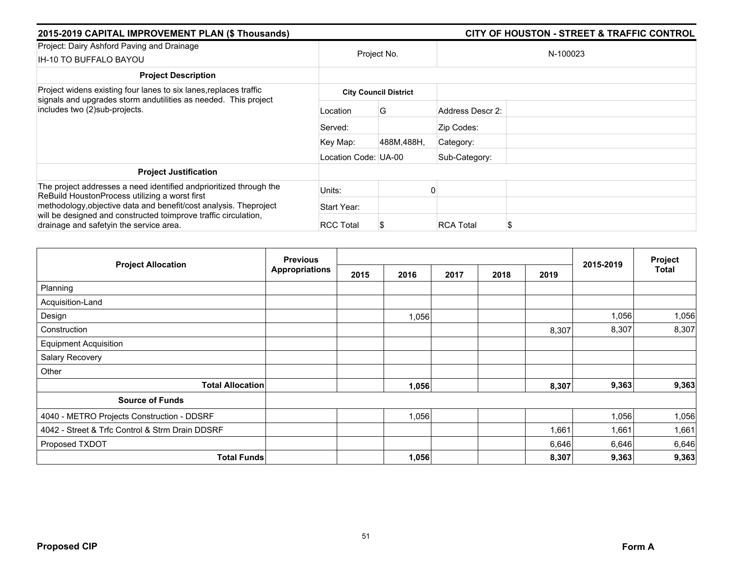## 2015-2019 CAPITAL IMPROVEMENT PLAN ($ Thousands)

## CITY OF HOUSTON - STREET & TRAFFIC CONTROL

| Project: Dairy Ashford Paving and Drainage IH-10 TO BUFFALO BAYOU | Project No. | | N-100023 | |
|---|---|---|---|---|
| **Project Description** | | | | |
| Project widens existing four lanes to six lanes,replaces traffic signals and upgrades storm andutilities as needed. This project includes two (2)sub-projects. | **City Council District** | | | |
| | Location | G | Address Descr 2: | |
| | Served: | | Zip Codes: | |
| | Key Map: | 488M,488H, | Category: | |
| | Location Code: | UA-00 | Sub-Category: | |
| **Project Justification** | | | | |
| The project addresses a need identified andprioritized through the ReBuild HoustonProcess utilizing a worst first methodology,objective data and benefit/cost analysis. Theproject will be designed and constructed toimprove traffic circulation, drainage and safetyin the service area. | Units: | 0 | | |
| | Start Year: | | | |
| | RCC Total | $ | RCA Total | $ |

| Project Allocation | Previous Appropriations | 2015 | 2016 | 2017 | 2018 | 2019 | 2015-2019 | Project Total |
|---|---|---|---|---|---|---|---|---|
| Planning | | | | | | | | |
| Acquisition-Land | | | | | | | | |
| Design | | | 1,056 | | | | 1,056 | 1,056 |
| Construction | | | | | | 8,307 | 8,307 | 8,307 |
| Equipment Acquisition | | | | | | | | |
| Salary Recovery | | | | | | | | |
| Other | | | | | | | | |
| **Total Allocation** | | | **1,056** | | | **8,307** | **9,363** | **9,363** |
| **Source of Funds** | | | | | | | | |
| 4040 - METRO Projects Construction - DDSRF | | | 1,056 | | | | 1,056 | 1,056 |
| 4042 - Street & Trfc Control & Strm Drain DDSRF | | | | | | 1,661 | 1,661 | 1,661 |
| Proposed TXDOT | | | | | | 6,646 | 6,646 | 6,646 |
| **Total Funds** | | | **1,056** | | | **8,307** | **9,363** | **9,363** |

**Proposed CIP** **Form A**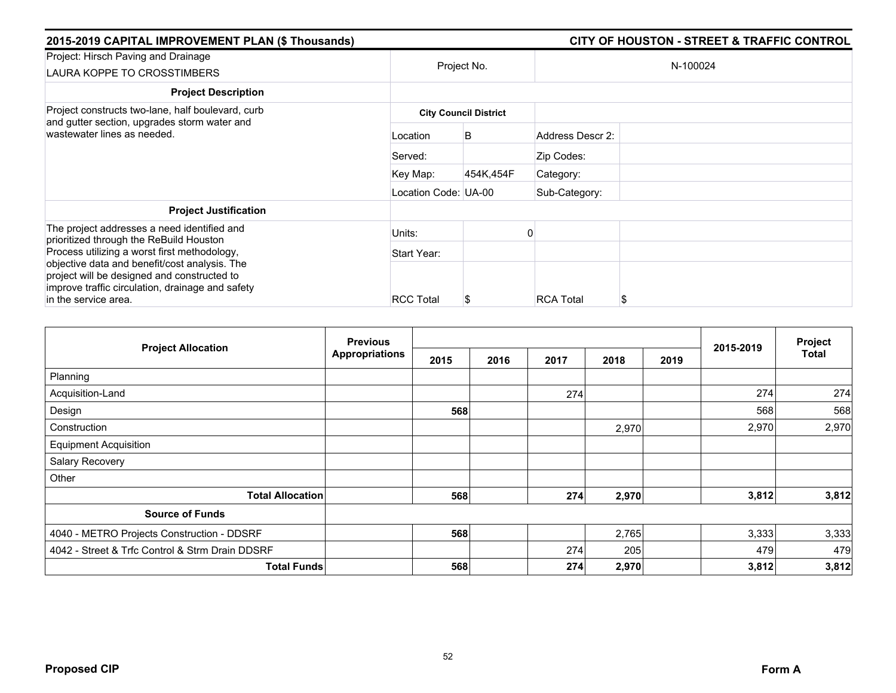## 2015-2019 CAPITAL IMPROVEMENT PLAN ($ Thousands) — CITY OF HOUSTON - STREET & TRAFFIC CONTROL

| Project: Hirsch Paving and Drainage<br>LAURA KOPPE TO CROSSTIMBERS | Project No. | | N-100024 | |
|---|---|---|---|---|
| **Project Description** | | | | |
| Project constructs two-lane, half boulevard, curb and gutter section, upgrades storm water and wastewater lines as needed. | **City Council District** | | | |
| | Location | B | Address Descr 2: | |
| | Served: | | Zip Codes: | |
| | Key Map: | 454K,454F | Category: | |
| | Location Code: | UA-00 | Sub-Category: | |
| **Project Justification** | | | | |
| The project addresses a need identified and prioritized through the ReBuild Houston Process utilizing a worst first methodology, objective data and benefit/cost analysis. The project will be designed and constructed to improve traffic circulation, drainage and safety in the service area. | Units: | 0 | | |
| | Start Year: | | | |
| | RCC Total | $ | RCA Total | $ |

| Project Allocation | Previous Appropriations | 2015 | 2016 | 2017 | 2018 | 2019 | 2015-2019 | Project Total |
|---|---|---|---|---|---|---|---|---|
| Planning | | | | | | | | |
| Acquisition-Land | | | | 274 | | | 274 | 274 |
| Design | | **568** | | | | | 568 | 568 |
| Construction | | | | | 2,970 | | 2,970 | 2,970 |
| Equipment Acquisition | | | | | | | | |
| Salary Recovery | | | | | | | | |
| Other | | | | | | | | |
| **Total Allocation** | | **568** | | **274** | **2,970** | | **3,812** | **3,812** |
| **Source of Funds** | | | | | | | | |
| 4040 - METRO Projects Construction - DDSRF | | **568** | | | 2,765 | | 3,333 | 3,333 |
| 4042 - Street & Trfc Control & Strm Drain DDSRF | | | | 274 | 205 | | 479 | 479 |
| **Total Funds** | | **568** | | **274** | **2,970** | | **3,812** | **3,812** |

**Proposed CIP** — **Form A**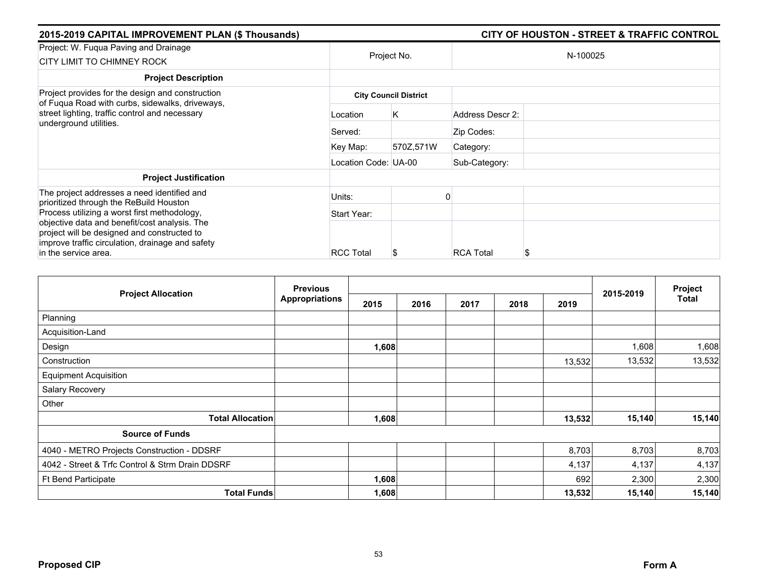## 2015-2019 CAPITAL IMPROVEMENT PLAN ($ Thousands) — CITY OF HOUSTON - STREET & TRAFFIC CONTROL

| Project: W. Fuqua Paving and Drainage<br>CITY LIMIT TO CHIMNEY ROCK | Project No. | | N-100025 | |
|---|---|---|---|---|
| **Project Description** | | | | |
| Project provides for the design and construction of Fuqua Road with curbs, sidewalks, driveways, street lighting, traffic control and necessary underground utilities. | **City Council District** | | | |
| | Location | K | Address Descr 2: | |
| | Served: | | Zip Codes: | |
| | Key Map: | 570Z,571W | Category: | |
| | Location Code: | UA-00 | Sub-Category: | |
| **Project Justification** | | | | |
| The project addresses a need identified and prioritized through the ReBuild Houston Process utilizing a worst first methodology, objective data and benefit/cost analysis. The project will be designed and constructed to improve traffic circulation, drainage and safety in the service area. | Units: | 0 | | |
| | Start Year: | | | |
| | RCC Total | $ | RCA Total | $ |

| Project Allocation | Previous Appropriations | 2015 | 2016 | 2017 | 2018 | 2019 | 2015-2019 | Project Total |
|---|---|---|---|---|---|---|---|---|
| Planning | | | | | | | | |
| Acquisition-Land | | | | | | | | |
| Design | | **1,608** | | | | | 1,608 | 1,608 |
| Construction | | | | | | 13,532 | 13,532 | 13,532 |
| Equipment Acquisition | | | | | | | | |
| Salary Recovery | | | | | | | | |
| Other | | | | | | | | |
| **Total Allocation** | | **1,608** | | | | **13,532** | **15,140** | **15,140** |
| **Source of Funds** | | | | | | | | |
| 4040 - METRO Projects Construction - DDSRF | | | | | | 8,703 | 8,703 | 8,703 |
| 4042 - Street & Trfc Control & Strm Drain DDSRF | | | | | | 4,137 | 4,137 | 4,137 |
| Ft Bend Participate | | **1,608** | | | | 692 | 2,300 | 2,300 |
| **Total Funds** | | **1,608** | | | | **13,532** | **15,140** | **15,140** |

**Proposed CIP** — **Form A**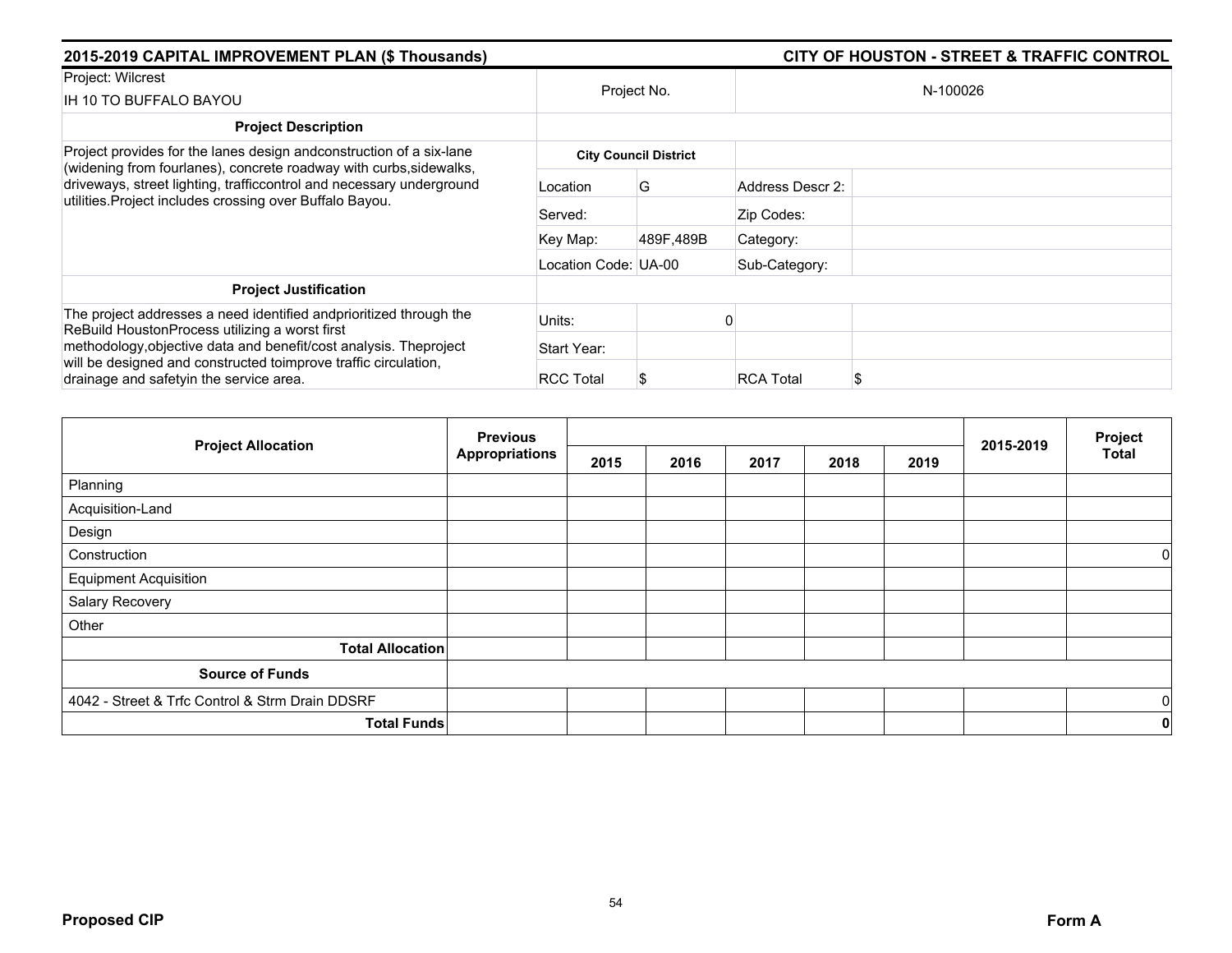## 2015-2019 CAPITAL IMPROVEMENT PLAN ($ Thousands) — CITY OF HOUSTON - STREET & TRAFFIC CONTROL

| Project: Wilcrest<br>IH 10 TO BUFFALO BAYOU | Project No. | | N-100026 | |
|---|---|---|---|---|
| **Project Description** | | | | |
| Project provides for the lanes design andconstruction of a six-lane (widening from fourlanes), concrete roadway with curbs,sidewalks, driveways, street lighting, trafficcontrol and necessary underground utilities.Project includes crossing over Buffalo Bayou. | **City Council District** | | | |
| | Location | G | Address Descr 2: | |
| | Served: | | Zip Codes: | |
| | Key Map: | 489F,489B | Category: | |
| | Location Code: | UA-00 | Sub-Category: | |
| **Project Justification** | | | | |
| The project addresses a need identified andprioritized through the ReBuild HoustonProcess utilizing a worst first methodology,objective data and benefit/cost analysis. Theproject will be designed and constructed toimprove traffic circulation, drainage and safetyin the service area. | Units: | 0 | | |
| | Start Year: | | | |
| | RCC Total | $ | RCA Total | $ |

| Project Allocation | Previous Appropriations | 2015 | 2016 | 2017 | 2018 | 2019 | 2015-2019 | Project Total |
|---|---|---|---|---|---|---|---|---|
| Planning | | | | | | | | |
| Acquisition-Land | | | | | | | | |
| Design | | | | | | | | |
| Construction | | | | | | | | 0 |
| Equipment Acquisition | | | | | | | | |
| Salary Recovery | | | | | | | | |
| Other | | | | | | | | |
| **Total Allocation** | | | | | | | | |
| **Source of Funds** | | | | | | | | |
| 4042 - Street & Trfc Control & Strm Drain DDSRF | | | | | | | | 0 |
| **Total Funds** | | | | | | | | **0** |

**Proposed CIP** — **Form A**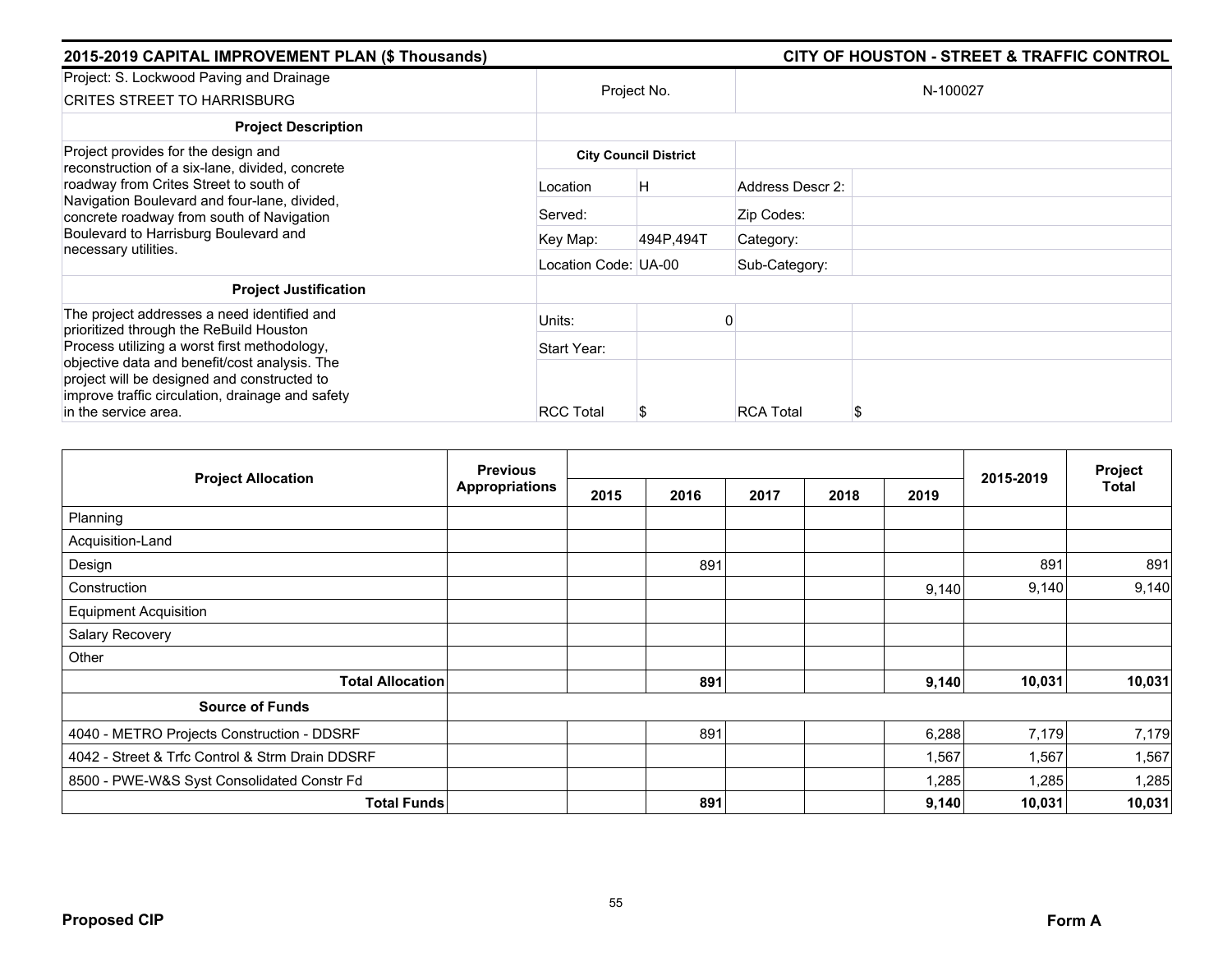## 2015-2019 CAPITAL IMPROVEMENT PLAN ($ Thousands)

## CITY OF HOUSTON - STREET & TRAFFIC CONTROL

| Project: S. Lockwood Paving and Drainage<br>CRITES STREET TO HARRISBURG | Project No. | | N-100027 | |
|---|---|---|---|---|
| **Project Description** | | | | |
| Project provides for the design and reconstruction of a six-lane, divided, concrete roadway from Crites Street to south of Navigation Boulevard and four-lane, divided, concrete roadway from south of Navigation Boulevard to Harrisburg Boulevard and necessary utilities. | **City Council District** | | | |
| | Location | H | Address Descr 2: | |
| | Served: | | Zip Codes: | |
| | Key Map: | 494P,494T | Category: | |
| | Location Code: | UA-00 | Sub-Category: | |
| **Project Justification** | | | | |
| The project addresses a need identified and prioritized through the ReBuild Houston Process utilizing a worst first methodology, objective data and benefit/cost analysis. The project will be designed and constructed to improve traffic circulation, drainage and safety in the service area. | Units: | 0 | | |
| | Start Year: | | | |
| | RCC Total | $ | RCA Total | $ |

| Project Allocation | Previous Appropriations | 2015 | 2016 | 2017 | 2018 | 2019 | 2015-2019 | Project Total |
|---|---|---|---|---|---|---|---|---|
| Planning | | | | | | | | |
| Acquisition-Land | | | | | | | | |
| Design | | | 891 | | | | 891 | 891 |
| Construction | | | | | | 9,140 | 9,140 | 9,140 |
| Equipment Acquisition | | | | | | | | |
| Salary Recovery | | | | | | | | |
| Other | | | | | | | | |
| **Total Allocation** | | | **891** | | | **9,140** | **10,031** | **10,031** |
| **Source of Funds** | | | | | | | | |
| 4040 - METRO Projects Construction - DDSRF | | | 891 | | | 6,288 | 7,179 | 7,179 |
| 4042 - Street & Trfc Control & Strm Drain DDSRF | | | | | | 1,567 | 1,567 | 1,567 |
| 8500 - PWE-W&S Syst Consolidated Constr Fd | | | | | | 1,285 | 1,285 | 1,285 |
| **Total Funds** | | | **891** | | | **9,140** | **10,031** | **10,031** |

**Proposed CIP** | **Form A**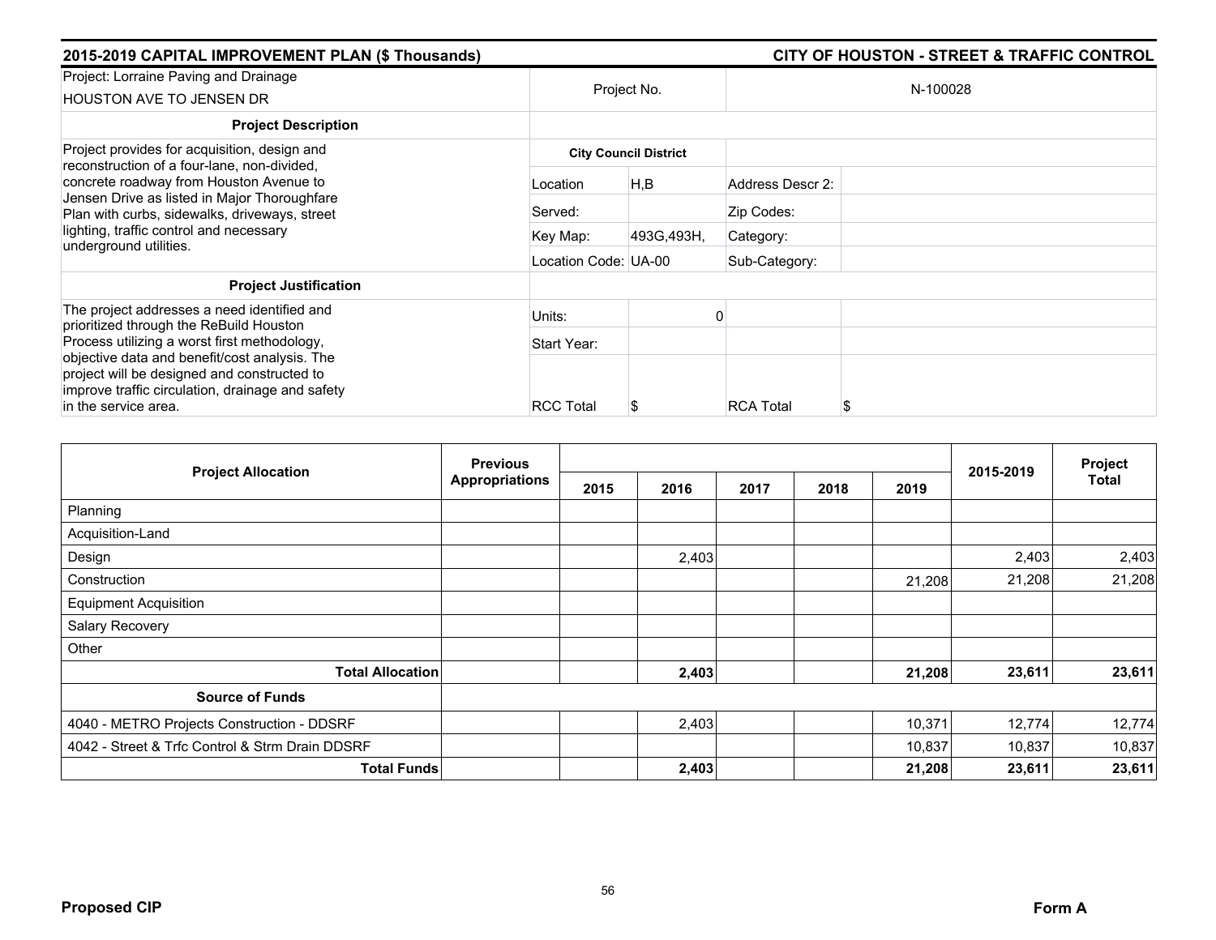## 2015-2019 CAPITAL IMPROVEMENT PLAN ($ Thousands)

## CITY OF HOUSTON - STREET & TRAFFIC CONTROL

| Project: Lorraine Paving and Drainage<br>HOUSTON AVE TO JENSEN DR | Project No. | | N-100028 | |
|---|---|---|---|---|
| **Project Description** | | | | |
| Project provides for acquisition, design and reconstruction of a four-lane, non-divided, concrete roadway from Houston Avenue to Jensen Drive as listed in Major Thoroughfare Plan with curbs, sidewalks, driveways, street lighting, traffic control and necessary underground utilities. | **City Council District** | | | |
| | Location | H,B | Address Descr 2: | |
| | Served: | | Zip Codes: | |
| | Key Map: | 493G,493H, | Category: | |
| | Location Code: | UA-00 | Sub-Category: | |
| **Project Justification** | | | | |
| The project addresses a need identified and prioritized through the ReBuild Houston Process utilizing a worst first methodology, objective data and benefit/cost analysis. The project will be designed and constructed to improve traffic circulation, drainage and safety in the service area. | Units: | 0 | | |
| | Start Year: | | | |
| | RCC Total | $ | RCA Total | $ |

| Project Allocation | Previous Appropriations | 2015 | 2016 | 2017 | 2018 | 2019 | 2015-2019 | Project Total |
|---|---|---|---|---|---|---|---|---|
| Planning | | | | | | | | |
| Acquisition-Land | | | | | | | | |
| Design | | | 2,403 | | | | 2,403 | 2,403 |
| Construction | | | | | | 21,208 | 21,208 | 21,208 |
| Equipment Acquisition | | | | | | | | |
| Salary Recovery | | | | | | | | |
| Other | | | | | | | | |
| **Total Allocation** | | | **2,403** | | | **21,208** | **23,611** | **23,611** |
| **Source of Funds** | | | | | | | | |
| 4040 - METRO Projects Construction - DDSRF | | | 2,403 | | | 10,371 | 12,774 | 12,774 |
| 4042 - Street & Trfc Control & Strm Drain DDSRF | | | | | | 10,837 | 10,837 | 10,837 |
| **Total Funds** | | | **2,403** | | | **21,208** | **23,611** | **23,611** |

**Proposed CIP** **Form A**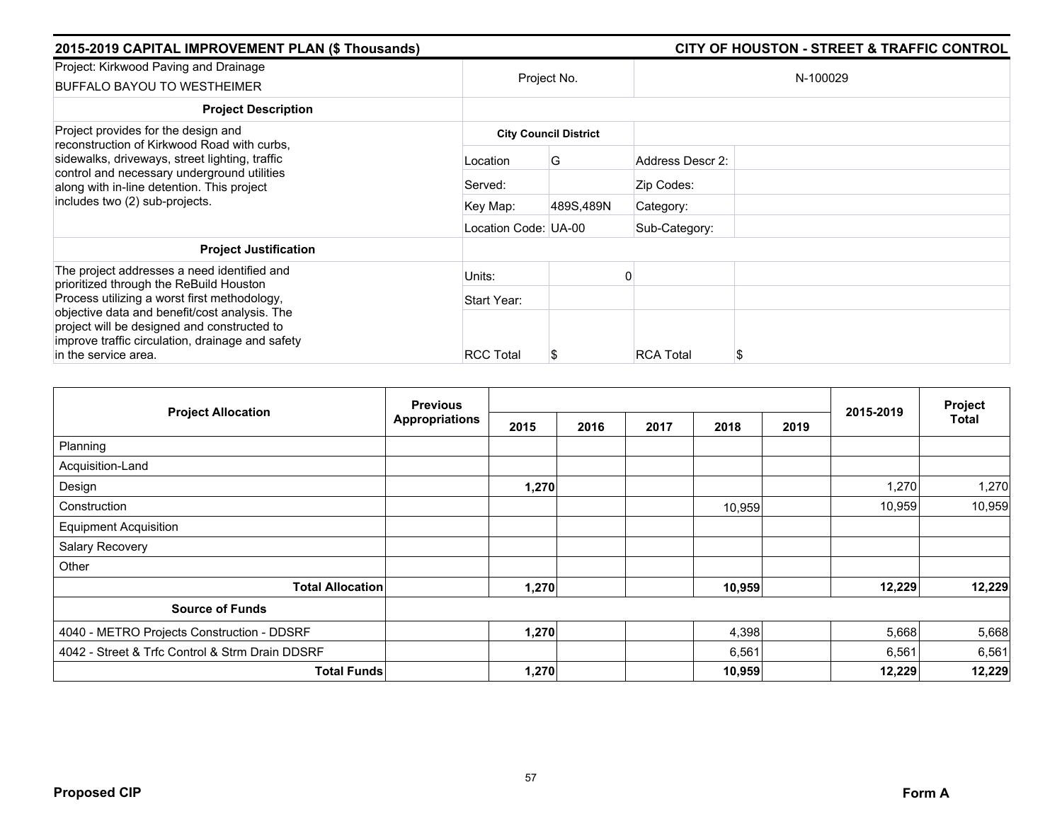## 2015-2019 CAPITAL IMPROVEMENT PLAN ($ Thousands)

## CITY OF HOUSTON - STREET & TRAFFIC CONTROL

| Project: Kirkwood Paving and Drainage<br>BUFFALO BAYOU TO WESTHEIMER | Project No. | | N-100029 | |
|---|---|---|---|---|
| **Project Description** | | | | |
| Project provides for the design and reconstruction of Kirkwood Road with curbs, sidewalks, driveways, street lighting, traffic control and necessary underground utilities along with in-line detention. This project includes two (2) sub-projects. | **City Council District** | | | |
| | Location | G | Address Descr 2: | |
| | Served: | | Zip Codes: | |
| | Key Map: | 489S,489N | Category: | |
| | Location Code: | UA-00 | Sub-Category: | |
| **Project Justification** | | | | |
| The project addresses a need identified and prioritized through the ReBuild Houston Process utilizing a worst first methodology, objective data and benefit/cost analysis. The project will be designed and constructed to improve traffic circulation, drainage and safety in the service area. | Units: | 0 | | |
| | Start Year: | | | |
| | RCC Total | $ | RCA Total | $ |

| Project Allocation | Previous Appropriations | 2015 | 2016 | 2017 | 2018 | 2019 | 2015-2019 | Project Total |
|---|---|---|---|---|---|---|---|---|
| Planning | | | | | | | | |
| Acquisition-Land | | | | | | | | |
| Design | | **1,270** | | | | | 1,270 | 1,270 |
| Construction | | | | | 10,959 | | 10,959 | 10,959 |
| Equipment Acquisition | | | | | | | | |
| Salary Recovery | | | | | | | | |
| Other | | | | | | | | |
| **Total Allocation** | | **1,270** | | | **10,959** | | **12,229** | **12,229** |
| **Source of Funds** | | | | | | | | |
| 4040 - METRO Projects Construction - DDSRF | | **1,270** | | | 4,398 | | 5,668 | 5,668 |
| 4042 - Street & Trfc Control & Strm Drain DDSRF | | | | | 6,561 | | 6,561 | 6,561 |
| **Total Funds** | | **1,270** | | | **10,959** | | **12,229** | **12,229** |

**Proposed CIP**

**Form A**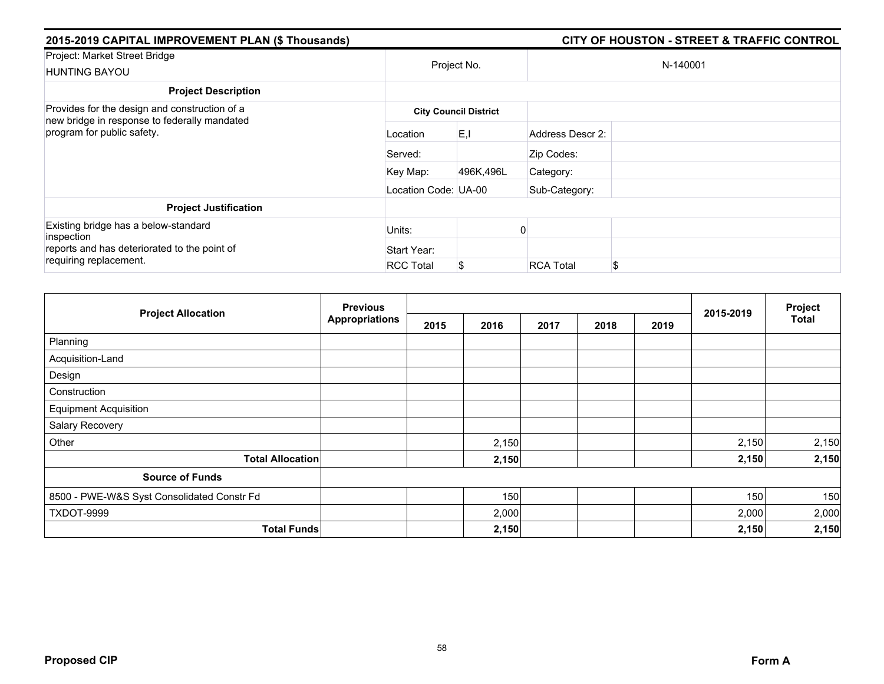## 2015-2019 CAPITAL IMPROVEMENT PLAN ($ Thousands)

## CITY OF HOUSTON - STREET & TRAFFIC CONTROL

| Project: Market Street Bridge<br>HUNTING BAYOU | Project No. | | N-140001 | |
|---|---|---|---|---|
| **Project Description** | | | | |
| Provides for the design and construction of a new bridge in response to federally mandated program for public safety. | **City Council District** | | | |
| | Location | E,I | Address Descr 2: | |
| | Served: | | Zip Codes: | |
| | Key Map: | 496K,496L | Category: | |
| | Location Code: | UA-00 | Sub-Category: | |
| **Project Justification** | | | | |
| Existing bridge has a below-standard inspection reports and has deteriorated to the point of requiring replacement. | Units: | 0 | | |
| | Start Year: | | | |
| | RCC Total | $ | RCA Total | $ |

| Project Allocation | Previous Appropriations | 2015 | 2016 | 2017 | 2018 | 2019 | 2015-2019 | Project Total |
|---|---|---|---|---|---|---|---|---|
| Planning | | | | | | | | |
| Acquisition-Land | | | | | | | | |
| Design | | | | | | | | |
| Construction | | | | | | | | |
| Equipment Acquisition | | | | | | | | |
| Salary Recovery | | | | | | | | |
| Other | | | 2,150 | | | | 2,150 | 2,150 |
| **Total Allocation** | | | **2,150** | | | | **2,150** | **2,150** |
| **Source of Funds** | | | | | | | | |
| 8500 - PWE-W&S Syst Consolidated Constr Fd | | | 150 | | | | 150 | 150 |
| TXDOT-9999 | | | 2,000 | | | | 2,000 | 2,000 |
| **Total Funds** | | | **2,150** | | | | **2,150** | **2,150** |

**Proposed CIP** **Form A**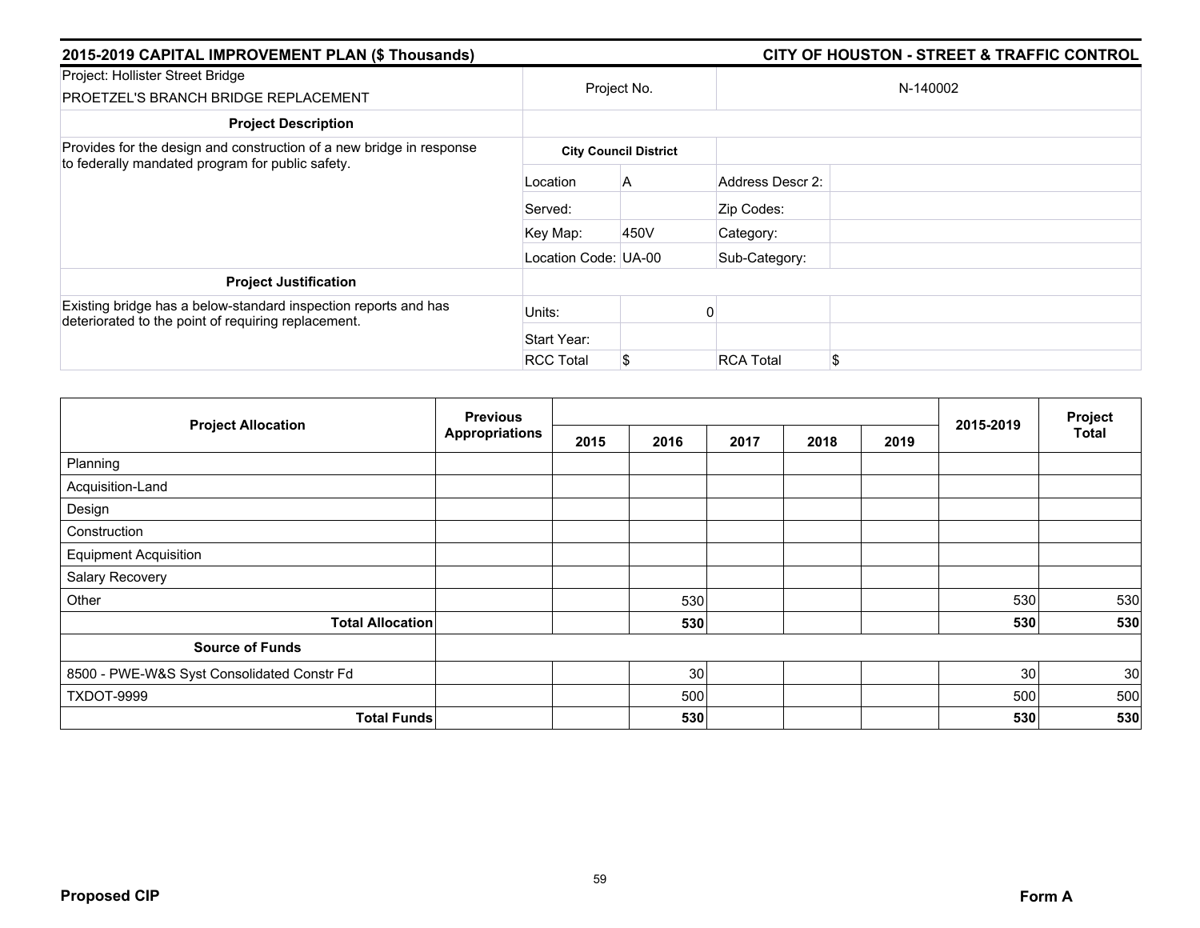## 2015-2019 CAPITAL IMPROVEMENT PLAN ($ Thousands)

## CITY OF HOUSTON - STREET & TRAFFIC CONTROL

| Project: Hollister Street Bridge<br>PROETZEL'S BRANCH BRIDGE REPLACEMENT | Project No. | | N-140002 | |
|---|---|---|---|---|
| **Project Description** | | | | |
| Provides for the design and construction of a new bridge in response to federally mandated program for public safety. | **City Council District** | | | |
| | Location | A | Address Descr 2: | |
| | Served: | | Zip Codes: | |
| | Key Map: | 450V | Category: | |
| | Location Code: | UA-00 | Sub-Category: | |
| **Project Justification** | | | | |
| Existing bridge has a below-standard inspection reports and has deteriorated to the point of requiring replacement. | Units: | 0 | | |
| | Start Year: | | | |
| | RCC Total | $ | RCA Total | $ |

| Project Allocation | Previous Appropriations | 2015 | 2016 | 2017 | 2018 | 2019 | 2015-2019 | Project Total |
|---|---|---|---|---|---|---|---|---|
| Planning | | | | | | | | |
| Acquisition-Land | | | | | | | | |
| Design | | | | | | | | |
| Construction | | | | | | | | |
| Equipment Acquisition | | | | | | | | |
| Salary Recovery | | | | | | | | |
| Other | | | 530 | | | | 530 | 530 |
| **Total Allocation** | | | **530** | | | | **530** | **530** |
| **Source of Funds** | | | | | | | | |
| 8500 - PWE-W&S Syst Consolidated Constr Fd | | | 30 | | | | 30 | 30 |
| TXDOT-9999 | | | 500 | | | | 500 | 500 |
| **Total Funds** | | | **530** | | | | **530** | **530** |

**Proposed CIP** **Form A**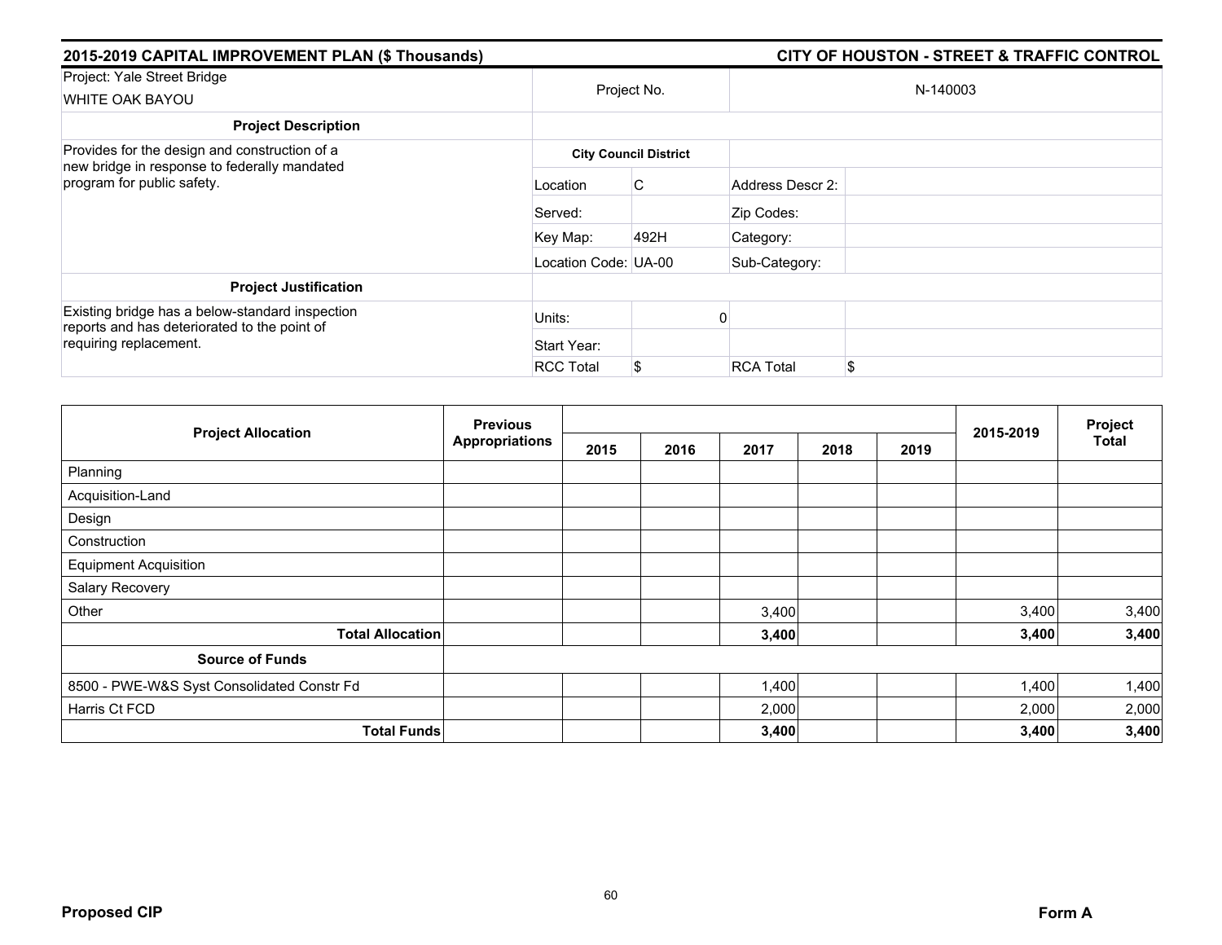## 2015-2019 CAPITAL IMPROVEMENT PLAN ($ Thousands) — CITY OF HOUSTON - STREET & TRAFFIC CONTROL

| Project: Yale Street Bridge<br>WHITE OAK BAYOU | Project No. | | N-140003 | |
|---|---|---|---|---|
| **Project Description** | | | | |
| Provides for the design and construction of a new bridge in response to federally mandated program for public safety. | **City Council District** | | | |
| | Location | C | Address Descr 2: | |
| | Served: | | Zip Codes: | |
| | Key Map: | 492H | Category: | |
| | Location Code: | UA-00 | Sub-Category: | |
| **Project Justification** | | | | |
| Existing bridge has a below-standard inspection reports and has deteriorated to the point of requiring replacement. | Units: | 0 | | |
| | Start Year: | | | |
| | RCC Total | $ | RCA Total | $ |

| Project Allocation | Previous Appropriations | 2015 | 2016 | 2017 | 2018 | 2019 | 2015-2019 | Project Total |
|---|---|---|---|---|---|---|---|---|
| Planning | | | | | | | | |
| Acquisition-Land | | | | | | | | |
| Design | | | | | | | | |
| Construction | | | | | | | | |
| Equipment Acquisition | | | | | | | | |
| Salary Recovery | | | | | | | | |
| Other | | | | 3,400 | | | 3,400 | 3,400 |
| **Total Allocation** | | | | **3,400** | | | **3,400** | **3,400** |
| **Source of Funds** | | | | | | | | |
| 8500 - PWE-W&S Syst Consolidated Constr Fd | | | | 1,400 | | | 1,400 | 1,400 |
| Harris Ct FCD | | | | 2,000 | | | 2,000 | 2,000 |
| **Total Funds** | | | | **3,400** | | | **3,400** | **3,400** |

**Proposed CIP** **Form A**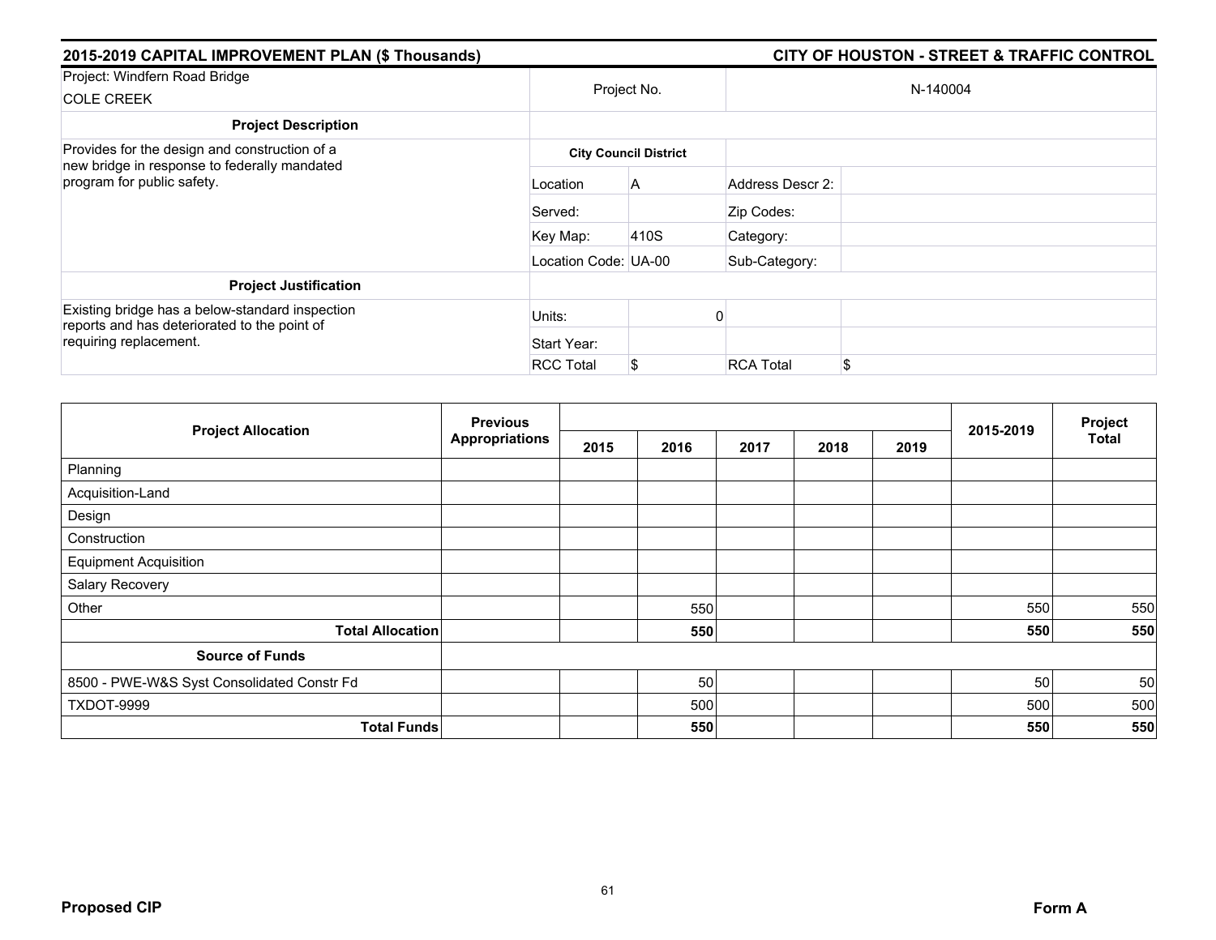## 2015-2019 CAPITAL IMPROVEMENT PLAN ($ Thousands)

## CITY OF HOUSTON - STREET & TRAFFIC CONTROL

| Project: Windfern Road Bridge<br>COLE CREEK | Project No. | | N-140004 | |
|---|---|---|---|---|
| **Project Description** | | | | |
| Provides for the design and construction of a new bridge in response to federally mandated program for public safety. | **City Council District** | | | |
| | Location | A | Address Descr 2: | |
| | Served: | | Zip Codes: | |
| | Key Map: | 410S | Category: | |
| | Location Code: | UA-00 | Sub-Category: | |
| **Project Justification** | | | | |
| Existing bridge has a below-standard inspection reports and has deteriorated to the point of requiring replacement. | Units: | 0 | | |
| | Start Year: | | | |
| | RCC Total | $ | RCA Total | $ |

| Project Allocation | Previous Appropriations | 2015 | 2016 | 2017 | 2018 | 2019 | 2015-2019 | Project Total |
|---|---|---|---|---|---|---|---|---|
| Planning | | | | | | | | |
| Acquisition-Land | | | | | | | | |
| Design | | | | | | | | |
| Construction | | | | | | | | |
| Equipment Acquisition | | | | | | | | |
| Salary Recovery | | | | | | | | |
| Other | | | 550 | | | | 550 | 550 |
| **Total Allocation** | | | **550** | | | | **550** | **550** |
| **Source of Funds** | | | | | | | | |
| 8500 - PWE-W&S Syst Consolidated Constr Fd | | | 50 | | | | 50 | 50 |
| TXDOT-9999 | | | 500 | | | | 500 | 500 |
| **Total Funds** | | | **550** | | | | **550** | **550** |

**Proposed CIP** **Form A**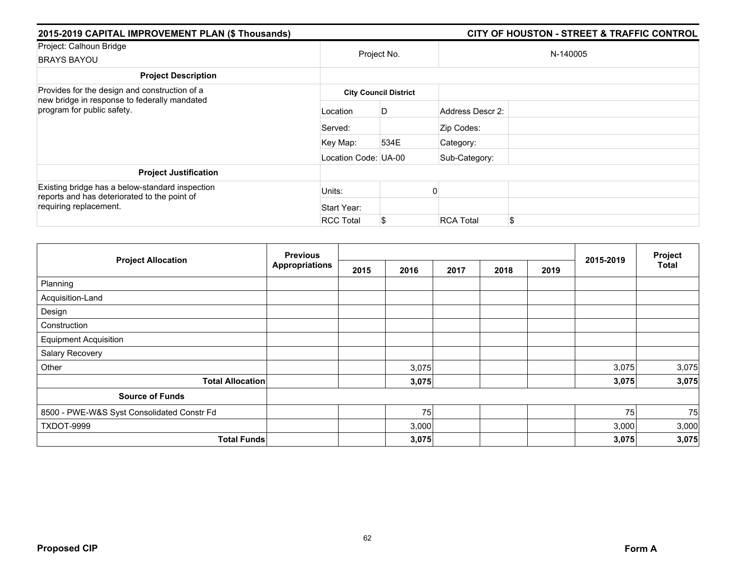## 2015-2019 CAPITAL IMPROVEMENT PLAN ($ Thousands)

## CITY OF HOUSTON - STREET & TRAFFIC CONTROL

| Project: Calhoun Bridge BRAYS BAYOU | Project No. | | N-140005 | |
|---|---|---|---|---|
| **Project Description** | | | | |
| Provides for the design and construction of a new bridge in response to federally mandated program for public safety. | **City Council District** | | | |
| | Location | D | Address Descr 2: | |
| | Served: | | Zip Codes: | |
| | Key Map: | 534E | Category: | |
| | Location Code: | UA-00 | Sub-Category: | |
| **Project Justification** | | | | |
| Existing bridge has a below-standard inspection reports and has deteriorated to the point of requiring replacement. | Units: | 0 | | |
| | Start Year: | | | |
| | RCC Total | $ | RCA Total | $ |

| Project Allocation | Previous Appropriations | 2015 | 2016 | 2017 | 2018 | 2019 | 2015-2019 | Project Total |
|---|---|---|---|---|---|---|---|---|
| Planning | | | | | | | | |
| Acquisition-Land | | | | | | | | |
| Design | | | | | | | | |
| Construction | | | | | | | | |
| Equipment Acquisition | | | | | | | | |
| Salary Recovery | | | | | | | | |
| Other | | | 3,075 | | | | 3,075 | 3,075 |
| **Total Allocation** | | | **3,075** | | | | **3,075** | **3,075** |
| **Source of Funds** | | | | | | | | |
| 8500 - PWE-W&S Syst Consolidated Constr Fd | | | 75 | | | | 75 | 75 |
| TXDOT-9999 | | | 3,000 | | | | 3,000 | 3,000 |
| **Total Funds** | | | **3,075** | | | | **3,075** | **3,075** |

**Proposed CIP** **Form A**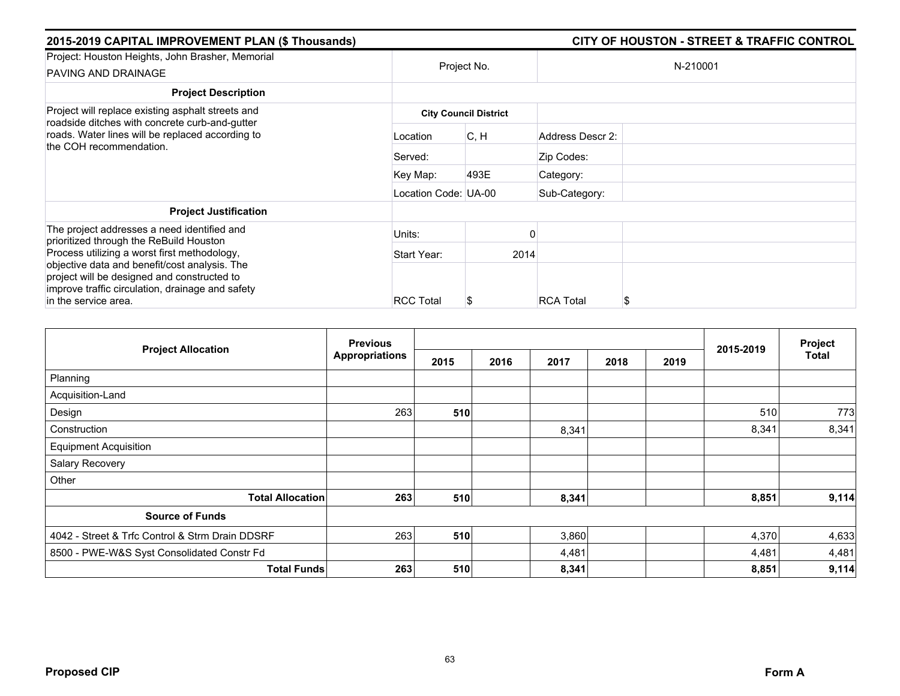## 2015-2019 CAPITAL IMPROVEMENT PLAN ($ Thousands) — CITY OF HOUSTON - STREET & TRAFFIC CONTROL

| Project: Houston Heights, John Brasher, Memorial PAVING AND DRAINAGE | Project No. | | N-210001 |
|---|---|---|---|

**Project Description**

Project will replace existing asphalt streets and roadside ditches with concrete curb-and-gutter roads. Water lines will be replaced according to the COH recommendation.

**City Council District**

| | | | |
|---|---|---|---|
| Location | C, H | Address Descr 2: | |
| Served: | | Zip Codes: | |
| Key Map: | 493E | Category: | |
| Location Code: | UA-00 | Sub-Category: | |

**Project Justification**

The project addresses a need identified and prioritized through the ReBuild Houston Process utilizing a worst first methodology, objective data and benefit/cost analysis. The project will be designed and constructed to improve traffic circulation, drainage and safety in the service area.

| | | | |
|---|---|---|---|
| Units: | 0 | | |
| Start Year: | 2014 | | |
| RCC Total | $ | RCA Total | $ |

| Project Allocation | Previous Appropriations | 2015 | 2016 | 2017 | 2018 | 2019 | 2015-2019 | Project Total |
|---|---|---|---|---|---|---|---|---|
| Planning | | | | | | | | |
| Acquisition-Land | | | | | | | | |
| Design | 263 | **510** | | | | | 510 | 773 |
| Construction | | | | 8,341 | | | 8,341 | 8,341 |
| Equipment Acquisition | | | | | | | | |
| Salary Recovery | | | | | | | | |
| Other | | | | | | | | |
| **Total Allocation** | **263** | **510** | | **8,341** | | | **8,851** | **9,114** |
| **Source of Funds** | | | | | | | | |
| 4042 - Street & Trfc Control & Strm Drain DDSRF | 263 | **510** | | 3,860 | | | 4,370 | 4,633 |
| 8500 - PWE-W&S Syst Consolidated Constr Fd | | | | 4,481 | | | 4,481 | 4,481 |
| **Total Funds** | **263** | **510** | | **8,341** | | | **8,851** | **9,114** |

**Proposed CIP** — **Form A**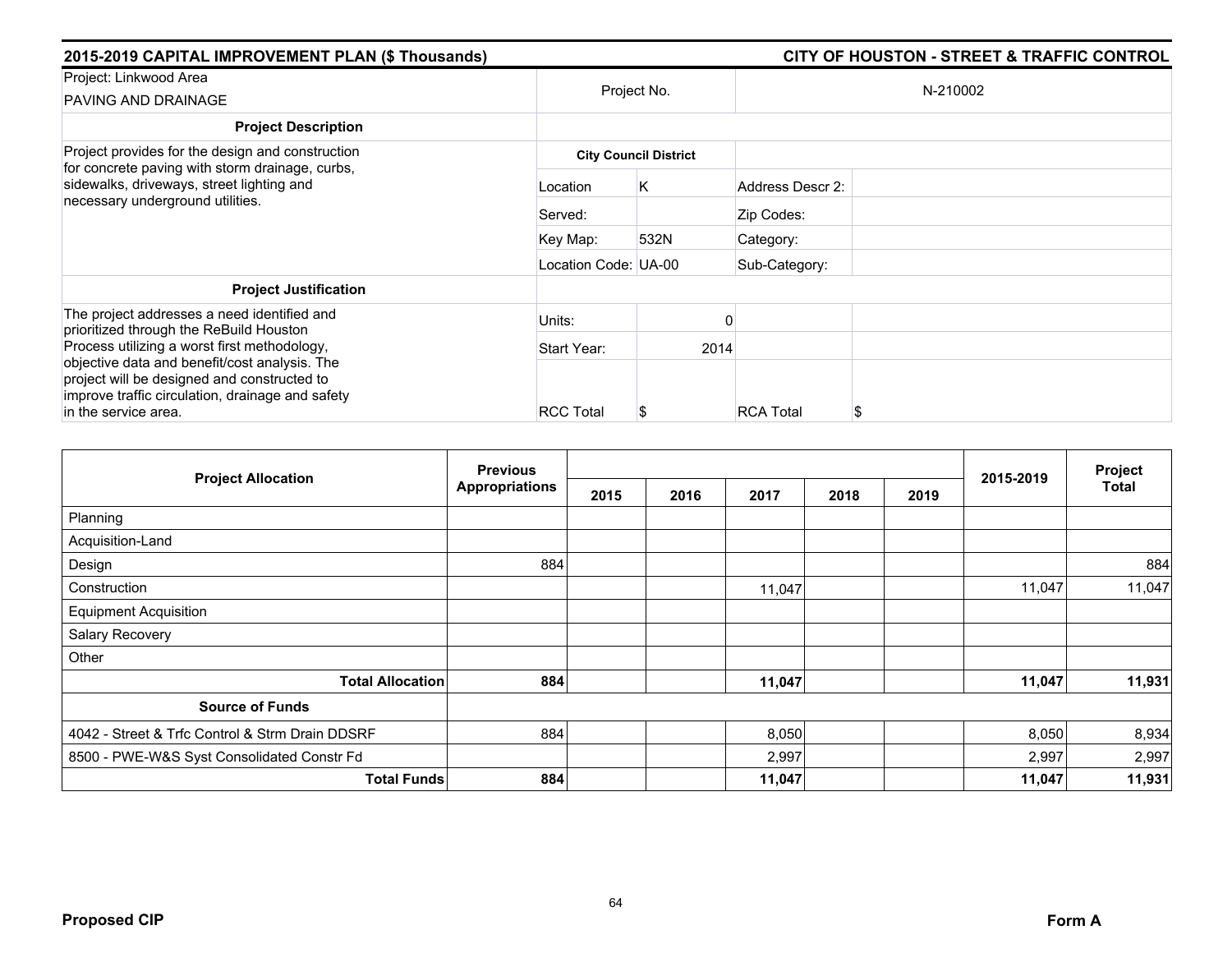## 2015-2019 CAPITAL IMPROVEMENT PLAN ($ Thousands) — CITY OF HOUSTON - STREET & TRAFFIC CONTROL

| Project: Linkwood Area PAVING AND DRAINAGE | Project No. | | N-210002 |
|---|---|---|---|
| **Project Description** | | | |
| Project provides for the design and construction for concrete paving with storm drainage, curbs, sidewalks, driveways, street lighting and necessary underground utilities. | **City Council District** | | |
| | Location | K | Address Descr 2: |
| | Served: | | Zip Codes: |
| | Key Map: | 532N | Category: |
| | Location Code: | UA-00 | Sub-Category: |
| **Project Justification** | | | |
| The project addresses a need identified and prioritized through the ReBuild Houston Process utilizing a worst first methodology, objective data and benefit/cost analysis. The project will be designed and constructed to improve traffic circulation, drainage and safety in the service area. | Units: | 0 | |
| | Start Year: | 2014 | |
| | RCC Total | $ | RCA Total $ |

| Project Allocation | Previous Appropriations | 2015 | 2016 | 2017 | 2018 | 2019 | 2015-2019 | Project Total |
|---|---|---|---|---|---|---|---|---|
| Planning | | | | | | | | |
| Acquisition-Land | | | | | | | | |
| Design | 884 | | | | | | | 884 |
| Construction | | | | 11,047 | | | 11,047 | 11,047 |
| Equipment Acquisition | | | | | | | | |
| Salary Recovery | | | | | | | | |
| Other | | | | | | | | |
| **Total Allocation** | **884** | | | **11,047** | | | **11,047** | **11,931** |
| **Source of Funds** | | | | | | | | |
| 4042 - Street & Trfc Control & Strm Drain DDSRF | 884 | | | 8,050 | | | 8,050 | 8,934 |
| 8500 - PWE-W&S Syst Consolidated Constr Fd | | | | 2,997 | | | 2,997 | 2,997 |
| **Total Funds** | **884** | | | **11,047** | | | **11,047** | **11,931** |

**Proposed CIP** — **Form A**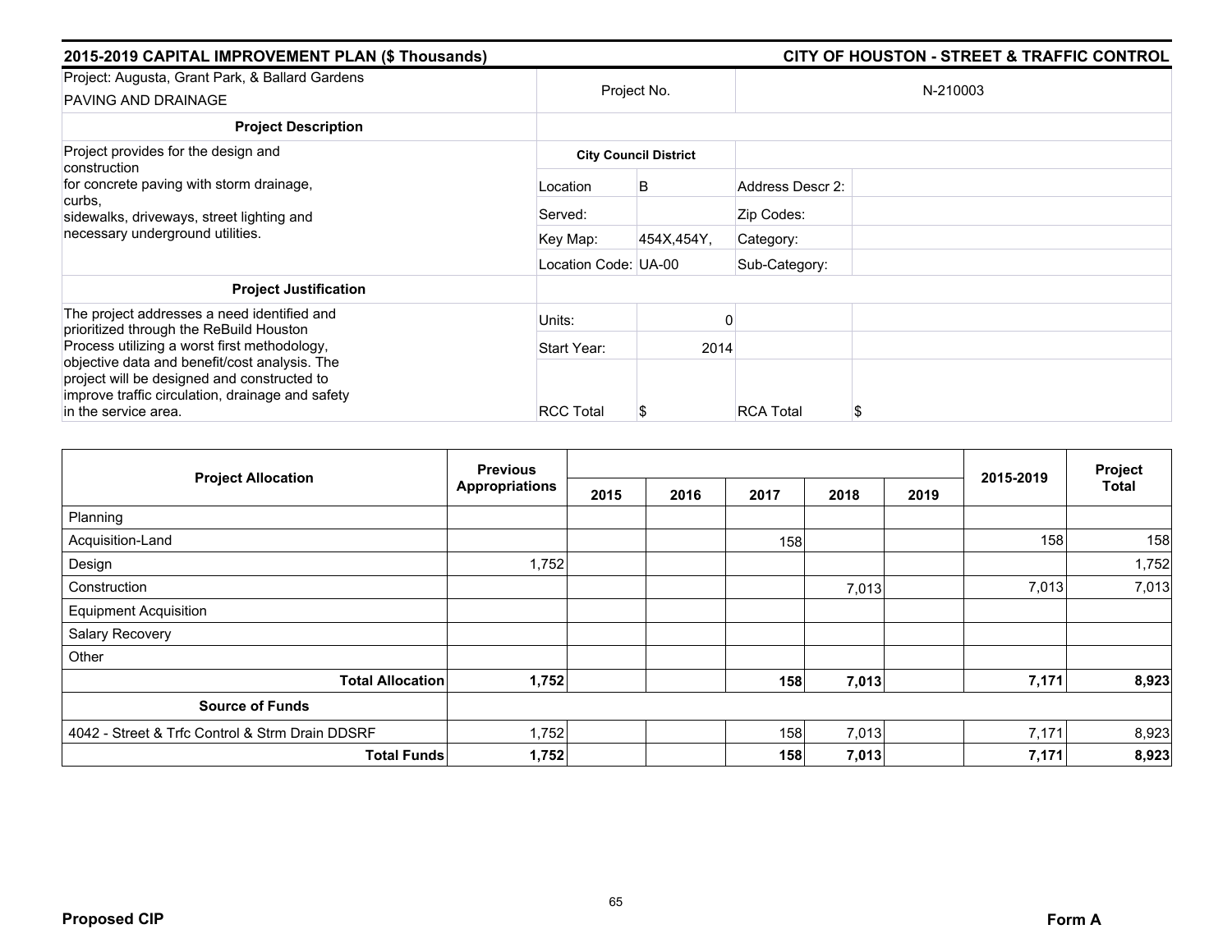**2015-2019 CAPITAL IMPROVEMENT PLAN ($ Thousands)** — **CITY OF HOUSTON - STREET & TRAFFIC CONTROL**

| Project: Augusta, Grant Park, & Ballard Gardens PAVING AND DRAINAGE | Project No. | | N-210003 |
|---|---|---|---|

| Project Description | City Council District | | | |
|---|---|---|---|---|
| Project provides for the design and construction for concrete paving with storm drainage, curbs, sidewalks, driveways, street lighting and necessary underground utilities. | Location | B | Address Descr 2: | |
| | Served: | | Zip Codes: | |
| | Key Map: | 454X,454Y, | Category: | |
| | Location Code: UA-00 | | Sub-Category: | |

| Project Justification | | | | |
|---|---|---|---|---|
| The project addresses a need identified and prioritized through the ReBuild Houston Process utilizing a worst first methodology, objective data and benefit/cost analysis. The project will be designed and constructed to improve traffic circulation, drainage and safety in the service area. | Units: | 0 | | |
| | Start Year: | 2014 | | |
| | RCC Total | $ | RCA Total | $ |

| Project Allocation | Previous Appropriations | 2015 | 2016 | 2017 | 2018 | 2019 | 2015-2019 | Project Total |
|---|---|---|---|---|---|---|---|---|
| Planning | | | | | | | | |
| Acquisition-Land | | | | 158 | | | 158 | 158 |
| Design | 1,752 | | | | | | | 1,752 |
| Construction | | | | | 7,013 | | 7,013 | 7,013 |
| Equipment Acquisition | | | | | | | | |
| Salary Recovery | | | | | | | | |
| Other | | | | | | | | |
| **Total Allocation** | **1,752** | | | **158** | **7,013** | | **7,171** | **8,923** |
| **Source of Funds** | | | | | | | | |
| 4042 - Street & Trfc Control & Strm Drain DDSRF | 1,752 | | | 158 | 7,013 | | 7,171 | 8,923 |
| **Total Funds** | **1,752** | | | **158** | **7,013** | | **7,171** | **8,923** |

**Proposed CIP** — **Form A**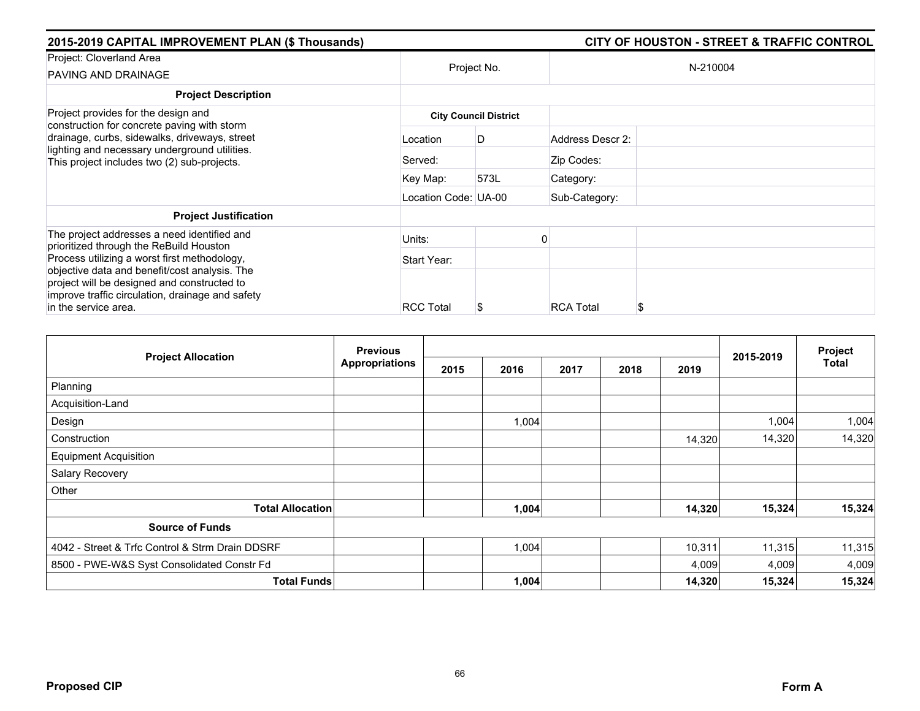## 2015-2019 CAPITAL IMPROVEMENT PLAN ($ Thousands) — CITY OF HOUSTON - STREET & TRAFFIC CONTROL

| Project: Cloverland Area PAVING AND DRAINAGE | Project No. | | N-210004 |
|---|---|---|---|
| **Project Description** | | | |
| Project provides for the design and construction for concrete paving with storm drainage, curbs, sidewalks, driveways, street lighting and necessary underground utilities. This project includes two (2) sub-projects. | **City Council District** | | |
| | Location: D | Address Descr 2: | |
| | Served: | Zip Codes: | |
| | Key Map: 573L | Category: | |
| | Location Code: UA-00 | Sub-Category: | |
| **Project Justification** | | | |
| The project addresses a need identified and prioritized through the ReBuild Houston Process utilizing a worst first methodology, objective data and benefit/cost analysis. The project will be designed and constructed to improve traffic circulation, drainage and safety in the service area. | Units: 0 | | |
| | Start Year: | | |
| | RCC Total $ | RCA Total $ | |

| Project Allocation | Previous Appropriations | 2015 | 2016 | 2017 | 2018 | 2019 | 2015-2019 | Project Total |
|---|---|---|---|---|---|---|---|---|
| Planning | | | | | | | | |
| Acquisition-Land | | | | | | | | |
| Design | | | 1,004 | | | | 1,004 | 1,004 |
| Construction | | | | | | 14,320 | 14,320 | 14,320 |
| Equipment Acquisition | | | | | | | | |
| Salary Recovery | | | | | | | | |
| Other | | | | | | | | |
| **Total Allocation** | | | **1,004** | | | **14,320** | **15,324** | **15,324** |
| **Source of Funds** | | | | | | | | |
| 4042 - Street & Trfc Control & Strm Drain DDSRF | | | 1,004 | | | 10,311 | 11,315 | 11,315 |
| 8500 - PWE-W&S Syst Consolidated Constr Fd | | | | | | 4,009 | 4,009 | 4,009 |
| **Total Funds** | | | **1,004** | | | **14,320** | **15,324** | **15,324** |

**Proposed CIP** — **Form A**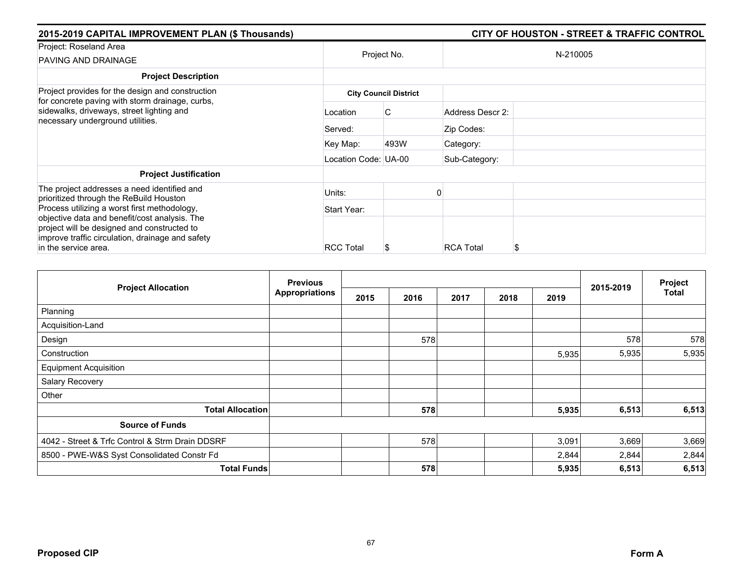**2015-2019 CAPITAL IMPROVEMENT PLAN ($ Thousands)** — **CITY OF HOUSTON - STREET & TRAFFIC CONTROL**

| Project: Roseland Area PAVING AND DRAINAGE | Project No. | | N-210005 | |
|---|---|---|---|---|
| **Project Description** | | | | |
| Project provides for the design and construction for concrete paving with storm drainage, curbs, sidewalks, driveways, street lighting and necessary underground utilities. | **City Council District** | | | |
| | Location | C | Address Descr 2: | |
| | Served: | | Zip Codes: | |
| | Key Map: | 493W | Category: | |
| | Location Code: | UA-00 | Sub-Category: | |
| **Project Justification** | | | | |
| The project addresses a need identified and prioritized through the ReBuild Houston Process utilizing a worst first methodology, objective data and benefit/cost analysis. The project will be designed and constructed to improve traffic circulation, drainage and safety in the service area. | Units: | 0 | | |
| | Start Year: | | | |
| | RCC Total | $ | RCA Total | $ |

| Project Allocation | Previous Appropriations | 2015 | 2016 | 2017 | 2018 | 2019 | 2015-2019 | Project Total |
|---|---|---|---|---|---|---|---|---|
| Planning | | | | | | | | |
| Acquisition-Land | | | | | | | | |
| Design | | | 578 | | | | 578 | 578 |
| Construction | | | | | | 5,935 | 5,935 | 5,935 |
| Equipment Acquisition | | | | | | | | |
| Salary Recovery | | | | | | | | |
| Other | | | | | | | | |
| **Total Allocation** | | | **578** | | | **5,935** | **6,513** | **6,513** |
| **Source of Funds** | | | | | | | | |
| 4042 - Street & Trfc Control & Strm Drain DDSRF | | | 578 | | | 3,091 | 3,669 | 3,669 |
| 8500 - PWE-W&S Syst Consolidated Constr Fd | | | | | | 2,844 | 2,844 | 2,844 |
| **Total Funds** | | | **578** | | | **5,935** | **6,513** | **6,513** |

**Proposed CIP** — **Form A**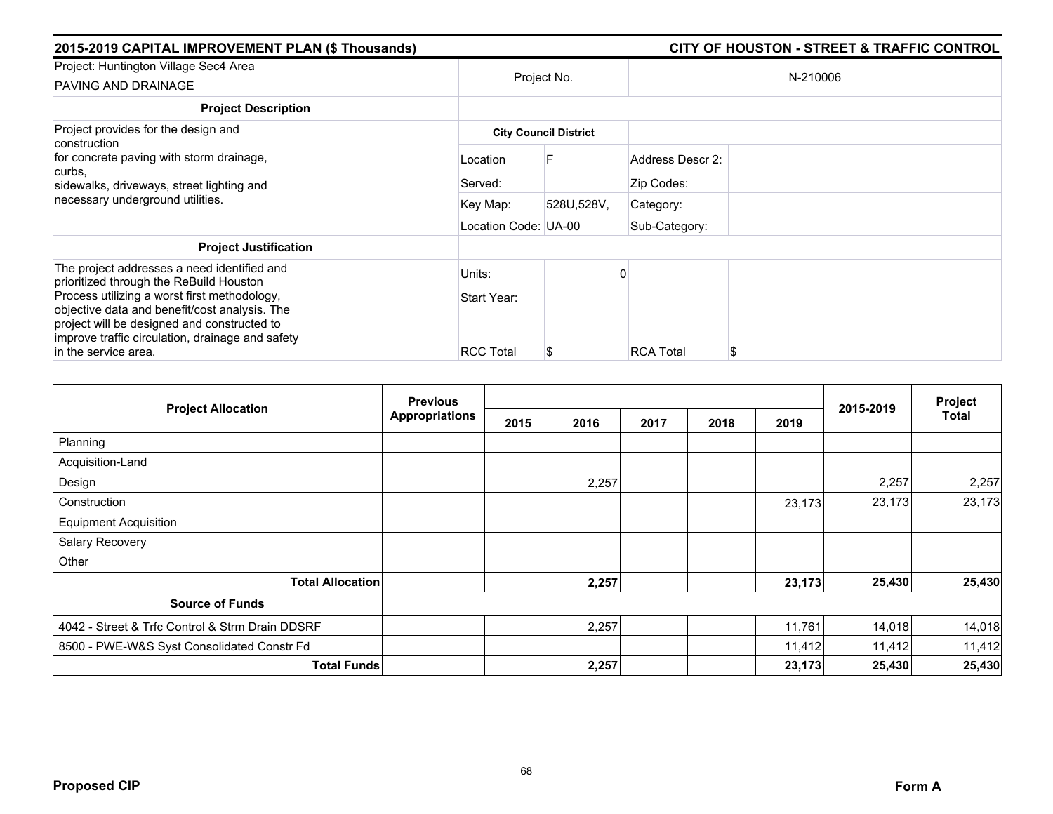## 2015-2019 CAPITAL IMPROVEMENT PLAN ($ Thousands) — CITY OF HOUSTON - STREET & TRAFFIC CONTROL

| Project: Huntington Village Sec4 Area PAVING AND DRAINAGE | Project No. | | N-210006 |
|---|---|---|---|
| **Project Description** | | | |
| Project provides for the design and construction for concrete paving with storm drainage, curbs, sidewalks, driveways, street lighting and necessary underground utilities. | **City Council District** | | |
| | Location | F | Address Descr 2: |
| | Served: | | Zip Codes: |
| | Key Map: | 528U,528V, | Category: |
| | Location Code: | UA-00 | Sub-Category: |
| **Project Justification** | | | |
| The project addresses a need identified and prioritized through the ReBuild Houston Process utilizing a worst first methodology, objective data and benefit/cost analysis. The project will be designed and constructed to improve traffic circulation, drainage and safety in the service area. | Units: | 0 | |
| | Start Year: | | |
| | RCC Total | $ | RCA Total $ |

| Project Allocation | Previous Appropriations | 2015 | 2016 | 2017 | 2018 | 2019 | 2015-2019 | Project Total |
|---|---|---|---|---|---|---|---|---|
| Planning | | | | | | | | |
| Acquisition-Land | | | | | | | | |
| Design | | | 2,257 | | | | 2,257 | 2,257 |
| Construction | | | | | | 23,173 | 23,173 | 23,173 |
| Equipment Acquisition | | | | | | | | |
| Salary Recovery | | | | | | | | |
| Other | | | | | | | | |
| **Total Allocation** | | | **2,257** | | | **23,173** | **25,430** | **25,430** |
| **Source of Funds** | | | | | | | | |
| 4042 - Street & Trfc Control & Strm Drain DDSRF | | | 2,257 | | | 11,761 | 14,018 | 14,018 |
| 8500 - PWE-W&S Syst Consolidated Constr Fd | | | | | | 11,412 | 11,412 | 11,412 |
| **Total Funds** | | | **2,257** | | | **23,173** | **25,430** | **25,430** |

**Proposed CIP** **Form A**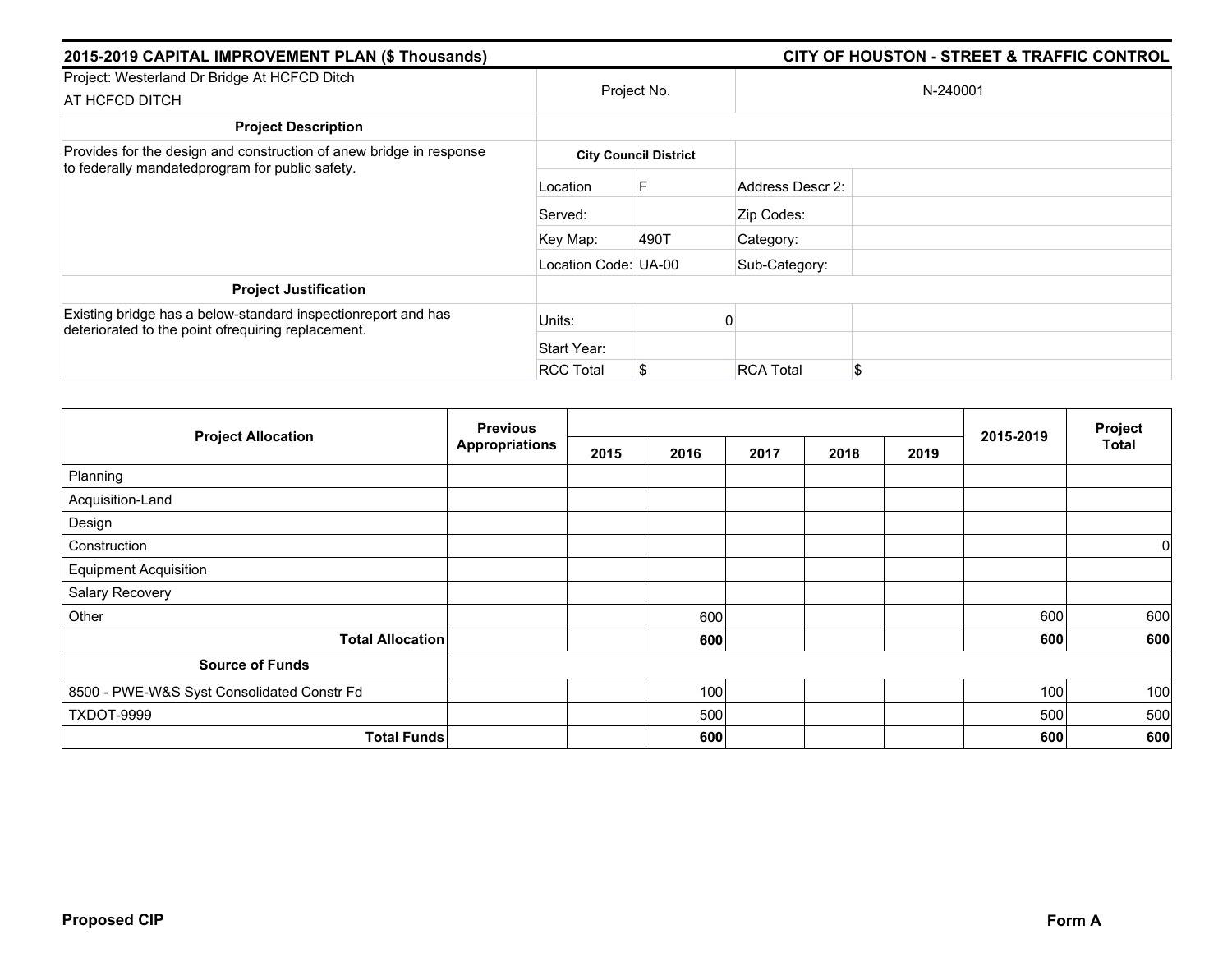**2015-2019 CAPITAL IMPROVEMENT PLAN ($ Thousands)** | **CITY OF HOUSTON - STREET & TRAFFIC CONTROL**

| Project: Westerland Dr Bridge At HCFCD Ditch<br>AT HCFCD DITCH | Project No. | | N-240001 | |
|---|---|---|---|---|
| **Project Description** | | | | |
| Provides for the design and construction of anew bridge in response to federally mandatedprogram for public safety. | **City Council District** | | | |
| | Location | F | Address Descr 2: | |
| | Served: | | Zip Codes: | |
| | Key Map: | 490T | Category: | |
| | Location Code: | UA-00 | Sub-Category: | |
| **Project Justification** | | | | |
| Existing bridge has a below-standard inspectionreport and has deteriorated to the point ofrequiring replacement. | Units: | 0 | | |
| | Start Year: | | | |
| | RCC Total | $ | RCA Total | $ |

| Project Allocation | Previous Appropriations | 2015 | 2016 | 2017 | 2018 | 2019 | 2015-2019 | Project Total |
|---|---|---|---|---|---|---|---|---|
| Planning | | | | | | | | |
| Acquisition-Land | | | | | | | | |
| Design | | | | | | | | |
| Construction | | | | | | | | 0 |
| Equipment Acquisition | | | | | | | | |
| Salary Recovery | | | | | | | | |
| Other | | | 600 | | | | 600 | 600 |
| **Total Allocation** | | | **600** | | | | **600** | **600** |
| **Source of Funds** | | | | | | | | |
| 8500 - PWE-W&S Syst Consolidated Constr Fd | | | 100 | | | | 100 | 100 |
| TXDOT-9999 | | | 500 | | | | 500 | 500 |
| **Total Funds** | | | **600** | | | | **600** | **600** |

**Proposed CIP** | **Form A**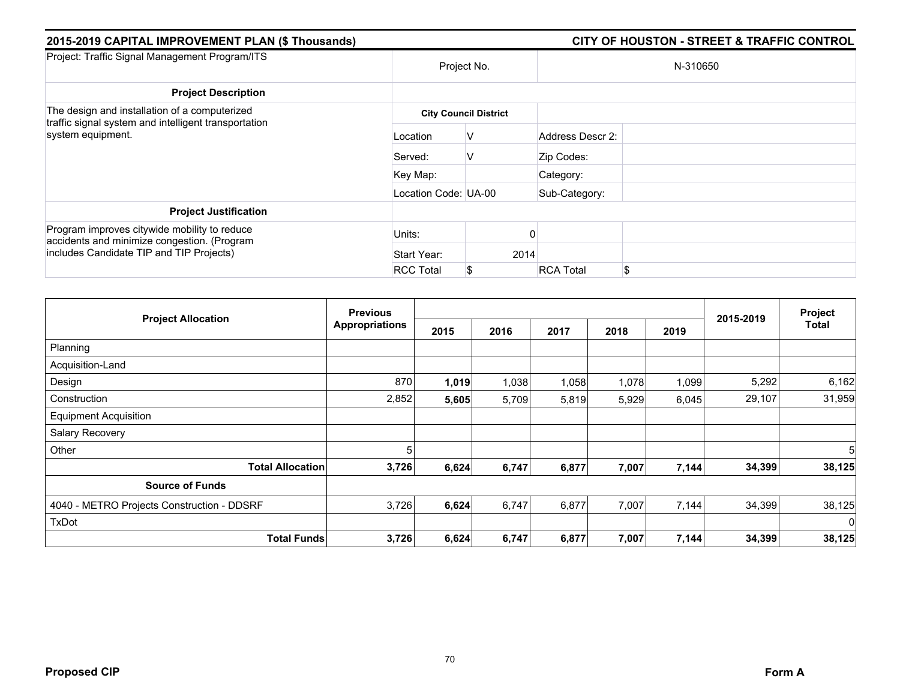## 2015-2019 CAPITAL IMPROVEMENT PLAN ($ Thousands)

## CITY OF HOUSTON - STREET & TRAFFIC CONTROL

| Project: Traffic Signal Management Program/ITS | Project No. | | N-310650 | |
|---|---|---|---|---|
| **Project Description** | | | | |
| The design and installation of a computerized traffic signal system and intelligent transportation system equipment. | **City Council District** | | | |
| | Location | V | Address Descr 2: | |
| | Served: | V | Zip Codes: | |
| | Key Map: | | Category: | |
| | Location Code: | UA-00 | Sub-Category: | |
| **Project Justification** | | | | |
| Program improves citywide mobility to reduce accidents and minimize congestion. (Program includes Candidate TIP and TIP Projects) | Units: | 0 | | |
| | Start Year: | 2014 | | |
| | RCC Total | $ | RCA Total | $ |

| Project Allocation | Previous Appropriations | 2015 | 2016 | 2017 | 2018 | 2019 | 2015-2019 | Project Total |
|---|---|---|---|---|---|---|---|---|
| Planning | | | | | | | | |
| Acquisition-Land | | | | | | | | |
| Design | 870 | **1,019** | 1,038 | 1,058 | 1,078 | 1,099 | 5,292 | 6,162 |
| Construction | 2,852 | **5,605** | 5,709 | 5,819 | 5,929 | 6,045 | 29,107 | 31,959 |
| Equipment Acquisition | | | | | | | | |
| Salary Recovery | | | | | | | | |
| Other | 5 | | | | | | | 5 |
| **Total Allocation** | **3,726** | **6,624** | **6,747** | **6,877** | **7,007** | **7,144** | **34,399** | **38,125** |
| **Source of Funds** | | | | | | | | |
| 4040 - METRO Projects Construction - DDSRF | 3,726 | **6,624** | 6,747 | 6,877 | 7,007 | 7,144 | 34,399 | 38,125 |
| TxDot | | | | | | | | 0 |
| **Total Funds** | **3,726** | **6,624** | **6,747** | **6,877** | **7,007** | **7,144** | **34,399** | **38,125** |

**Proposed CIP** **Form A**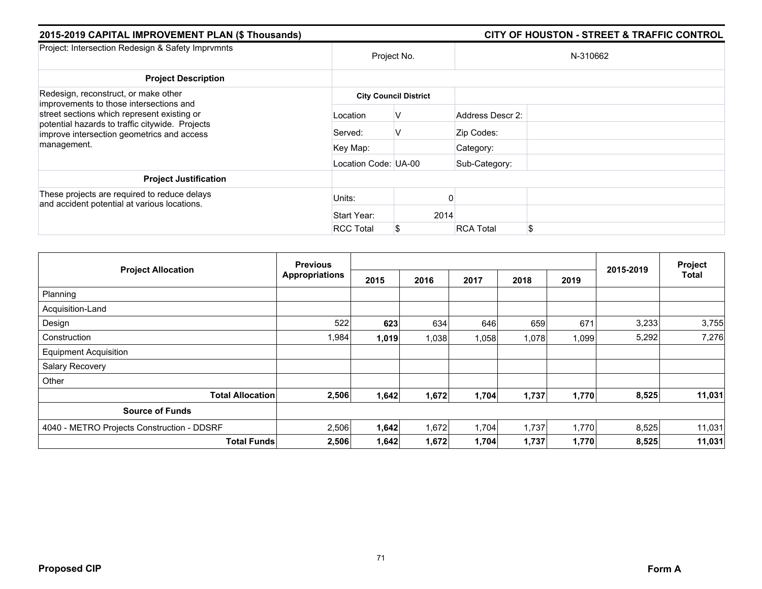**2015-2019 CAPITAL IMPROVEMENT PLAN ($ Thousands)** | **CITY OF HOUSTON - STREET & TRAFFIC CONTROL**

| Project: Intersection Redesign & Safety Imprvmnts | Project No. | | N-310662 | |
|---|---|---|---|---|
| **Project Description** | | | | |
| Redesign, reconstruct, or make other improvements to those intersections and street sections which represent existing or potential hazards to traffic citywide. Projects improve intersection geometrics and access management. | **City Council District** | | | |
| | Location | V | Address Descr 2: | |
| | Served: | V | Zip Codes: | |
| | Key Map: | | Category: | |
| | Location Code: UA-00 | | Sub-Category: | |
| **Project Justification** | | | | |
| These projects are required to reduce delays and accident potential at various locations. | Units: | 0 | | |
| | Start Year: | 2014 | | |
| | RCC Total | $ | RCA Total | $ |

| Project Allocation | Previous Appropriations | 2015 | 2016 | 2017 | 2018 | 2019 | 2015-2019 | Project Total |
|---|---|---|---|---|---|---|---|---|
| Planning | | | | | | | | |
| Acquisition-Land | | | | | | | | |
| Design | 522 | **623** | 634 | 646 | 659 | 671 | 3,233 | 3,755 |
| Construction | 1,984 | **1,019** | 1,038 | 1,058 | 1,078 | 1,099 | 5,292 | 7,276 |
| Equipment Acquisition | | | | | | | | |
| Salary Recovery | | | | | | | | |
| Other | | | | | | | | |
| **Total Allocation** | **2,506** | **1,642** | **1,672** | **1,704** | **1,737** | **1,770** | **8,525** | **11,031** |
| **Source of Funds** | | | | | | | | |
| 4040 - METRO Projects Construction - DDSRF | 2,506 | **1,642** | 1,672 | 1,704 | 1,737 | 1,770 | 8,525 | 11,031 |
| **Total Funds** | **2,506** | **1,642** | **1,672** | **1,704** | **1,737** | **1,770** | **8,525** | **11,031** |

**Proposed CIP** | **Form A**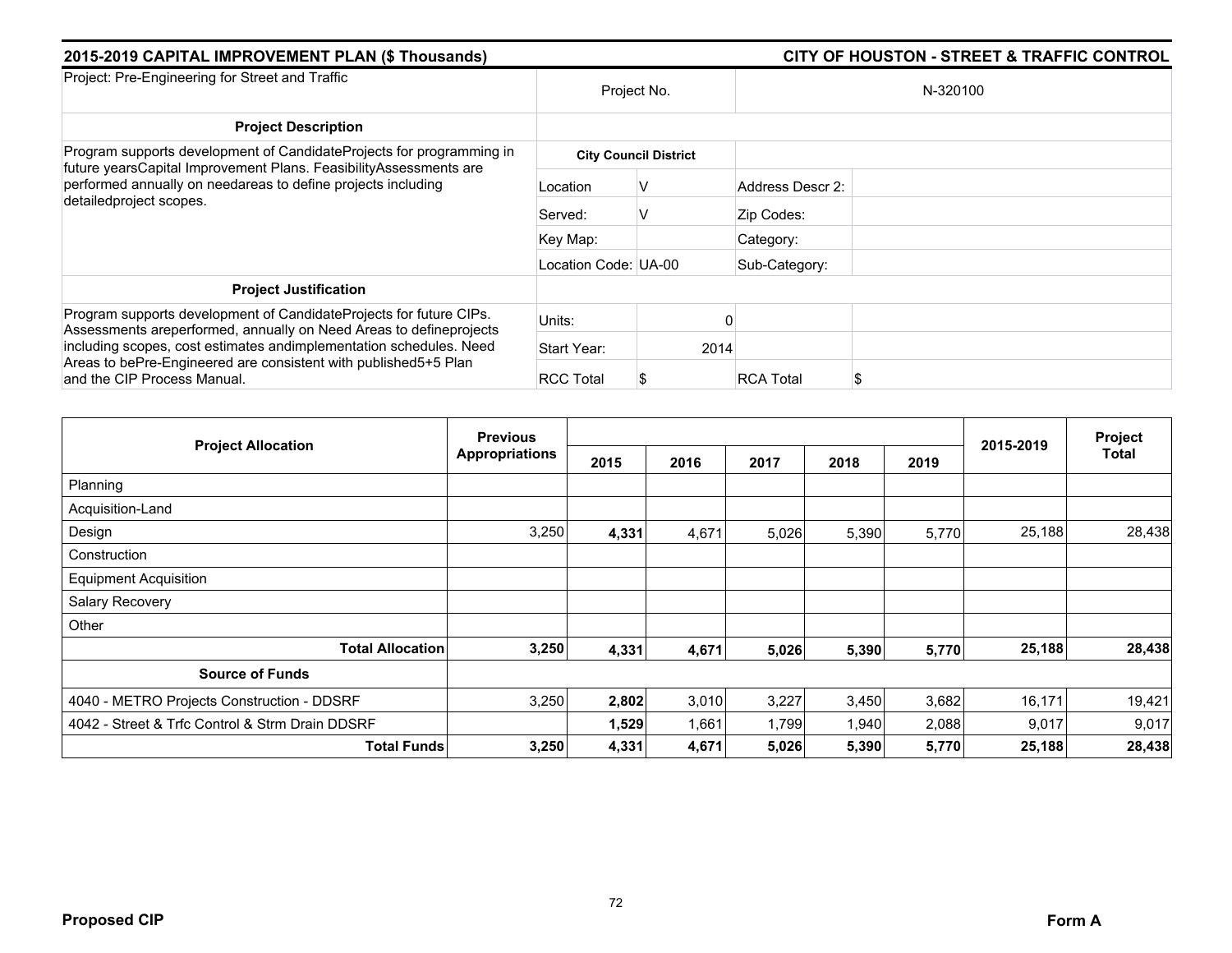## 2015-2019 CAPITAL IMPROVEMENT PLAN ($ Thousands) — CITY OF HOUSTON - STREET & TRAFFIC CONTROL

| Project: Pre-Engineering for Street and Traffic | Project No. | | N-320100 | |
|---|---|---|---|---|
| **Project Description** | | | | |
| Program supports development of CandidateProjects for programming in future yearsCapital Improvement Plans. FeasibilityAssessments are performed annually on needareas to define projects including detailedproject scopes. | **City Council District** | | | |
| | Location | V | Address Descr 2: | |
| | Served: | V | Zip Codes: | |
| | Key Map: | | Category: | |
| | Location Code: UA-00 | | Sub-Category: | |
| **Project Justification** | | | | |
| Program supports development of CandidateProjects for future CIPs. Assessments areperformed, annually on Need Areas to defineprojects including scopes, cost estimates andimplementation schedules. Need Areas to bePre-Engineered are consistent with published5+5 Plan and the CIP Process Manual. | Units: | 0 | | |
| | Start Year: | 2014 | | |
| | RCC Total | $ | RCA Total | $ |

| Project Allocation | Previous Appropriations | 2015 | 2016 | 2017 | 2018 | 2019 | 2015-2019 | Project Total |
|---|---|---|---|---|---|---|---|---|
| Planning | | | | | | | | |
| Acquisition-Land | | | | | | | | |
| Design | 3,250 | **4,331** | 4,671 | 5,026 | 5,390 | 5,770 | 25,188 | 28,438 |
| Construction | | | | | | | | |
| Equipment Acquisition | | | | | | | | |
| Salary Recovery | | | | | | | | |
| Other | | | | | | | | |
| **Total Allocation** | **3,250** | **4,331** | **4,671** | **5,026** | **5,390** | **5,770** | **25,188** | **28,438** |
| **Source of Funds** | | | | | | | | |
| 4040 - METRO Projects Construction - DDSRF | 3,250 | **2,802** | 3,010 | 3,227 | 3,450 | 3,682 | 16,171 | 19,421 |
| 4042 - Street & Trfc Control & Strm Drain DDSRF | | **1,529** | 1,661 | 1,799 | 1,940 | 2,088 | 9,017 | 9,017 |
| **Total Funds** | **3,250** | **4,331** | **4,671** | **5,026** | **5,390** | **5,770** | **25,188** | **28,438** |

**Proposed CIP** — **Form A**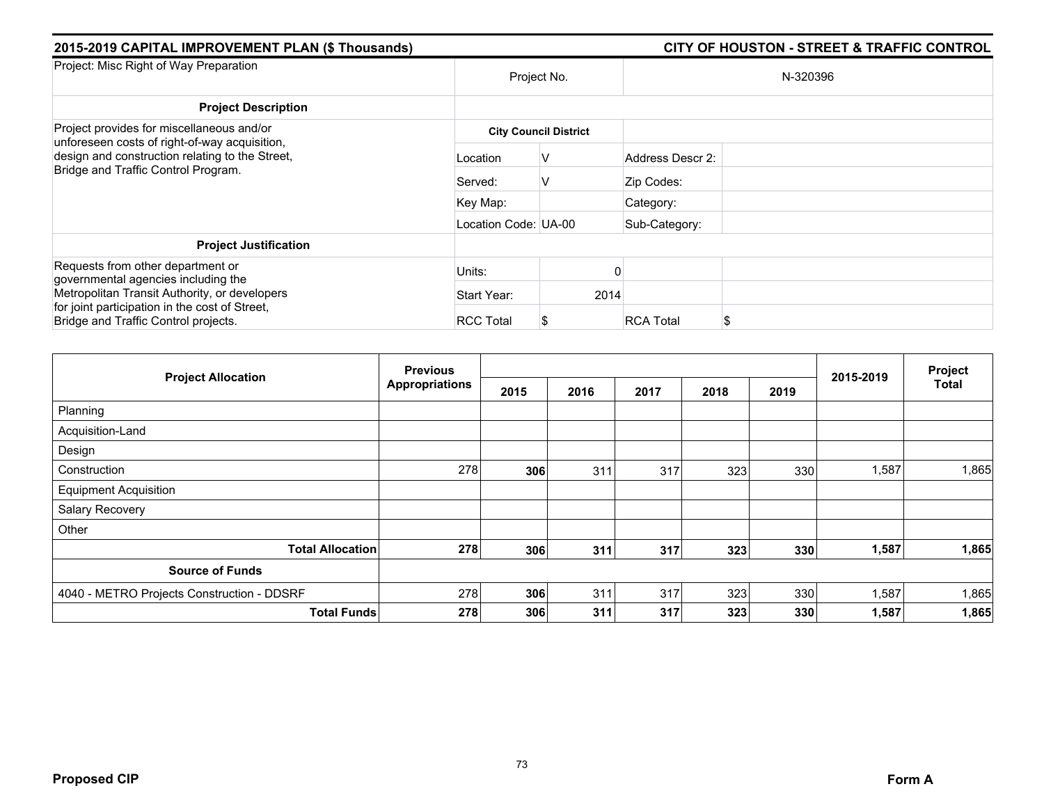## 2015-2019 CAPITAL IMPROVEMENT PLAN ($ Thousands) — CITY OF HOUSTON - STREET & TRAFFIC CONTROL

| Project: Misc Right of Way Preparation | Project No. | | N-320396 | |
|---|---|---|---|---|
| **Project Description** | | | | |
| Project provides for miscellaneous and/or unforeseen costs of right-of-way acquisition, design and construction relating to the Street, Bridge and Traffic Control Program. | **City Council District** | | | |
| | Location | V | Address Descr 2: | |
| | Served: | V | Zip Codes: | |
| | Key Map: | | Category: | |
| | Location Code: | UA-00 | Sub-Category: | |
| **Project Justification** | | | | |
| Requests from other department or governmental agencies including the Metropolitan Transit Authority, or developers for joint participation in the cost of Street, Bridge and Traffic Control projects. | Units: | 0 | | |
| | Start Year: | 2014 | | |
| | RCC Total | $ | RCA Total | $ |

| Project Allocation | Previous Appropriations | 2015 | 2016 | 2017 | 2018 | 2019 | 2015-2019 | Project Total |
|---|---|---|---|---|---|---|---|---|
| Planning | | | | | | | | |
| Acquisition-Land | | | | | | | | |
| Design | | | | | | | | |
| Construction | 278 | **306** | 311 | 317 | 323 | 330 | 1,587 | 1,865 |
| Equipment Acquisition | | | | | | | | |
| Salary Recovery | | | | | | | | |
| Other | | | | | | | | |
| **Total Allocation** | **278** | **306** | **311** | **317** | **323** | **330** | **1,587** | **1,865** |
| **Source of Funds** | | | | | | | | |
| 4040 - METRO Projects Construction - DDSRF | 278 | **306** | 311 | 317 | 323 | 330 | 1,587 | 1,865 |
| **Total Funds** | **278** | **306** | **311** | **317** | **323** | **330** | **1,587** | **1,865** |

**Proposed CIP** **Form A**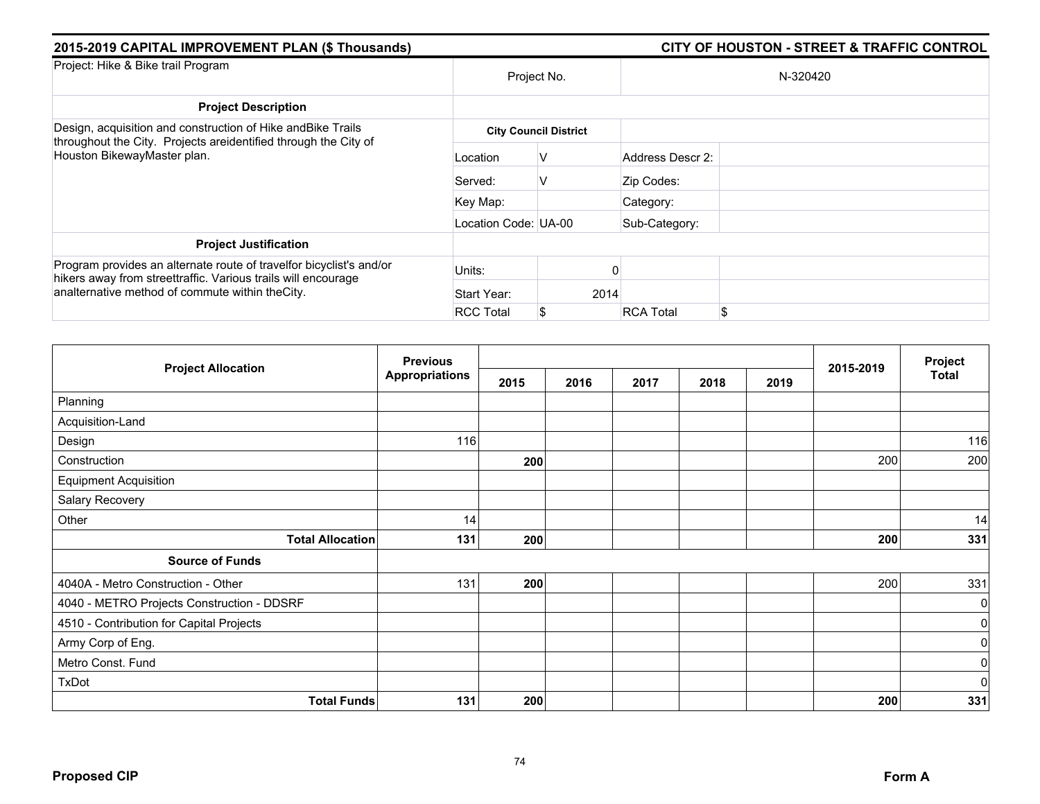## 2015-2019 CAPITAL IMPROVEMENT PLAN ($ Thousands) — CITY OF HOUSTON - STREET & TRAFFIC CONTROL

| Project: Hike & Bike trail Program | Project No. | | N-320420 | |
|---|---|---|---|---|
| **Project Description** | | | | |
| Design, acquisition and construction of Hike andBike Trails throughout the City. Projects areidentified through the City of Houston BikewayMaster plan. | **City Council District** | | | |
| | Location | V | Address Descr 2: | |
| | Served: | V | Zip Codes: | |
| | Key Map: | | Category: | |
| | Location Code: UA-00 | | Sub-Category: | |
| **Project Justification** | | | | |
| Program provides an alternate route of travelfor bicyclist's and/or hikers away from streettraffic. Various trails will encourage analternative method of commute within theCity. | Units: | 0 | | |
| | Start Year: | 2014 | | |
| | RCC Total | $ | RCA Total | $ |

| Project Allocation | Previous Appropriations | 2015 | 2016 | 2017 | 2018 | 2019 | 2015-2019 | Project Total |
|---|---|---|---|---|---|---|---|---|
| Planning | | | | | | | | |
| Acquisition-Land | | | | | | | | |
| Design | 116 | | | | | | | 116 |
| Construction | | **200** | | | | | 200 | 200 |
| Equipment Acquisition | | | | | | | | |
| Salary Recovery | | | | | | | | |
| Other | 14 | | | | | | | 14 |
| **Total Allocation** | **131** | **200** | | | | | **200** | **331** |
| **Source of Funds** | | | | | | | | |
| 4040A - Metro Construction - Other | 131 | **200** | | | | | 200 | 331 |
| 4040 - METRO Projects Construction - DDSRF | | | | | | | | 0 |
| 4510 - Contribution for Capital Projects | | | | | | | | 0 |
| Army Corp of Eng. | | | | | | | | 0 |
| Metro Const. Fund | | | | | | | | 0 |
| TxDot | | | | | | | | 0 |
| **Total Funds** | **131** | **200** | | | | | **200** | **331** |

**Proposed CIP** — **Form A**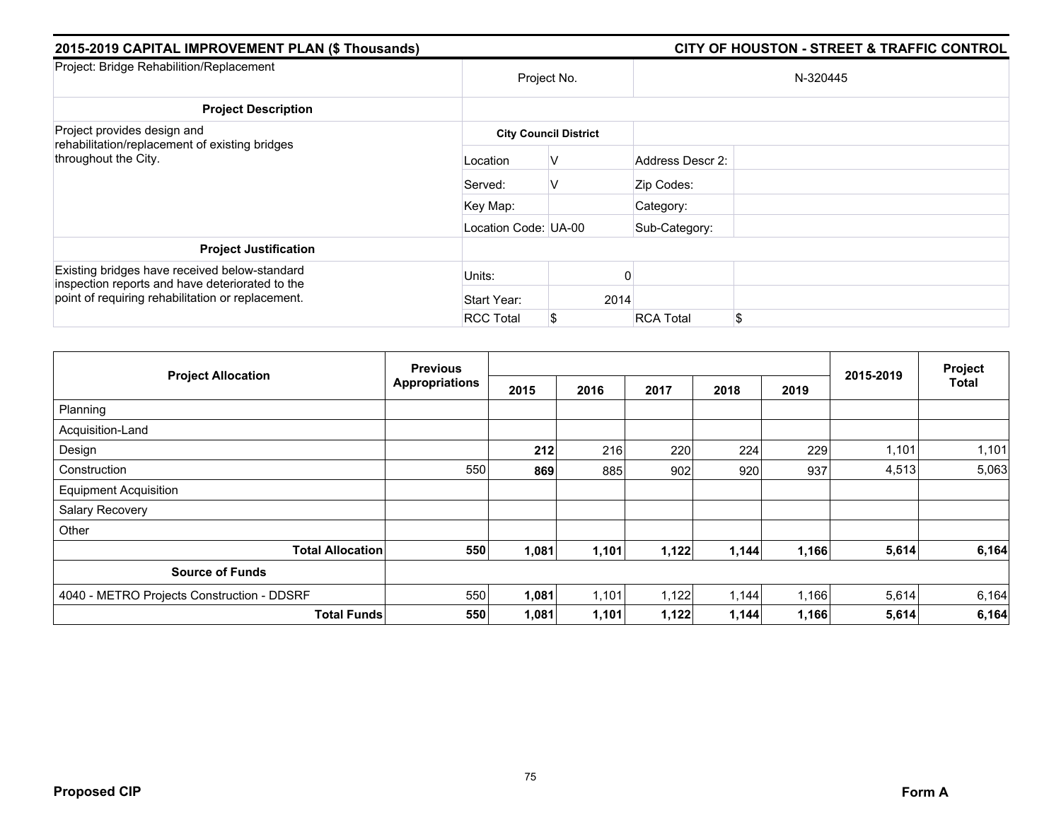## 2015-2019 CAPITAL IMPROVEMENT PLAN ($ Thousands) — CITY OF HOUSTON - STREET & TRAFFIC CONTROL

| Project: Bridge Rehabilition/Replacement | Project No. | | N-320445 | |
|---|---|---|---|---|
| **Project Description** | | | | |
| Project provides design and rehabilitation/replacement of existing bridges throughout the City. | **City Council District** | | | |
| | Location | V | Address Descr 2: | |
| | Served: | V | Zip Codes: | |
| | Key Map: | | Category: | |
| | Location Code: | UA-00 | Sub-Category: | |
| **Project Justification** | | | | |
| Existing bridges have received below-standard inspection reports and have deteriorated to the point of requiring rehabilitation or replacement. | Units: | 0 | | |
| | Start Year: | 2014 | | |
| | RCC Total | $ | RCA Total | $ |

| Project Allocation | Previous Appropriations | 2015 | 2016 | 2017 | 2018 | 2019 | 2015-2019 | Project Total |
|---|---|---|---|---|---|---|---|---|
| Planning | | | | | | | | |
| Acquisition-Land | | | | | | | | |
| Design | | **212** | 216 | 220 | 224 | 229 | 1,101 | 1,101 |
| Construction | 550 | **869** | 885 | 902 | 920 | 937 | 4,513 | 5,063 |
| Equipment Acquisition | | | | | | | | |
| Salary Recovery | | | | | | | | |
| Other | | | | | | | | |
| **Total Allocation** | **550** | **1,081** | **1,101** | **1,122** | **1,144** | **1,166** | **5,614** | **6,164** |
| **Source of Funds** | | | | | | | | |
| 4040 - METRO Projects Construction - DDSRF | 550 | **1,081** | 1,101 | 1,122 | 1,144 | 1,166 | 5,614 | 6,164 |
| **Total Funds** | **550** | **1,081** | **1,101** | **1,122** | **1,144** | **1,166** | **5,614** | **6,164** |

**Proposed CIP** — **Form A**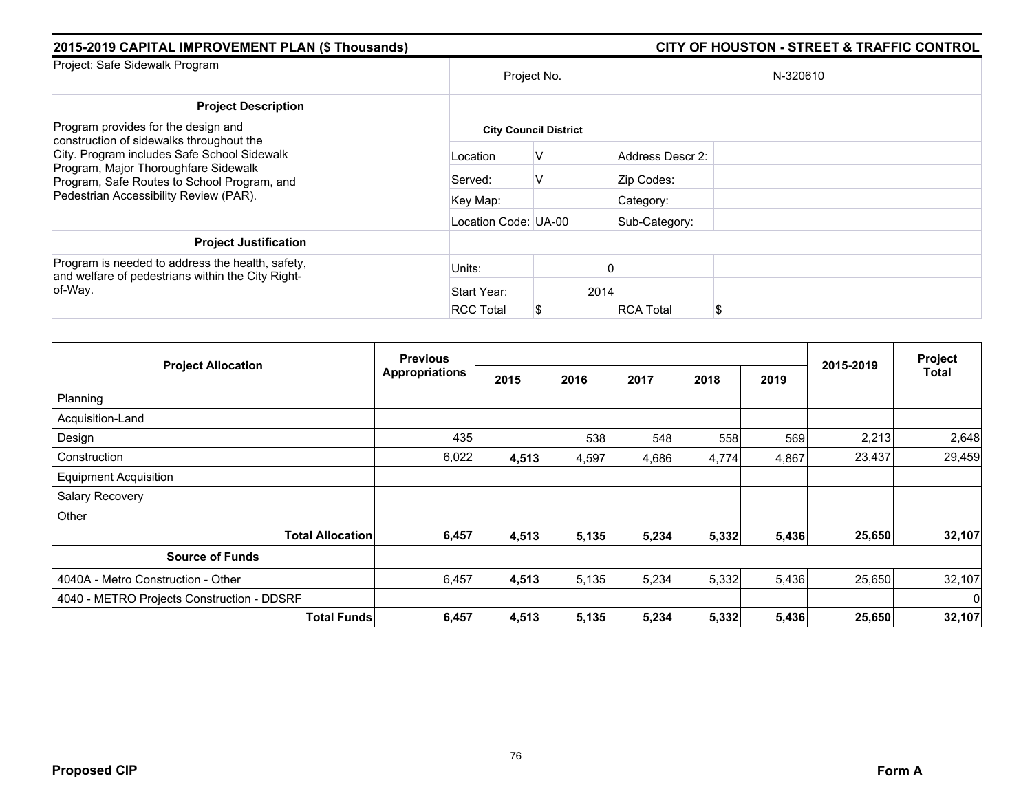## 2015-2019 CAPITAL IMPROVEMENT PLAN ($ Thousands) — CITY OF HOUSTON - STREET & TRAFFIC CONTROL

| Project: Safe Sidewalk Program | Project No. | | N-320610 | |
|---|---|---|---|---|
| **Project Description** | | | | |
| Program provides for the design and construction of sidewalks throughout the City. Program includes Safe School Sidewalk Program, Major Thoroughfare Sidewalk Program, Safe Routes to School Program, and Pedestrian Accessibility Review (PAR). | **City Council District** | | | |
| | Location | V | Address Descr 2: | |
| | Served: | V | Zip Codes: | |
| | Key Map: | | Category: | |
| | Location Code: UA-00 | | Sub-Category: | |
| **Project Justification** | | | | |
| Program is needed to address the health, safety, and welfare of pedestrians within the City Right-of-Way. | Units: | 0 | | |
| | Start Year: | 2014 | | |
| | RCC Total | $ | RCA Total | $ |

| Project Allocation | Previous Appropriations | 2015 | 2016 | 2017 | 2018 | 2019 | 2015-2019 | Project Total |
|---|---|---|---|---|---|---|---|---|
| Planning | | | | | | | | |
| Acquisition-Land | | | | | | | | |
| Design | 435 | | 538 | 548 | 558 | 569 | 2,213 | 2,648 |
| Construction | 6,022 | **4,513** | 4,597 | 4,686 | 4,774 | 4,867 | 23,437 | 29,459 |
| Equipment Acquisition | | | | | | | | |
| Salary Recovery | | | | | | | | |
| Other | | | | | | | | |
| **Total Allocation** | **6,457** | **4,513** | **5,135** | **5,234** | **5,332** | **5,436** | **25,650** | **32,107** |
| **Source of Funds** | | | | | | | | |
| 4040A - Metro Construction - Other | 6,457 | **4,513** | 5,135 | 5,234 | 5,332 | 5,436 | 25,650 | 32,107 |
| 4040 - METRO Projects Construction - DDSRF | | | | | | | | 0 |
| **Total Funds** | **6,457** | **4,513** | **5,135** | **5,234** | **5,332** | **5,436** | **25,650** | **32,107** |

**Proposed CIP** — **Form A**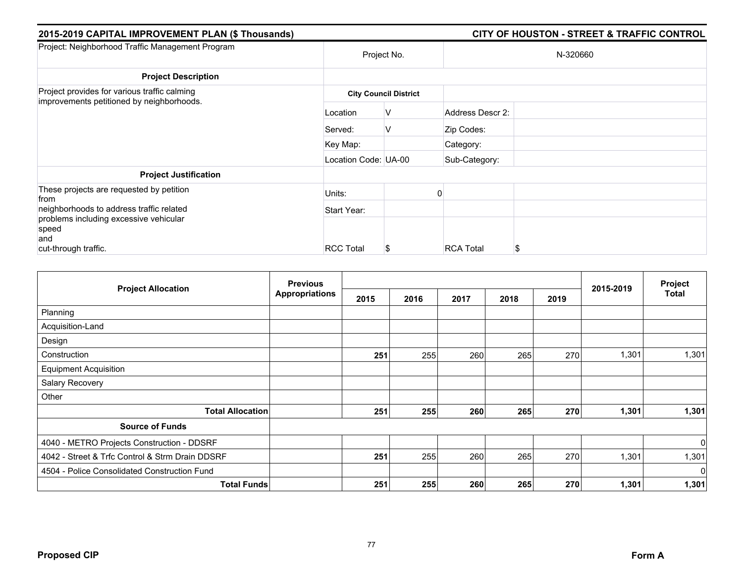**2015-2019 CAPITAL IMPROVEMENT PLAN ($ Thousands)** | **CITY OF HOUSTON - STREET & TRAFFIC CONTROL**

| Project: Neighborhood Traffic Management Program | Project No. | | N-320660 | |
|---|---|---|---|---|
| **Project Description** | | | | |
| Project provides for various traffic calming improvements petitioned by neighborhoods. | **City Council District** | | | |
| | Location | V | Address Descr 2: | |
| | Served: | V | Zip Codes: | |
| | Key Map: | | Category: | |
| | Location Code: | UA-00 | Sub-Category: | |
| **Project Justification** | | | | |
| These projects are requested by petition from neighborhoods to address traffic related problems including excessive vehicular speed and cut-through traffic. | Units: | 0 | | |
| | Start Year: | | | |
| | RCC Total | $ | RCA Total | $ |

| Project Allocation | Previous Appropriations | 2015 | 2016 | 2017 | 2018 | 2019 | 2015-2019 | Project Total |
|---|---|---|---|---|---|---|---|---|
| Planning | | | | | | | | |
| Acquisition-Land | | | | | | | | |
| Design | | | | | | | | |
| Construction | | **251** | 255 | 260 | 265 | 270 | 1,301 | 1,301 |
| Equipment Acquisition | | | | | | | | |
| Salary Recovery | | | | | | | | |
| Other | | | | | | | | |
| **Total Allocation** | | **251** | **255** | **260** | **265** | **270** | **1,301** | **1,301** |
| **Source of Funds** | | | | | | | | |
| 4040 - METRO Projects Construction - DDSRF | | | | | | | | 0 |
| 4042 - Street & Trfc Control & Strm Drain DDSRF | | **251** | 255 | 260 | 265 | 270 | 1,301 | 1,301 |
| 4504 - Police Consolidated Construction Fund | | | | | | | | 0 |
| **Total Funds** | | **251** | **255** | **260** | **265** | **270** | **1,301** | **1,301** |

**Proposed CIP** | **Form A**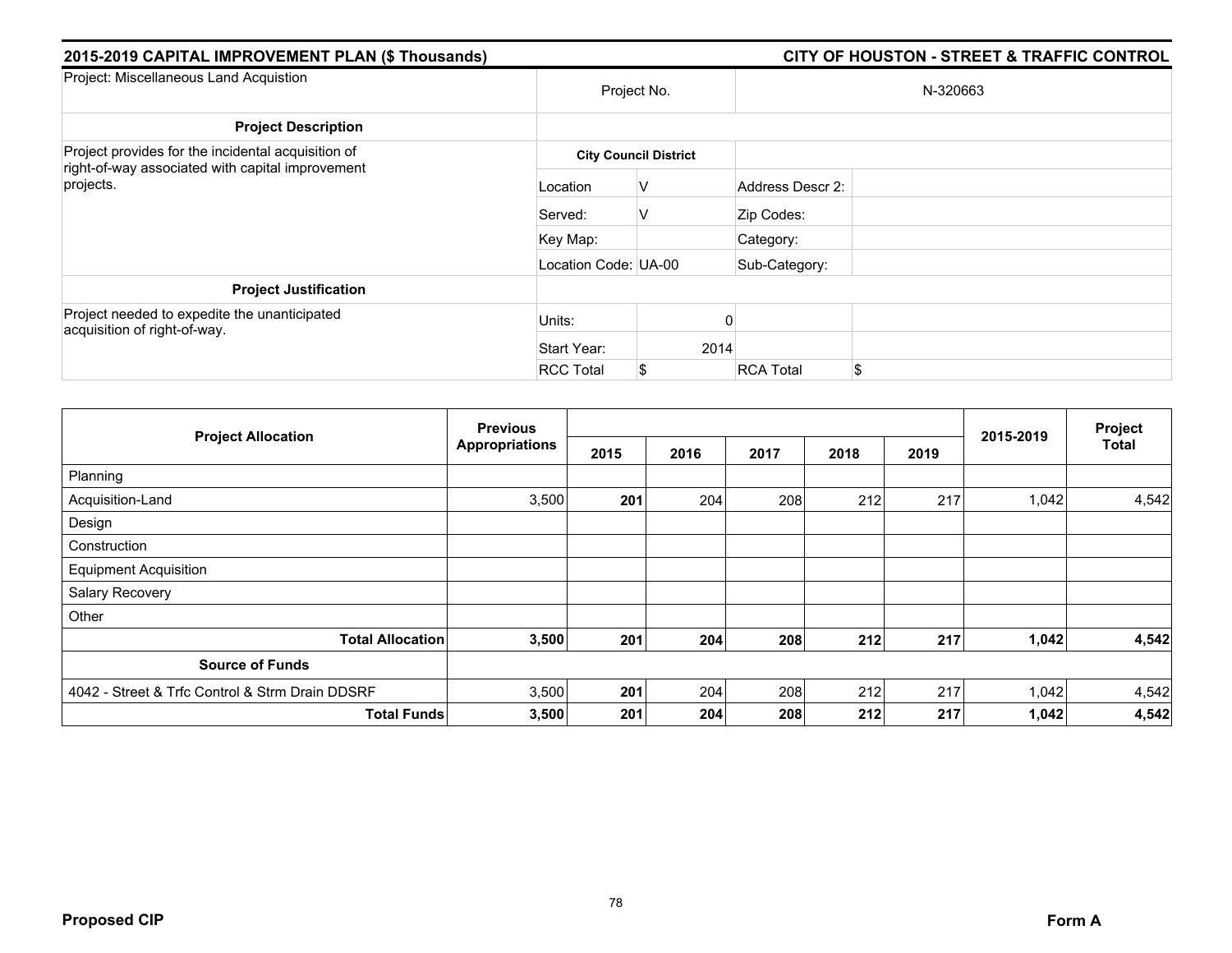## 2015-2019 CAPITAL IMPROVEMENT PLAN ($ Thousands) — CITY OF HOUSTON - STREET & TRAFFIC CONTROL

| Project: Miscellaneous Land Acquistion | Project No. | | N-320663 | |
|---|---|---|---|---|
| **Project Description** | | | | |
| Project provides for the incidental acquisition of right-of-way associated with capital improvement projects. | **City Council District** | | | |
| | Location | V | Address Descr 2: | |
| | Served: | V | Zip Codes: | |
| | Key Map: | | Category: | |
| | Location Code: | UA-00 | Sub-Category: | |
| **Project Justification** | | | | |
| Project needed to expedite the unanticipated acquisition of right-of-way. | Units: | 0 | | |
| | Start Year: | 2014 | | |
| | RCC Total | $ | RCA Total | $ |

| Project Allocation | Previous Appropriations | 2015 | 2016 | 2017 | 2018 | 2019 | 2015-2019 | Project Total |
|---|---|---|---|---|---|---|---|---|
| Planning | | | | | | | | |
| Acquisition-Land | 3,500 | **201** | 204 | 208 | 212 | 217 | 1,042 | 4,542 |
| Design | | | | | | | | |
| Construction | | | | | | | | |
| Equipment Acquisition | | | | | | | | |
| Salary Recovery | | | | | | | | |
| Other | | | | | | | | |
| **Total Allocation** | **3,500** | **201** | **204** | **208** | **212** | **217** | **1,042** | **4,542** |
| **Source of Funds** | | | | | | | | |
| 4042 - Street & Trfc Control & Strm Drain DDSRF | 3,500 | **201** | 204 | 208 | 212 | 217 | 1,042 | 4,542 |
| **Total Funds** | **3,500** | **201** | **204** | **208** | **212** | **217** | **1,042** | **4,542** |

**Proposed CIP** **Form A**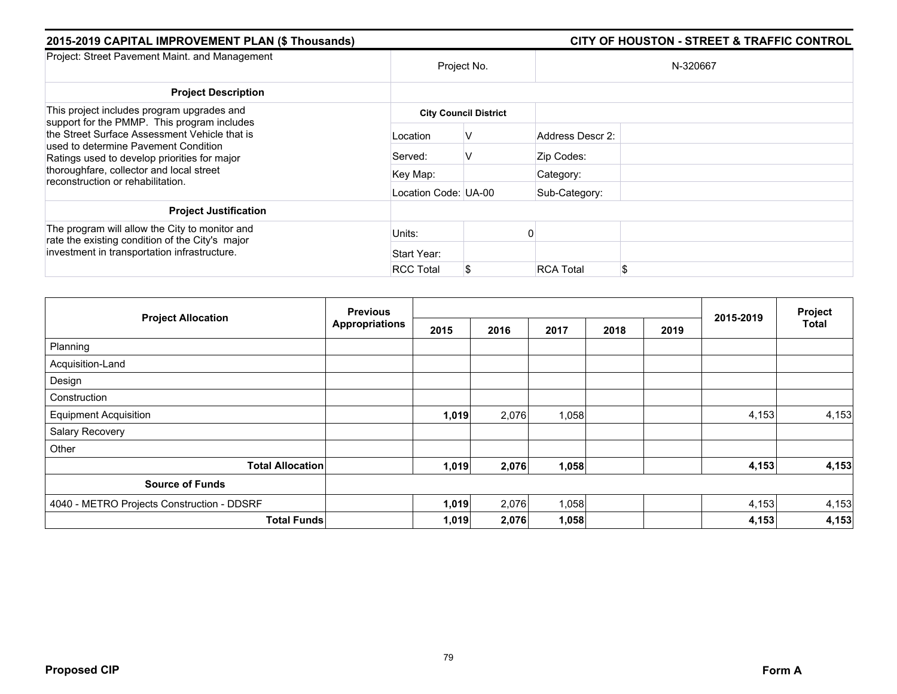## 2015-2019 CAPITAL IMPROVEMENT PLAN ($ Thousands) — CITY OF HOUSTON - STREET & TRAFFIC CONTROL

| Project: Street Pavement Maint. and Management | Project No. | | N-320667 | |
|---|---|---|---|---|
| **Project Description** | | | | |
| This project includes program upgrades and support for the PMMP. This program includes the Street Surface Assessment Vehicle that is used to determine Pavement Condition Ratings used to develop priorities for major thoroughfare, collector and local street reconstruction or rehabilitation. | **City Council District** | | | |
| | Location | V | Address Descr 2: | |
| | Served: | V | Zip Codes: | |
| | Key Map: | | Category: | |
| | Location Code: UA-00 | | Sub-Category: | |
| **Project Justification** | | | | |
| The program will allow the City to monitor and rate the existing condition of the City's major investment in transportation infrastructure. | Units: | 0 | | |
| | Start Year: | | | |
| | RCC Total | $ | RCA Total | $ |

| Project Allocation | Previous Appropriations | 2015 | 2016 | 2017 | 2018 | 2019 | 2015-2019 | Project Total |
|---|---|---|---|---|---|---|---|---|
| Planning | | | | | | | | |
| Acquisition-Land | | | | | | | | |
| Design | | | | | | | | |
| Construction | | | | | | | | |
| Equipment Acquisition | | **1,019** | 2,076 | 1,058 | | | 4,153 | 4,153 |
| Salary Recovery | | | | | | | | |
| Other | | | | | | | | |
| **Total Allocation** | | **1,019** | **2,076** | **1,058** | | | **4,153** | **4,153** |
| **Source of Funds** | | | | | | | | |
| 4040 - METRO Projects Construction - DDSRF | | **1,019** | 2,076 | 1,058 | | | 4,153 | 4,153 |
| **Total Funds** | | **1,019** | **2,076** | **1,058** | | | **4,153** | **4,153** |

**Proposed CIP** — **Form A**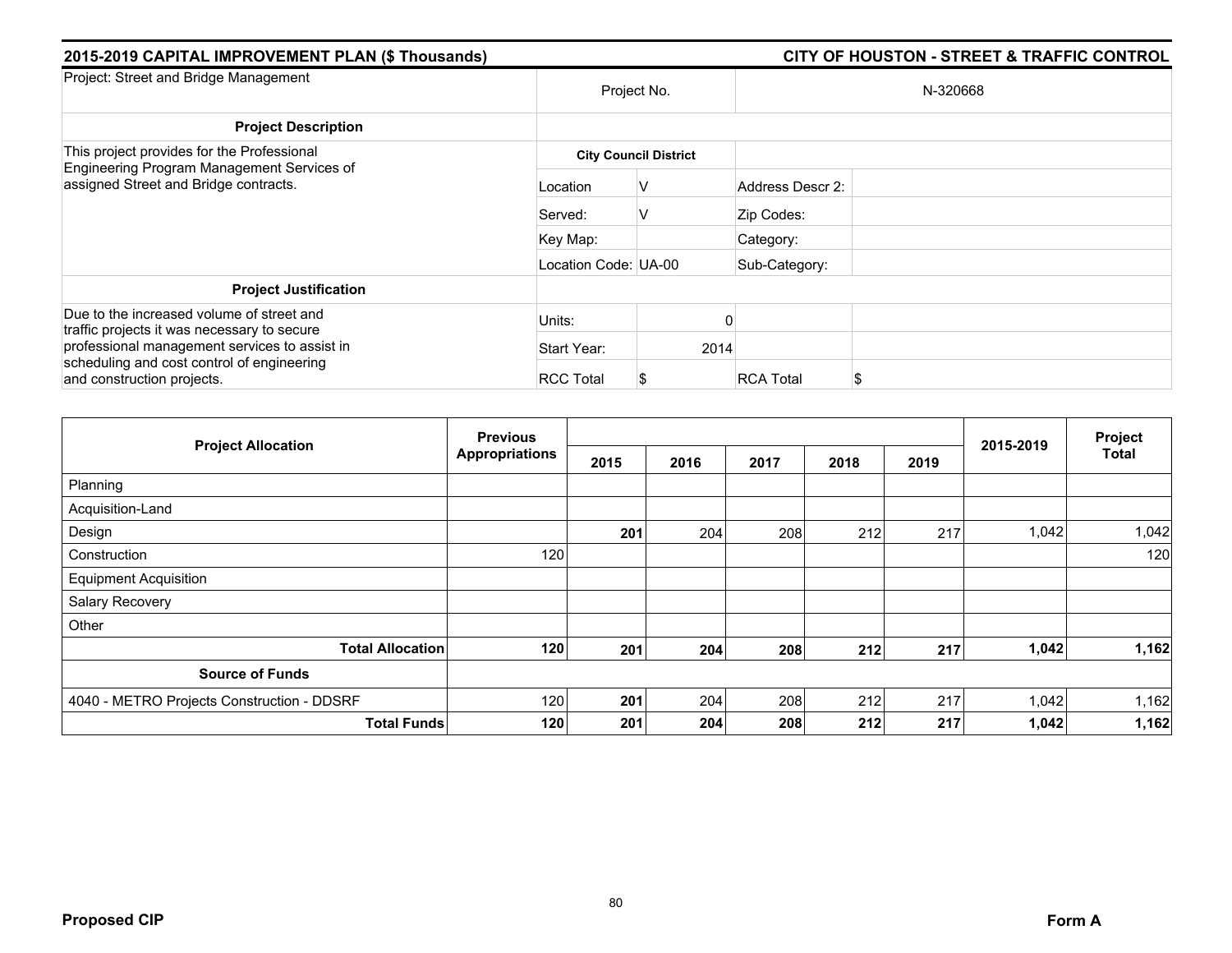**2015-2019 CAPITAL IMPROVEMENT PLAN ($ Thousands)** | **CITY OF HOUSTON - STREET & TRAFFIC CONTROL**

| Project: Street and Bridge Management | Project No. | | N-320668 | |
|---|---|---|---|---|
| **Project Description** | | | | |
| This project provides for the Professional Engineering Program Management Services of assigned Street and Bridge contracts. | **City Council District** | | | |
| | Location | V | Address Descr 2: | |
| | Served: | V | Zip Codes: | |
| | Key Map: | | Category: | |
| | Location Code: | UA-00 | Sub-Category: | |
| **Project Justification** | | | | |
| Due to the increased volume of street and traffic projects it was necessary to secure professional management services to assist in scheduling and cost control of engineering and construction projects. | Units: | 0 | | |
| | Start Year: | 2014 | | |
| | RCC Total | $ | RCA Total | $ |

| Project Allocation | Previous Appropriations | 2015 | 2016 | 2017 | 2018 | 2019 | 2015-2019 | Project Total |
|---|---|---|---|---|---|---|---|---|
| Planning | | | | | | | | |
| Acquisition-Land | | | | | | | | |
| Design | | **201** | 204 | 208 | 212 | 217 | 1,042 | 1,042 |
| Construction | 120 | | | | | | | 120 |
| Equipment Acquisition | | | | | | | | |
| Salary Recovery | | | | | | | | |
| Other | | | | | | | | |
| **Total Allocation** | **120** | **201** | **204** | **208** | **212** | **217** | **1,042** | **1,162** |
| **Source of Funds** | | | | | | | | |
| 4040 - METRO Projects Construction - DDSRF | 120 | **201** | 204 | 208 | 212 | 217 | 1,042 | 1,162 |
| **Total Funds** | **120** | **201** | **204** | **208** | **212** | **217** | **1,042** | **1,162** |

**Proposed CIP** | **Form A**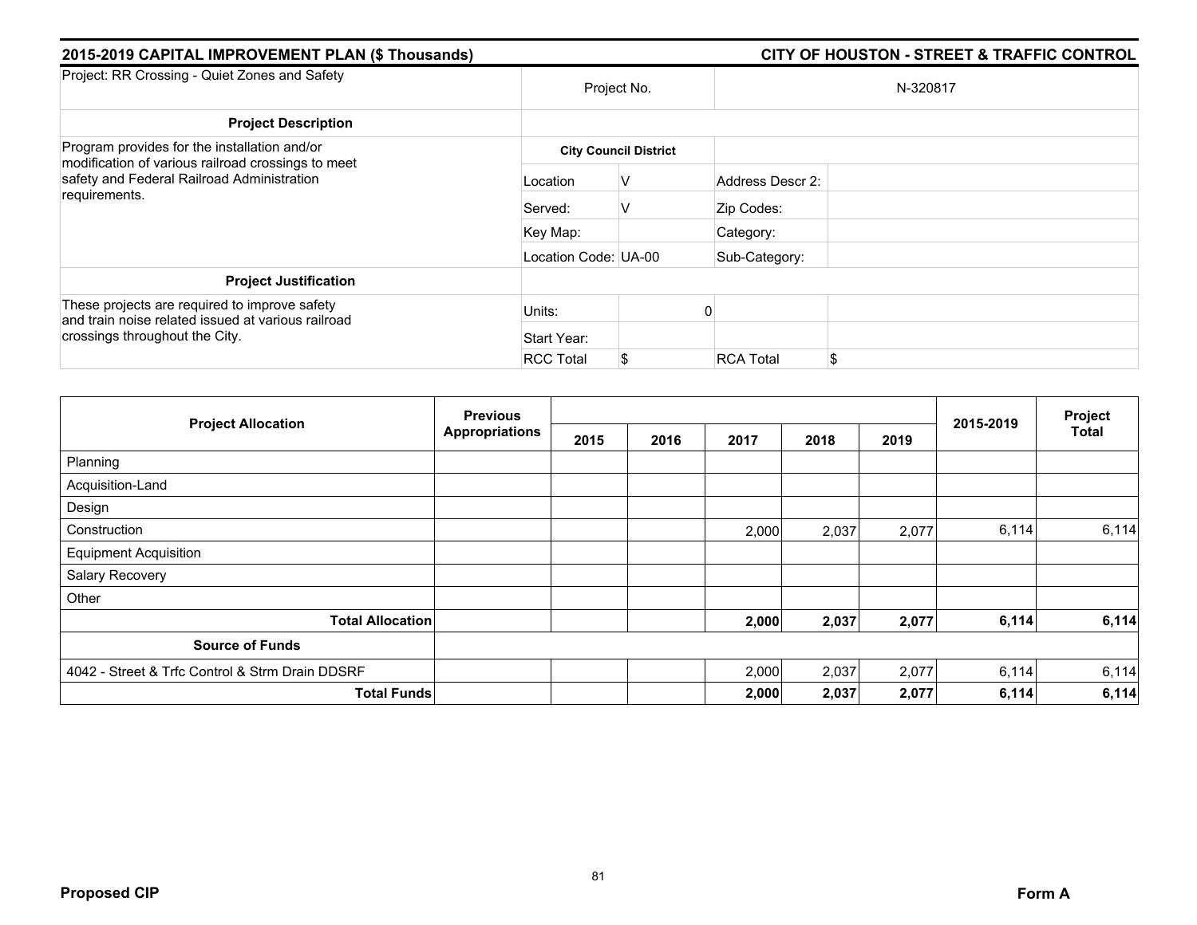## 2015-2019 CAPITAL IMPROVEMENT PLAN ($ Thousands) — CITY OF HOUSTON - STREET & TRAFFIC CONTROL

| Project: RR Crossing - Quiet Zones and Safety | Project No. | | N-320817 | |
|---|---|---|---|---|
| **Project Description** | | | | |
| Program provides for the installation and/or modification of various railroad crossings to meet safety and Federal Railroad Administration requirements. | **City Council District** | | | |
| | Location | V | Address Descr 2: | |
| | Served: | V | Zip Codes: | |
| | Key Map: | | Category: | |
| | Location Code: | UA-00 | Sub-Category: | |
| **Project Justification** | | | | |
| These projects are required to improve safety and train noise related issued at various railroad crossings throughout the City. | Units: | 0 | | |
| | Start Year: | | | |
| | RCC Total | $ | RCA Total | $ |

| Project Allocation | Previous Appropriations | 2015 | 2016 | 2017 | 2018 | 2019 | 2015-2019 | Project Total |
|---|---|---|---|---|---|---|---|---|
| Planning | | | | | | | | |
| Acquisition-Land | | | | | | | | |
| Design | | | | | | | | |
| Construction | | | | 2,000 | 2,037 | 2,077 | 6,114 | 6,114 |
| Equipment Acquisition | | | | | | | | |
| Salary Recovery | | | | | | | | |
| Other | | | | | | | | |
| **Total Allocation** | | | | **2,000** | **2,037** | **2,077** | **6,114** | **6,114** |
| **Source of Funds** | | | | | | | | |
| 4042 - Street & Trfc Control & Strm Drain DDSRF | | | | 2,000 | 2,037 | 2,077 | 6,114 | 6,114 |
| **Total Funds** | | | | **2,000** | **2,037** | **2,077** | **6,114** | **6,114** |

**Proposed CIP** — **Form A**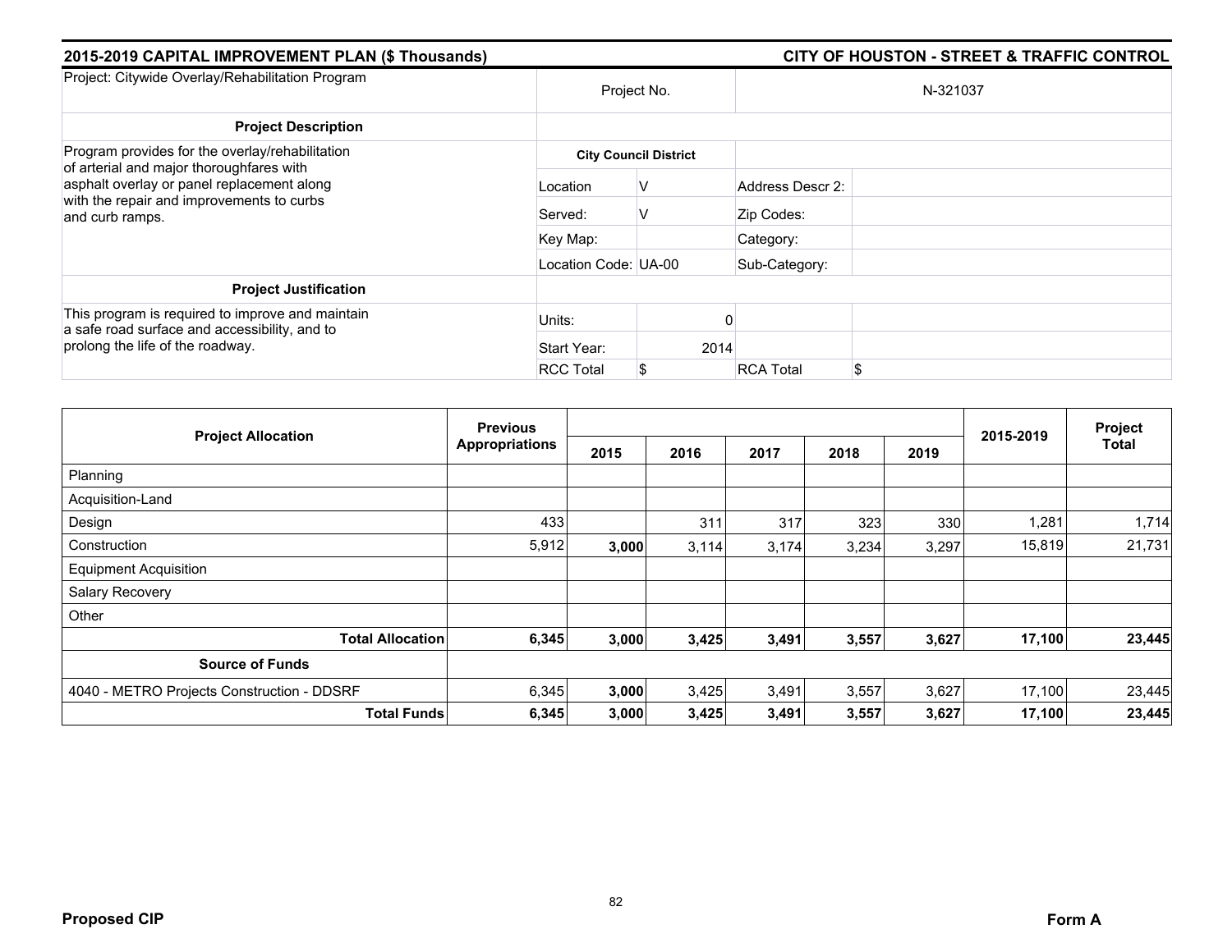**2015-2019 CAPITAL IMPROVEMENT PLAN ($ Thousands)** | **CITY OF HOUSTON - STREET & TRAFFIC CONTROL**

| Project: Citywide Overlay/Rehabilitation Program | Project No. | | N-321037 | |
|---|---|---|---|---|
| **Project Description** | | | | |
| Program provides for the overlay/rehabilitation of arterial and major thoroughfares with asphalt overlay or panel replacement along with the repair and improvements to curbs and curb ramps. | **City Council District** | | | |
| | Location | V | Address Descr 2: | |
| | Served: | V | Zip Codes: | |
| | Key Map: | | Category: | |
| | Location Code: UA-00 | | Sub-Category: | |
| **Project Justification** | | | | |
| This program is required to improve and maintain a safe road surface and accessibility, and to prolong the life of the roadway. | Units: | 0 | | |
| | Start Year: | 2014 | | |
| | RCC Total | $ | RCA Total | $ |

| Project Allocation | Previous Appropriations | 2015 | 2016 | 2017 | 2018 | 2019 | 2015-2019 | Project Total |
|---|---|---|---|---|---|---|---|---|
| Planning | | | | | | | | |
| Acquisition-Land | | | | | | | | |
| Design | 433 | | 311 | 317 | 323 | 330 | 1,281 | 1,714 |
| Construction | 5,912 | **3,000** | 3,114 | 3,174 | 3,234 | 3,297 | 15,819 | 21,731 |
| Equipment Acquisition | | | | | | | | |
| Salary Recovery | | | | | | | | |
| Other | | | | | | | | |
| **Total Allocation** | **6,345** | **3,000** | **3,425** | **3,491** | **3,557** | **3,627** | **17,100** | **23,445** |
| **Source of Funds** | | | | | | | | |
| 4040 - METRO Projects Construction - DDSRF | 6,345 | **3,000** | 3,425 | 3,491 | 3,557 | 3,627 | 17,100 | 23,445 |
| **Total Funds** | **6,345** | **3,000** | **3,425** | **3,491** | **3,557** | **3,627** | **17,100** | **23,445** |

**Proposed CIP** | **Form A**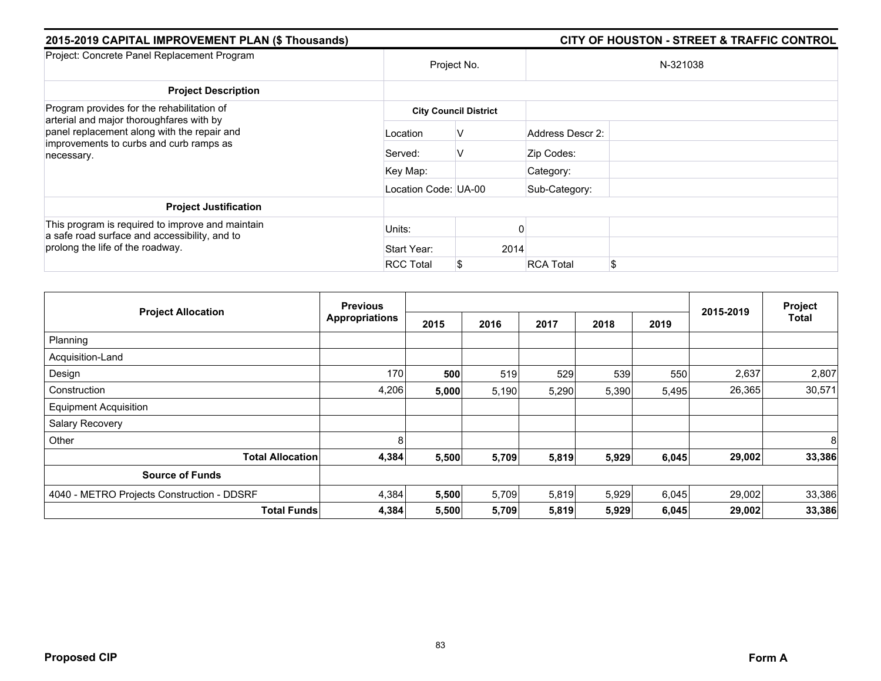## 2015-2019 CAPITAL IMPROVEMENT PLAN ($ Thousands)

## CITY OF HOUSTON - STREET & TRAFFIC CONTROL

| Project: Concrete Panel Replacement Program | Project No. | | N-321038 | |
|---|---|---|---|---|
| **Project Description** | | | | |
| Program provides for the rehabilitation of arterial and major thoroughfares with by panel replacement along with the repair and improvements to curbs and curb ramps as necessary. | **City Council District** | | | |
| | Location | V | Address Descr 2: | |
| | Served: | V | Zip Codes: | |
| | Key Map: | | Category: | |
| | Location Code: UA-00 | | Sub-Category: | |
| **Project Justification** | | | | |
| This program is required to improve and maintain a safe road surface and accessibility, and to prolong the life of the roadway. | Units: | 0 | | |
| | Start Year: | 2014 | | |
| | RCC Total | $ | RCA Total | $ |

| Project Allocation | Previous Appropriations | 2015 | 2016 | 2017 | 2018 | 2019 | 2015-2019 | Project Total |
|---|---|---|---|---|---|---|---|---|
| Planning | | | | | | | | |
| Acquisition-Land | | | | | | | | |
| Design | 170 | **500** | 519 | 529 | 539 | 550 | 2,637 | 2,807 |
| Construction | 4,206 | **5,000** | 5,190 | 5,290 | 5,390 | 5,495 | 26,365 | 30,571 |
| Equipment Acquisition | | | | | | | | |
| Salary Recovery | | | | | | | | |
| Other | 8 | | | | | | | 8 |
| **Total Allocation** | **4,384** | **5,500** | **5,709** | **5,819** | **5,929** | **6,045** | **29,002** | **33,386** |
| **Source of Funds** | | | | | | | | |
| 4040 - METRO Projects Construction - DDSRF | 4,384 | **5,500** | 5,709 | 5,819 | 5,929 | 6,045 | 29,002 | 33,386 |
| **Total Funds** | **4,384** | **5,500** | **5,709** | **5,819** | **5,929** | **6,045** | **29,002** | **33,386** |

**Proposed CIP**

**Form A**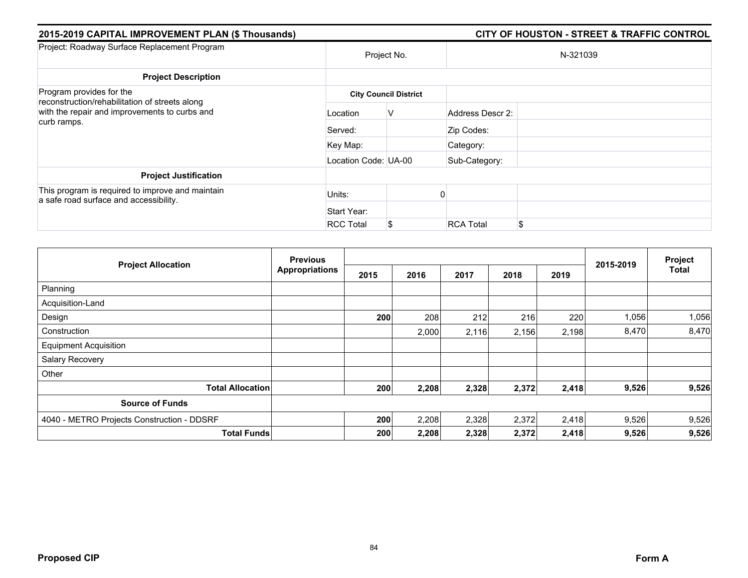## 2015-2019 CAPITAL IMPROVEMENT PLAN ($ Thousands) — CITY OF HOUSTON - STREET & TRAFFIC CONTROL

| | | | | |
|---|---|---|---|---|
| Project: Roadway Surface Replacement Program | Project No. | | N-321039 | |
| **Project Description** | | | | |
| Program provides for the reconstruction/rehabilitation of streets along with the repair and improvements to curbs and curb ramps. | **City Council District** | | | |
| | Location | V | Address Descr 2: | |
| | Served: | | Zip Codes: | |
| | Key Map: | | Category: | |
| | Location Code: UA-00 | | Sub-Category: | |
| **Project Justification** | | | | |
| This program is required to improve and maintain a safe road surface and accessibility. | Units: | 0 | | |
| | Start Year: | | | |
| | RCC Total | $ | RCA Total | $ |

| Project Allocation | Previous Appropriations | 2015 | 2016 | 2017 | 2018 | 2019 | 2015-2019 | Project Total |
|---|---|---|---|---|---|---|---|---|
| Planning | | | | | | | | |
| Acquisition-Land | | | | | | | | |
| Design | | **200** | 208 | 212 | 216 | 220 | 1,056 | 1,056 |
| Construction | | | 2,000 | 2,116 | 2,156 | 2,198 | 8,470 | 8,470 |
| Equipment Acquisition | | | | | | | | |
| Salary Recovery | | | | | | | | |
| Other | | | | | | | | |
| **Total Allocation** | | **200** | **2,208** | **2,328** | **2,372** | **2,418** | **9,526** | **9,526** |
| **Source of Funds** | | | | | | | | |
| 4040 - METRO Projects Construction - DDSRF | | **200** | 2,208 | 2,328 | 2,372 | 2,418 | 9,526 | 9,526 |
| **Total Funds** | | **200** | **2,208** | **2,328** | **2,372** | **2,418** | **9,526** | **9,526** |

**Proposed CIP** — **Form A**